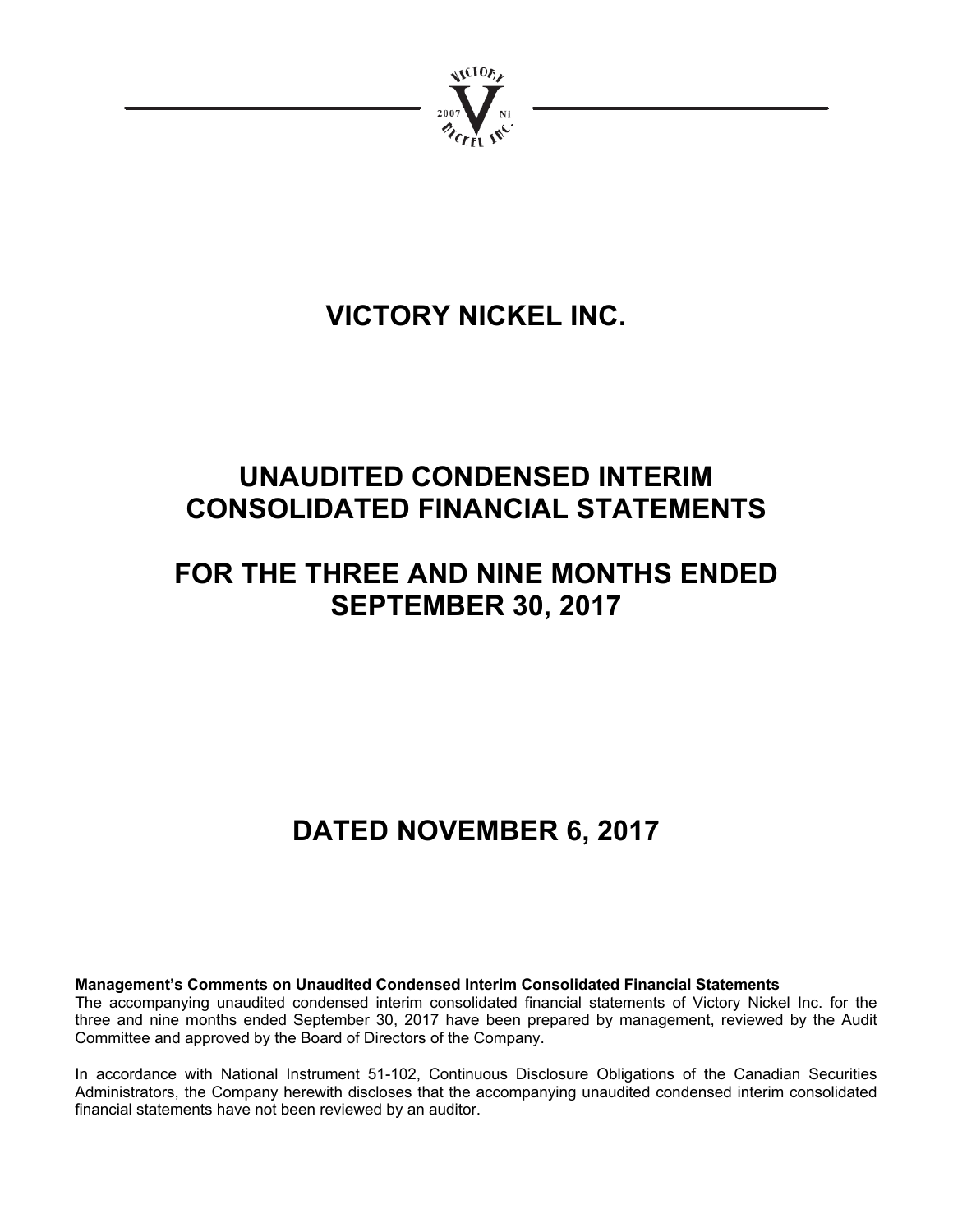# VICTORY NICKEL INC.

# UNAUDITED CONDENSED INTERIM CONSOLIDATED FINANCIAL STATEMENTS

# FOR THE THREE AND NINE MONTHS ENDED SEPTEMBER 30, 2017

# DATED NOVEMBER 6, 2017

**Management's Comments on Unaudited Condensed Interim Consolidated Financial Statements**
The accompanying unaudited condensed interim consolidated financial statements of Victory Nickel Inc. for the three and nine months ended September 30, 2017 have been prepared by management, reviewed by the Audit Committee and approved by the Board of Directors of the Company.

In accordance with National Instrument 51-102, Continuous Disclosure Obligations of the Canadian Securities Administrators, the Company herewith discloses that the accompanying unaudited condensed interim consolidated financial statements have not been reviewed by an auditor.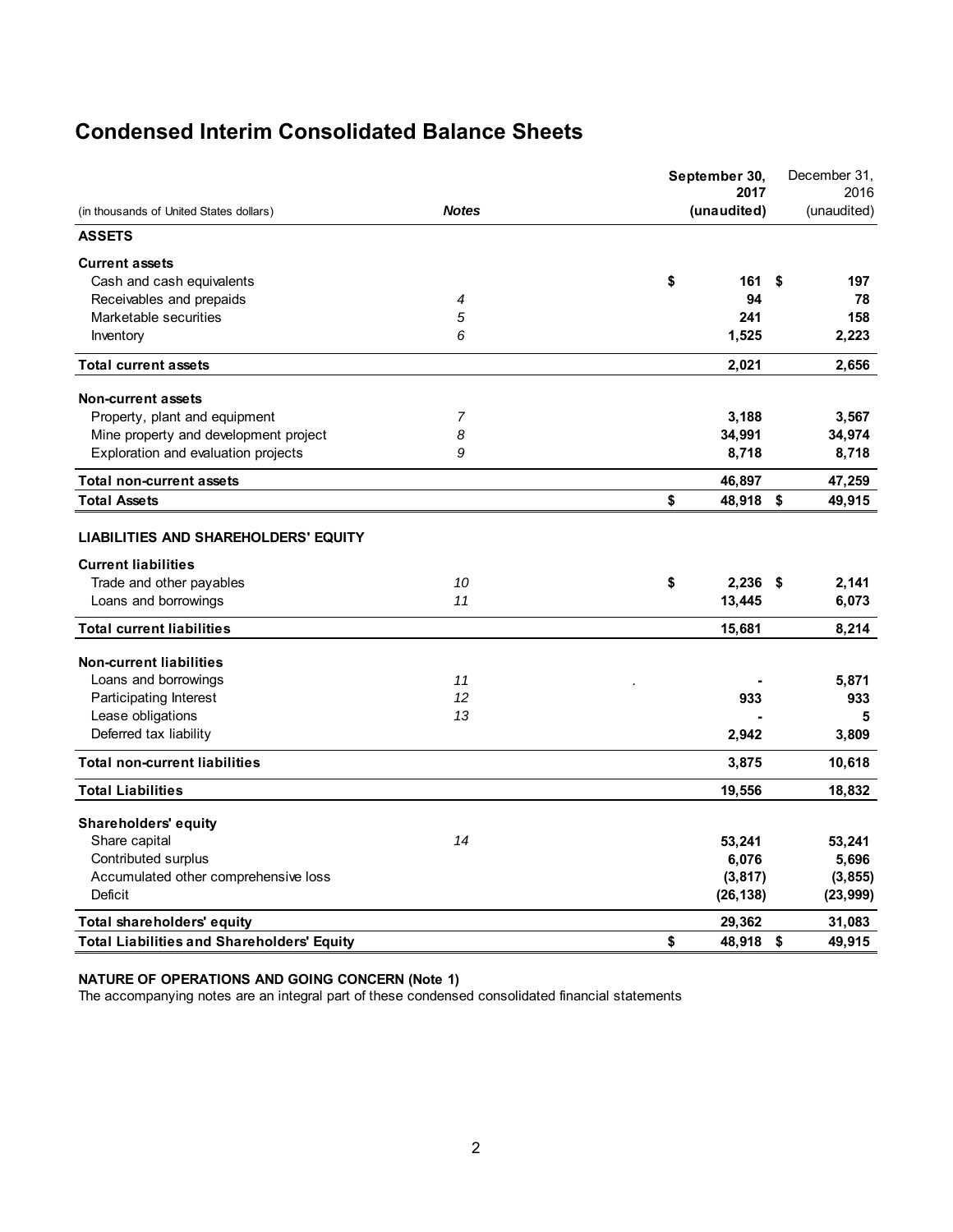# Condensed Interim Consolidated Balance Sheets

| (in thousands of United States dollars) | *Notes* | **September 30, 2017 (unaudited)** | December 31, 2016 (unaudited) |
|---|---|---|---|
| **ASSETS** | | | |
| **Current assets** | | | |
| Cash and cash equivalents | | $ **161** | $ **197** |
| Receivables and prepaids | *4* | **94** | **78** |
| Marketable securities | *5* | **241** | **158** |
| Inventory | *6* | **1,525** | **2,223** |
| **Total current assets** | | **2,021** | **2,656** |
| **Non-current assets** | | | |
| Property, plant and equipment | *7* | **3,188** | **3,567** |
| Mine property and development project | *8* | **34,991** | **34,974** |
| Exploration and evaluation projects | *9* | **8,718** | **8,718** |
| **Total non-current assets** | | **46,897** | **47,259** |
| **Total Assets** | | $ **48,918** | $ **49,915** |
| **LIABILITIES AND SHAREHOLDERS' EQUITY** | | | |
| **Current liabilities** | | | |
| Trade and other payables | *10* | $ **2,236** | $ **2,141** |
| Loans and borrowings | *11* | **13,445** | **6,073** |
| **Total current liabilities** | | **15,681** | **8,214** |
| **Non-current liabilities** | | | |
| Loans and borrowings | *11* | **-** | **5,871** |
| Participating Interest | *12* | **933** | **933** |
| Lease obligations | *13* | **-** | **5** |
| Deferred tax liability | | **2,942** | **3,809** |
| **Total non-current liabilities** | | **3,875** | **10,618** |
| **Total Liabilities** | | **19,556** | **18,832** |
| **Shareholders' equity** | | | |
| Share capital | *14* | **53,241** | **53,241** |
| Contributed surplus | | **6,076** | **5,696** |
| Accumulated other comprehensive loss | | **(3,817)** | **(3,855)** |
| Deficit | | **(26,138)** | **(23,999)** |
| **Total shareholders' equity** | | **29,362** | **31,083** |
| **Total Liabilities and Shareholders' Equity** | | $ **48,918** | $ **49,915** |

**NATURE OF OPERATIONS AND GOING CONCERN (Note 1)**
The accompanying notes are an integral part of these condensed consolidated financial statements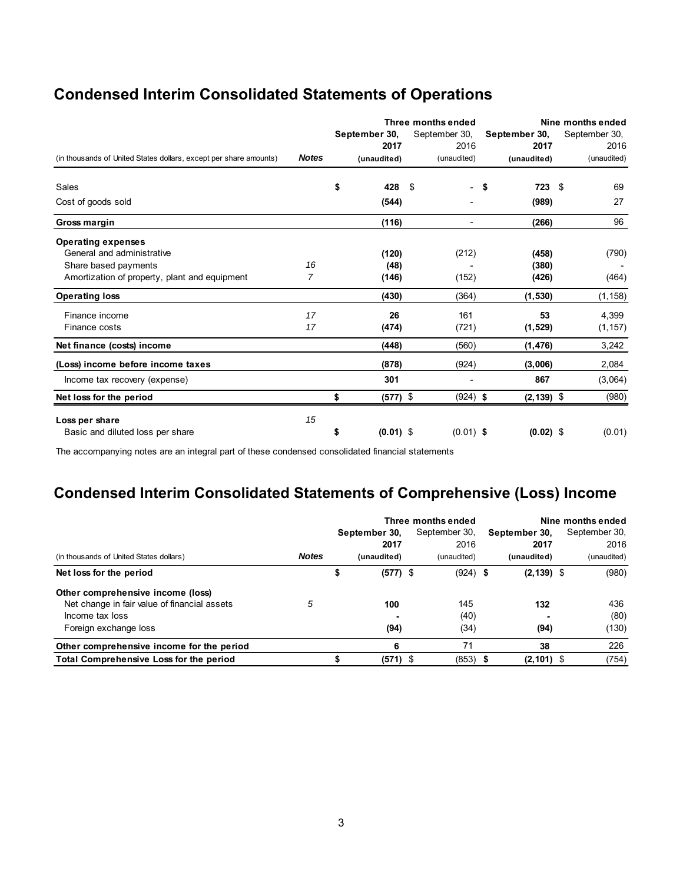## Condensed Interim Consolidated Statements of Operations

| (in thousands of United States dollars, except per share amounts) | Notes | Three months ended September 30, 2017 (unaudited) | Three months ended September 30, 2016 (unaudited) | Nine months ended September 30, 2017 (unaudited) | Nine months ended September 30, 2016 (unaudited) |
|---|---|---|---|---|---|
| Sales | | $ 428 | $ - | $ 723 | $ 69 |
| Cost of goods sold | | (544) | - | (989) | 27 |
| **Gross margin** | | (116) | - | (266) | 96 |
| **Operating expenses** | | | | | |
| General and administrative | | (120) | (212) | (458) | (790) |
| Share based payments | 16 | (48) | - | (380) | - |
| Amortization of property, plant and equipment | 7 | (146) | (152) | (426) | (464) |
| **Operating loss** | | (430) | (364) | (1,530) | (1,158) |
| Finance income | 17 | 26 | 161 | 53 | 4,399 |
| Finance costs | 17 | (474) | (721) | (1,529) | (1,157) |
| **Net finance (costs) income** | | (448) | (560) | (1,476) | 3,242 |
| **(Loss) income before income taxes** | | (878) | (924) | (3,006) | 2,084 |
| Income tax recovery (expense) | | 301 | - | 867 | (3,064) |
| **Net loss for the period** | | $ (577) | $ (924) | $ (2,139) | $ (980) |
| **Loss per share** | 15 | | | | |
| Basic and diluted loss per share | | $ (0.01) | $ (0.01) | $ (0.02) | $ (0.01) |

The accompanying notes are an integral part of these condensed consolidated financial statements

## Condensed Interim Consolidated Statements of Comprehensive (Loss) Income

| (in thousands of United States dollars) | Notes | Three months ended September 30, 2017 (unaudited) | Three months ended September 30, 2016 (unaudited) | Nine months ended September 30, 2017 (unaudited) | Nine months ended September 30, 2016 (unaudited) |
|---|---|---|---|---|---|
| **Net loss for the period** | | $ (577) | $ (924) | $ (2,139) | $ (980) |
| **Other comprehensive income (loss)** | | | | | |
| Net change in fair value of financial assets | 5 | 100 | 145 | 132 | 436 |
| Income tax loss | | - | (40) | - | (80) |
| Foreign exchange loss | | (94) | (34) | (94) | (130) |
| **Other comprehensive income for the period** | | 6 | 71 | 38 | 226 |
| **Total Comprehensive Loss for the period** | | $ (571) | $ (853) | $ (2,101) | $ (754) |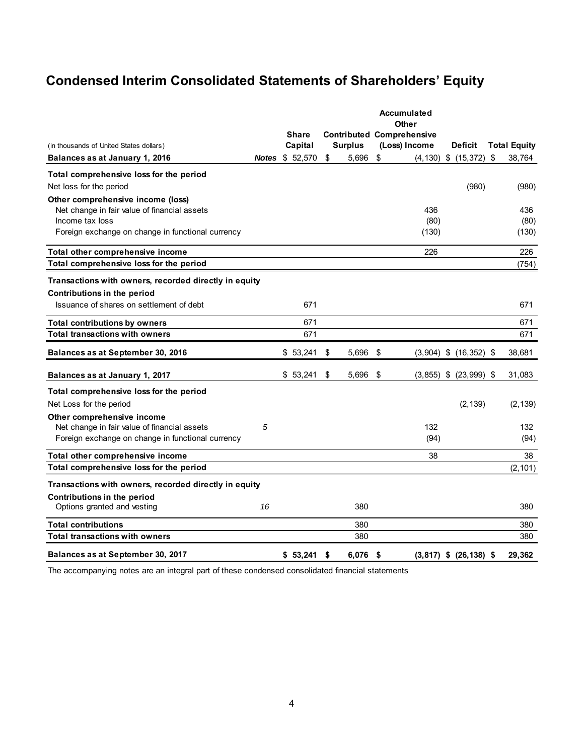# Condensed Interim Consolidated Statements of Shareholders' Equity

| (in thousands of United States dollars) | Notes | Share Capital | Contributed Surplus | Accumulated Other Comprehensive (Loss) Income | Deficit | Total Equity |
|---|---|---|---|---|---|---|
| **Balances as at January 1, 2016** | | $ 52,570 | $ 5,696 | $ (4,130) | $ (15,372) | $ 38,764 |
| **Total comprehensive loss for the period** | | | | | | |
| Net loss for the period | | | | | (980) | (980) |
| **Other comprehensive income (loss)** | | | | | | |
| Net change in fair value of financial assets | | | | 436 | | 436 |
| Income tax loss | | | | (80) | | (80) |
| Foreign exchange on change in functional currency | | | | (130) | | (130) |
| **Total other comprehensive income** | | | | 226 | | 226 |
| **Total comprehensive loss for the period** | | | | | | (754) |
| **Transactions with owners, recorded directly in equity** | | | | | | |
| **Contributions in the period** | | | | | | |
| Issuance of shares on settlement of debt | | 671 | | | | 671 |
| **Total contributions by owners** | | 671 | | | | 671 |
| **Total transactions with owners** | | 671 | | | | 671 |
| **Balances as at September 30, 2016** | | $ 53,241 | $ 5,696 | $ (3,904) | $ (16,352) | $ 38,681 |
| **Balances as at January 1, 2017** | | $ 53,241 | $ 5,696 | $ (3,855) | $ (23,999) | $ 31,083 |
| **Total comprehensive loss for the period** | | | | | | |
| Net Loss for the period | | | | | (2,139) | (2,139) |
| **Other comprehensive income** | | | | | | |
| Net change in fair value of financial assets | *5* | | | 132 | | 132 |
| Foreign exchange on change in functional currency | | | | (94) | | (94) |
| **Total other comprehensive income** | | | | 38 | | 38 |
| **Total comprehensive loss for the period** | | | | | | (2,101) |
| **Transactions with owners, recorded directly in equity** | | | | | | |
| **Contributions in the period** | | | | | | |
| Options granted and vesting | *16* | | 380 | | | 380 |
| **Total contributions** | | | 380 | | | 380 |
| **Total transactions with owners** | | | 380 | | | 380 |
| **Balances as at September 30, 2017** | | **$ 53,241** | **$ 6,076** | **$ (3,817)** | **$ (26,138)** | **$ 29,362** |

The accompanying notes are an integral part of these condensed consolidated financial statements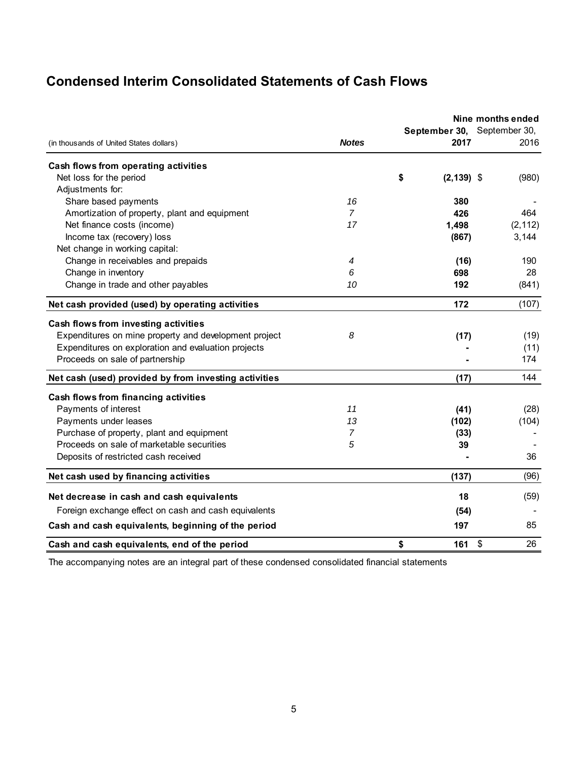# Condensed Interim Consolidated Statements of Cash Flows

| (in thousands of United States dollars) | *Notes* | **Nine months ended September 30, 2017** | September 30, 2016 |
|---|---|---|---|
| **Cash flows from operating activities** | | | |
| Net loss for the period | | **$ (2,139)** | $ (980) |
| Adjustments for: | | | |
| Share based payments | *16* | **380** | - |
| Amortization of property, plant and equipment | *7* | **426** | 464 |
| Net finance costs (income) | *17* | **1,498** | (2,112) |
| Income tax (recovery) loss | | **(867)** | 3,144 |
| Net change in working capital: | | | |
| Change in receivables and prepaids | *4* | **(16)** | 190 |
| Change in inventory | *6* | **698** | 28 |
| Change in trade and other payables | *10* | **192** | (841) |
| **Net cash provided (used) by operating activities** | | **172** | (107) |
| **Cash flows from investing activities** | | | |
| Expenditures on mine property and development project | *8* | **(17)** | (19) |
| Expenditures on exploration and evaluation projects | | **-** | (11) |
| Proceeds on sale of partnership | | **-** | 174 |
| **Net cash (used) provided by from investing activities** | | **(17)** | 144 |
| **Cash flows from financing activities** | | | |
| Payments of interest | *11* | **(41)** | (28) |
| Payments under leases | *13* | **(102)** | (104) |
| Purchase of property, plant and equipment | *7* | **(33)** | - |
| Proceeds on sale of marketable securities | *5* | **39** | - |
| Deposits of restricted cash received | | **-** | 36 |
| **Net cash used by financing activities** | | **(137)** | (96) |
| **Net decrease in cash and cash equivalents** | | **18** | (59) |
| Foreign exchange effect on cash and cash equivalents | | **(54)** | - |
| **Cash and cash equivalents, beginning of the period** | | **197** | 85 |
| **Cash and cash equivalents, end of the period** | | **$ 161** | $ 26 |

The accompanying notes are an integral part of these condensed consolidated financial statements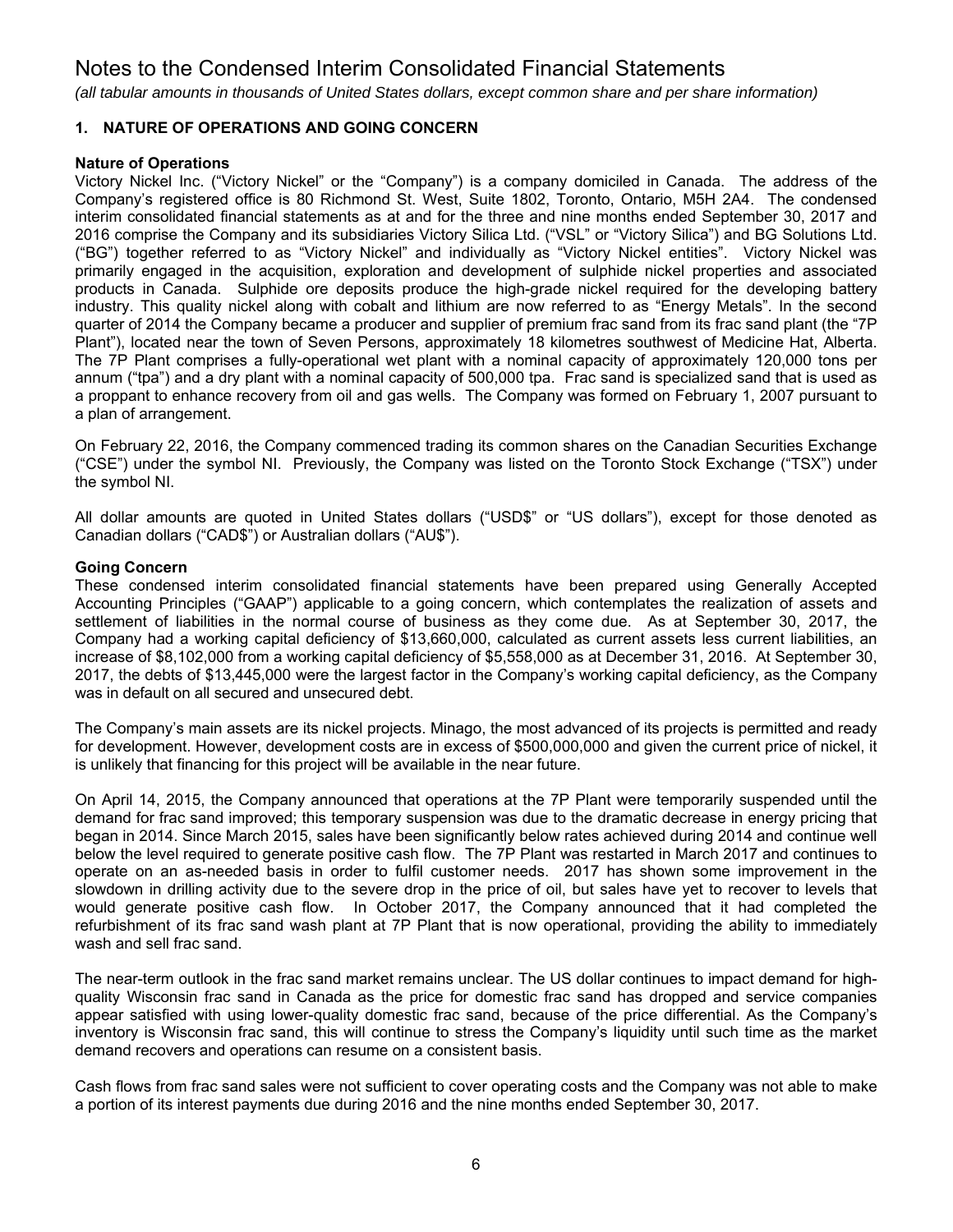# Notes to the Condensed Interim Consolidated Financial Statements

*(all tabular amounts in thousands of United States dollars, except common share and per share information)*

## 1. NATURE OF OPERATIONS AND GOING CONCERN

### Nature of Operations

Victory Nickel Inc. ("Victory Nickel" or the "Company") is a company domiciled in Canada. The address of the Company's registered office is 80 Richmond St. West, Suite 1802, Toronto, Ontario, M5H 2A4. The condensed interim consolidated financial statements as at and for the three and nine months ended September 30, 2017 and 2016 comprise the Company and its subsidiaries Victory Silica Ltd. ("VSL" or "Victory Silica") and BG Solutions Ltd. ("BG") together referred to as "Victory Nickel" and individually as "Victory Nickel entities". Victory Nickel was primarily engaged in the acquisition, exploration and development of sulphide nickel properties and associated products in Canada. Sulphide ore deposits produce the high-grade nickel required for the developing battery industry. This quality nickel along with cobalt and lithium are now referred to as "Energy Metals". In the second quarter of 2014 the Company became a producer and supplier of premium frac sand from its frac sand plant (the "7P Plant"), located near the town of Seven Persons, approximately 18 kilometres southwest of Medicine Hat, Alberta. The 7P Plant comprises a fully-operational wet plant with a nominal capacity of approximately 120,000 tons per annum ("tpa") and a dry plant with a nominal capacity of 500,000 tpa. Frac sand is specialized sand that is used as a proppant to enhance recovery from oil and gas wells. The Company was formed on February 1, 2007 pursuant to a plan of arrangement.

On February 22, 2016, the Company commenced trading its common shares on the Canadian Securities Exchange ("CSE") under the symbol NI. Previously, the Company was listed on the Toronto Stock Exchange ("TSX") under the symbol NI.

All dollar amounts are quoted in United States dollars ("USD$" or "US dollars"), except for those denoted as Canadian dollars ("CAD$") or Australian dollars ("AU$").

### Going Concern

These condensed interim consolidated financial statements have been prepared using Generally Accepted Accounting Principles ("GAAP") applicable to a going concern, which contemplates the realization of assets and settlement of liabilities in the normal course of business as they come due. As at September 30, 2017, the Company had a working capital deficiency of $13,660,000, calculated as current assets less current liabilities, an increase of $8,102,000 from a working capital deficiency of $5,558,000 as at December 31, 2016. At September 30, 2017, the debts of $13,445,000 were the largest factor in the Company's working capital deficiency, as the Company was in default on all secured and unsecured debt.

The Company's main assets are its nickel projects. Minago, the most advanced of its projects is permitted and ready for development. However, development costs are in excess of $500,000,000 and given the current price of nickel, it is unlikely that financing for this project will be available in the near future.

On April 14, 2015, the Company announced that operations at the 7P Plant were temporarily suspended until the demand for frac sand improved; this temporary suspension was due to the dramatic decrease in energy pricing that began in 2014. Since March 2015, sales have been significantly below rates achieved during 2014 and continue well below the level required to generate positive cash flow. The 7P Plant was restarted in March 2017 and continues to operate on an as-needed basis in order to fulfil customer needs. 2017 has shown some improvement in the slowdown in drilling activity due to the severe drop in the price of oil, but sales have yet to recover to levels that would generate positive cash flow. In October 2017, the Company announced that it had completed the refurbishment of its frac sand wash plant at 7P Plant that is now operational, providing the ability to immediately wash and sell frac sand.

The near-term outlook in the frac sand market remains unclear. The US dollar continues to impact demand for high-quality Wisconsin frac sand in Canada as the price for domestic frac sand has dropped and service companies appear satisfied with using lower-quality domestic frac sand, because of the price differential. As the Company's inventory is Wisconsin frac sand, this will continue to stress the Company's liquidity until such time as the market demand recovers and operations can resume on a consistent basis.

Cash flows from frac sand sales were not sufficient to cover operating costs and the Company was not able to make a portion of its interest payments due during 2016 and the nine months ended September 30, 2017.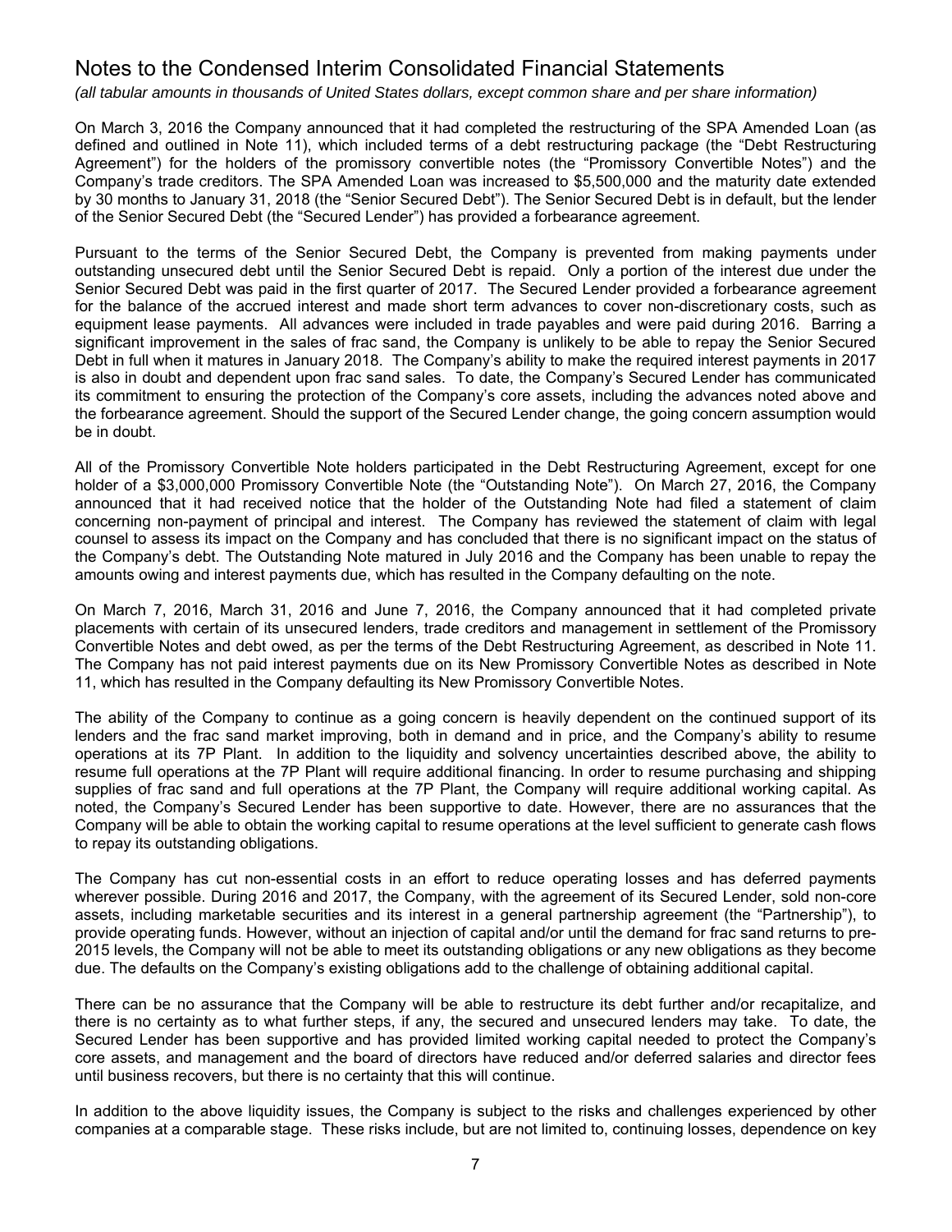# Notes to the Condensed Interim Consolidated Financial Statements

*(all tabular amounts in thousands of United States dollars, except common share and per share information)*

On March 3, 2016 the Company announced that it had completed the restructuring of the SPA Amended Loan (as defined and outlined in Note 11), which included terms of a debt restructuring package (the "Debt Restructuring Agreement") for the holders of the promissory convertible notes (the "Promissory Convertible Notes") and the Company's trade creditors. The SPA Amended Loan was increased to $5,500,000 and the maturity date extended by 30 months to January 31, 2018 (the "Senior Secured Debt"). The Senior Secured Debt is in default, but the lender of the Senior Secured Debt (the "Secured Lender") has provided a forbearance agreement.

Pursuant to the terms of the Senior Secured Debt, the Company is prevented from making payments under outstanding unsecured debt until the Senior Secured Debt is repaid. Only a portion of the interest due under the Senior Secured Debt was paid in the first quarter of 2017. The Secured Lender provided a forbearance agreement for the balance of the accrued interest and made short term advances to cover non-discretionary costs, such as equipment lease payments. All advances were included in trade payables and were paid during 2016. Barring a significant improvement in the sales of frac sand, the Company is unlikely to be able to repay the Senior Secured Debt in full when it matures in January 2018. The Company's ability to make the required interest payments in 2017 is also in doubt and dependent upon frac sand sales. To date, the Company's Secured Lender has communicated its commitment to ensuring the protection of the Company's core assets, including the advances noted above and the forbearance agreement. Should the support of the Secured Lender change, the going concern assumption would be in doubt.

All of the Promissory Convertible Note holders participated in the Debt Restructuring Agreement, except for one holder of a $3,000,000 Promissory Convertible Note (the "Outstanding Note"). On March 27, 2016, the Company announced that it had received notice that the holder of the Outstanding Note had filed a statement of claim concerning non-payment of principal and interest. The Company has reviewed the statement of claim with legal counsel to assess its impact on the Company and has concluded that there is no significant impact on the status of the Company's debt. The Outstanding Note matured in July 2016 and the Company has been unable to repay the amounts owing and interest payments due, which has resulted in the Company defaulting on the note.

On March 7, 2016, March 31, 2016 and June 7, 2016, the Company announced that it had completed private placements with certain of its unsecured lenders, trade creditors and management in settlement of the Promissory Convertible Notes and debt owed, as per the terms of the Debt Restructuring Agreement, as described in Note 11. The Company has not paid interest payments due on its New Promissory Convertible Notes as described in Note 11, which has resulted in the Company defaulting its New Promissory Convertible Notes.

The ability of the Company to continue as a going concern is heavily dependent on the continued support of its lenders and the frac sand market improving, both in demand and in price, and the Company's ability to resume operations at its 7P Plant. In addition to the liquidity and solvency uncertainties described above, the ability to resume full operations at the 7P Plant will require additional financing. In order to resume purchasing and shipping supplies of frac sand and full operations at the 7P Plant, the Company will require additional working capital. As noted, the Company's Secured Lender has been supportive to date. However, there are no assurances that the Company will be able to obtain the working capital to resume operations at the level sufficient to generate cash flows to repay its outstanding obligations.

The Company has cut non-essential costs in an effort to reduce operating losses and has deferred payments wherever possible. During 2016 and 2017, the Company, with the agreement of its Secured Lender, sold non-core assets, including marketable securities and its interest in a general partnership agreement (the "Partnership"), to provide operating funds. However, without an injection of capital and/or until the demand for frac sand returns to pre-2015 levels, the Company will not be able to meet its outstanding obligations or any new obligations as they become due. The defaults on the Company's existing obligations add to the challenge of obtaining additional capital.

There can be no assurance that the Company will be able to restructure its debt further and/or recapitalize, and there is no certainty as to what further steps, if any, the secured and unsecured lenders may take. To date, the Secured Lender has been supportive and has provided limited working capital needed to protect the Company's core assets, and management and the board of directors have reduced and/or deferred salaries and director fees until business recovers, but there is no certainty that this will continue.

In addition to the above liquidity issues, the Company is subject to the risks and challenges experienced by other companies at a comparable stage. These risks include, but are not limited to, continuing losses, dependence on key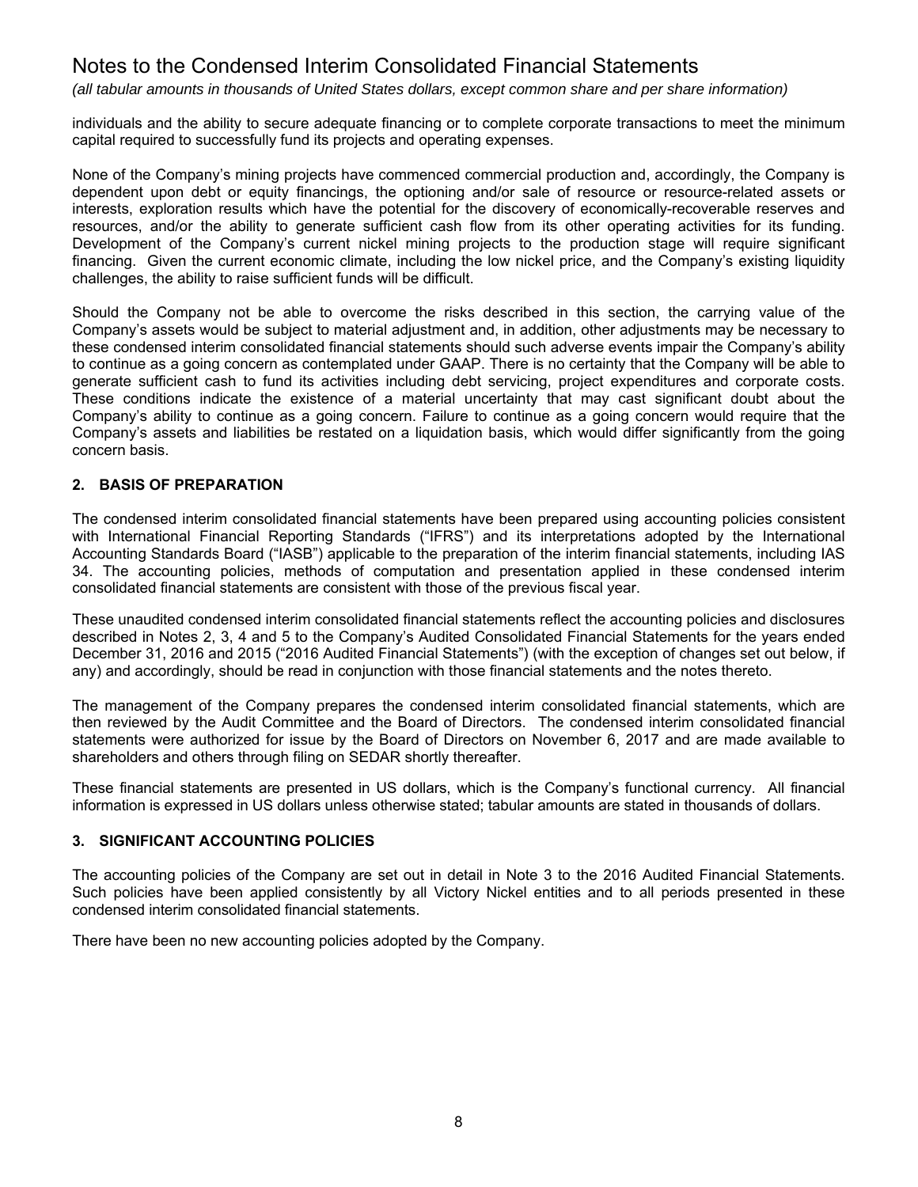individuals and the ability to secure adequate financing or to complete corporate transactions to meet the minimum capital required to successfully fund its projects and operating expenses.

None of the Company's mining projects have commenced commercial production and, accordingly, the Company is dependent upon debt or equity financings, the optioning and/or sale of resource or resource-related assets or interests, exploration results which have the potential for the discovery of economically-recoverable reserves and resources, and/or the ability to generate sufficient cash flow from its other operating activities for its funding. Development of the Company's current nickel mining projects to the production stage will require significant financing. Given the current economic climate, including the low nickel price, and the Company's existing liquidity challenges, the ability to raise sufficient funds will be difficult.

Should the Company not be able to overcome the risks described in this section, the carrying value of the Company's assets would be subject to material adjustment and, in addition, other adjustments may be necessary to these condensed interim consolidated financial statements should such adverse events impair the Company's ability to continue as a going concern as contemplated under GAAP. There is no certainty that the Company will be able to generate sufficient cash to fund its activities including debt servicing, project expenditures and corporate costs. These conditions indicate the existence of a material uncertainty that may cast significant doubt about the Company's ability to continue as a going concern. Failure to continue as a going concern would require that the Company's assets and liabilities be restated on a liquidation basis, which would differ significantly from the going concern basis.

## 2. BASIS OF PREPARATION

The condensed interim consolidated financial statements have been prepared using accounting policies consistent with International Financial Reporting Standards ("IFRS") and its interpretations adopted by the International Accounting Standards Board ("IASB") applicable to the preparation of the interim financial statements, including IAS 34. The accounting policies, methods of computation and presentation applied in these condensed interim consolidated financial statements are consistent with those of the previous fiscal year.

These unaudited condensed interim consolidated financial statements reflect the accounting policies and disclosures described in Notes 2, 3, 4 and 5 to the Company's Audited Consolidated Financial Statements for the years ended December 31, 2016 and 2015 ("2016 Audited Financial Statements") (with the exception of changes set out below, if any) and accordingly, should be read in conjunction with those financial statements and the notes thereto.

The management of the Company prepares the condensed interim consolidated financial statements, which are then reviewed by the Audit Committee and the Board of Directors. The condensed interim consolidated financial statements were authorized for issue by the Board of Directors on November 6, 2017 and are made available to shareholders and others through filing on SEDAR shortly thereafter.

These financial statements are presented in US dollars, which is the Company's functional currency. All financial information is expressed in US dollars unless otherwise stated; tabular amounts are stated in thousands of dollars.

## 3. SIGNIFICANT ACCOUNTING POLICIES

The accounting policies of the Company are set out in detail in Note 3 to the 2016 Audited Financial Statements. Such policies have been applied consistently by all Victory Nickel entities and to all periods presented in these condensed interim consolidated financial statements.

There have been no new accounting policies adopted by the Company.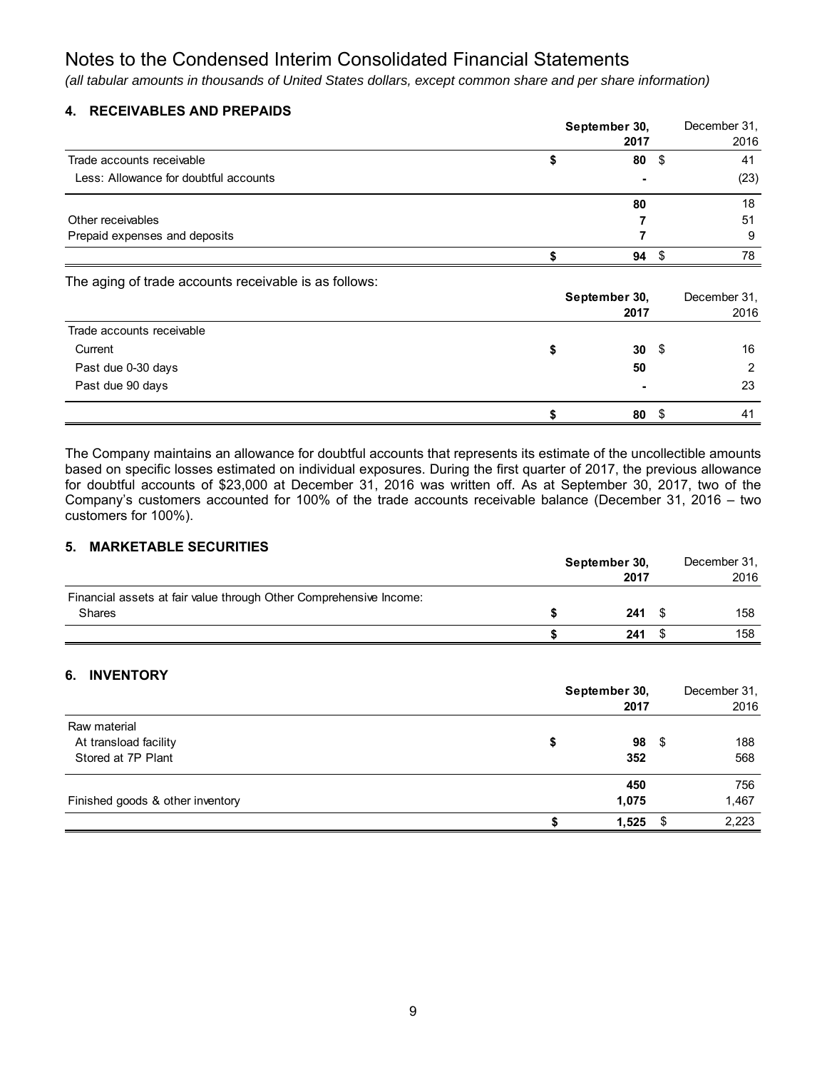# Notes to the Condensed Interim Consolidated Financial Statements

*(all tabular amounts in thousands of United States dollars, except common share and per share information)*

## 4. RECEIVABLES AND PREPAIDS

| | **September 30, 2017** | December 31, 2016 |
|---|---|---|
| Trade accounts receivable | **$ 80** | $ 41 |
| Less: Allowance for doubtful accounts | **-** | (23) |
| | **80** | 18 |
| Other receivables | **7** | 51 |
| Prepaid expenses and deposits | **7** | 9 |
| | **$ 94** | $ 78 |

The aging of trade accounts receivable is as follows:

| | **September 30, 2017** | December 31, 2016 |
|---|---|---|
| Trade accounts receivable | | |
| Current | **$ 30** | $ 16 |
| Past due 0-30 days | **50** | 2 |
| Past due 90 days | **-** | 23 |
| | **$ 80** | $ 41 |

The Company maintains an allowance for doubtful accounts that represents its estimate of the uncollectible amounts based on specific losses estimated on individual exposures. During the first quarter of 2017, the previous allowance for doubtful accounts of $23,000 at December 31, 2016 was written off. As at September 30, 2017, two of the Company's customers accounted for 100% of the trade accounts receivable balance (December 31, 2016 – two customers for 100%).

## 5. MARKETABLE SECURITIES

| | **September 30, 2017** | December 31, 2016 |
|---|---|---|
| Financial assets at fair value through Other Comprehensive Income: | | |
| Shares | **$ 241** | $ 158 |
| | **$ 241** | $ 158 |

## 6. INVENTORY

| | **September 30, 2017** | December 31, 2016 |
|---|---|---|
| Raw material | | |
| At transload facility | **$ 98** | $ 188 |
| Stored at 7P Plant | **352** | 568 |
| | **450** | 756 |
| Finished goods & other inventory | **1,075** | 1,467 |
| | **$ 1,525** | $ 2,223 |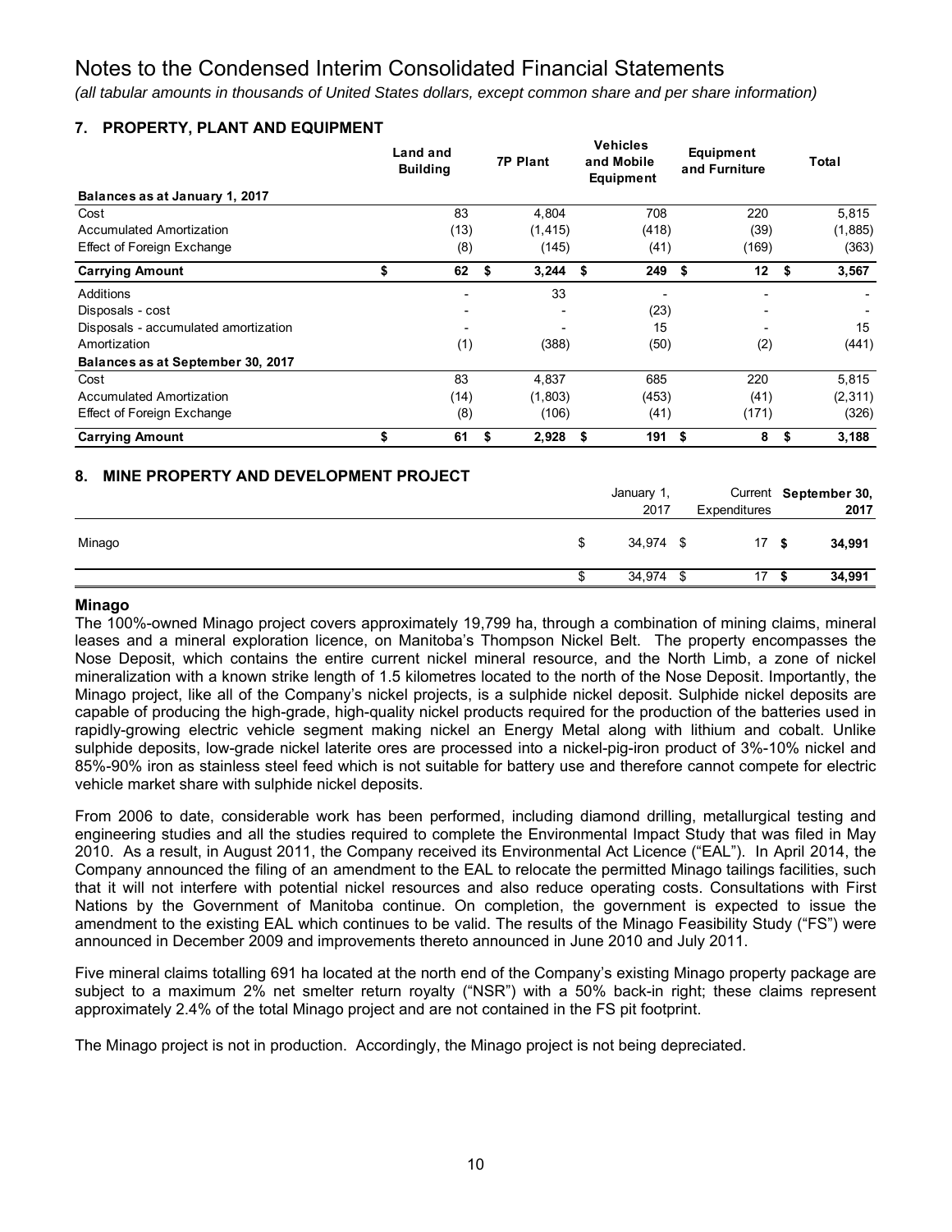# Notes to the Condensed Interim Consolidated Financial Statements

*(all tabular amounts in thousands of United States dollars, except common share and per share information)*

## 7. PROPERTY, PLANT AND EQUIPMENT

| | Land and Building | 7P Plant | Vehicles and Mobile Equipment | Equipment and Furniture | Total |
|---|---|---|---|---|---|
| **Balances as at January 1, 2017** | | | | | |
| Cost | 83 | 4,804 | 708 | 220 | 5,815 |
| Accumulated Amortization | (13) | (1,415) | (418) | (39) | (1,885) |
| Effect of Foreign Exchange | (8) | (145) | (41) | (169) | (363) |
| **Carrying Amount** | **$ 62** | **$ 3,244** | **$ 249** | **$ 12** | **$ 3,567** |
| Additions | - | 33 | - | - | - |
| Disposals - cost | - | - | (23) | - | - |
| Disposals - accumulated amortization | - | - | 15 | - | 15 |
| Amortization | (1) | (388) | (50) | (2) | (441) |
| **Balances as at September 30, 2017** | | | | | |
| Cost | 83 | 4,837 | 685 | 220 | 5,815 |
| Accumulated Amortization | (14) | (1,803) | (453) | (41) | (2,311) |
| Effect of Foreign Exchange | (8) | (106) | (41) | (171) | (326) |
| **Carrying Amount** | **$ 61** | **$ 2,928** | **$ 191** | **$ 8** | **$ 3,188** |

## 8. MINE PROPERTY AND DEVELOPMENT PROJECT

| | January 1, 2017 | Current Expenditures | **September 30, 2017** |
|---|---|---|---|
| Minago | $ 34,974 | $ 17 | **$ 34,991** |
| | $ 34,974 | $ 17 | **$ 34,991** |

### Minago

The 100%-owned Minago project covers approximately 19,799 ha, through a combination of mining claims, mineral leases and a mineral exploration licence, on Manitoba's Thompson Nickel Belt. The property encompasses the Nose Deposit, which contains the entire current nickel mineral resource, and the North Limb, a zone of nickel mineralization with a known strike length of 1.5 kilometres located to the north of the Nose Deposit. Importantly, the Minago project, like all of the Company's nickel projects, is a sulphide nickel deposit. Sulphide nickel deposits are capable of producing the high-grade, high-quality nickel products required for the production of the batteries used in rapidly-growing electric vehicle segment making nickel an Energy Metal along with lithium and cobalt. Unlike sulphide deposits, low-grade nickel laterite ores are processed into a nickel-pig-iron product of 3%-10% nickel and 85%-90% iron as stainless steel feed which is not suitable for battery use and therefore cannot compete for electric vehicle market share with sulphide nickel deposits.

From 2006 to date, considerable work has been performed, including diamond drilling, metallurgical testing and engineering studies and all the studies required to complete the Environmental Impact Study that was filed in May 2010. As a result, in August 2011, the Company received its Environmental Act Licence ("EAL"). In April 2014, the Company announced the filing of an amendment to the EAL to relocate the permitted Minago tailings facilities, such that it will not interfere with potential nickel resources and also reduce operating costs. Consultations with First Nations by the Government of Manitoba continue. On completion, the government is expected to issue the amendment to the existing EAL which continues to be valid. The results of the Minago Feasibility Study ("FS") were announced in December 2009 and improvements thereto announced in June 2010 and July 2011.

Five mineral claims totalling 691 ha located at the north end of the Company's existing Minago property package are subject to a maximum 2% net smelter return royalty ("NSR") with a 50% back-in right; these claims represent approximately 2.4% of the total Minago project and are not contained in the FS pit footprint.

The Minago project is not in production. Accordingly, the Minago project is not being depreciated.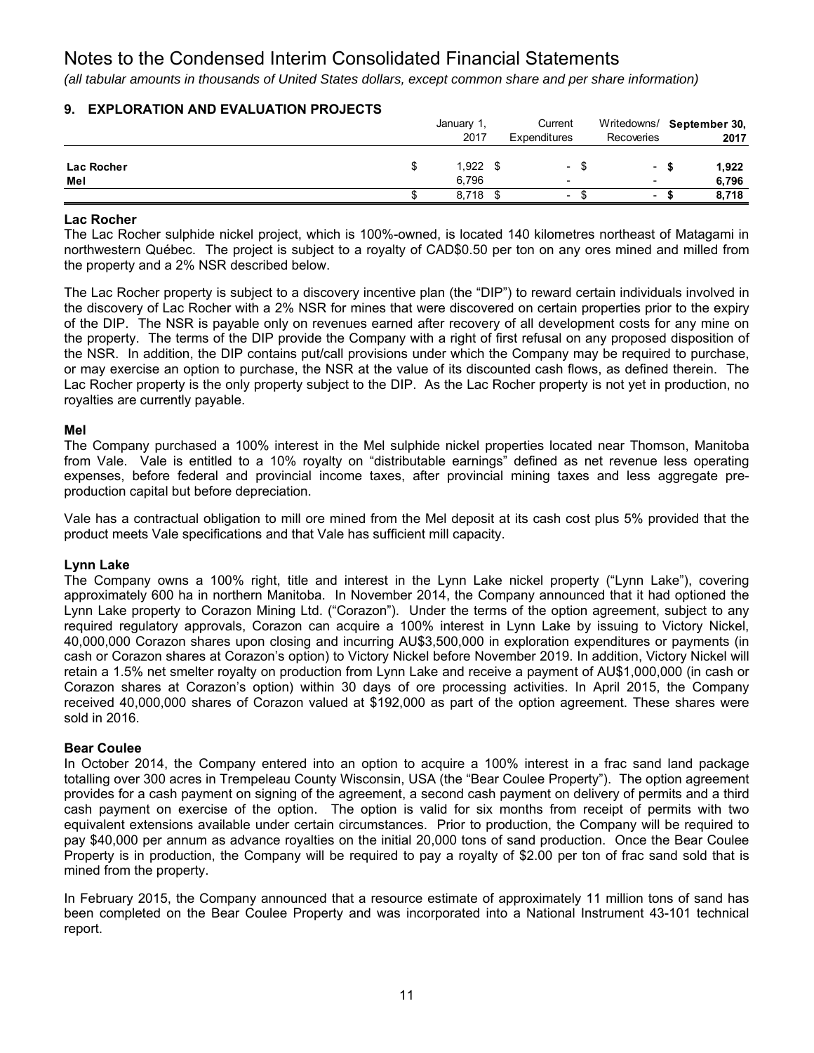# Notes to the Condensed Interim Consolidated Financial Statements

*(all tabular amounts in thousands of United States dollars, except common share and per share information)*

## 9. EXPLORATION AND EVALUATION PROJECTS

| | January 1, 2017 | Current Expenditures | Writedowns/ Recoveries | **September 30, 2017** |
|---|---|---|---|---|
| **Lac Rocher** | $ 1,922 | $ - | $ - | **$ 1,922** |
| **Mel** | 6,796 | - | - | **6,796** |
| | $ 8,718 | $ - | $ - | **$ 8,718** |

### Lac Rocher

The Lac Rocher sulphide nickel project, which is 100%-owned, is located 140 kilometres northeast of Matagami in northwestern Québec. The project is subject to a royalty of CAD$0.50 per ton on any ores mined and milled from the property and a 2% NSR described below.

The Lac Rocher property is subject to a discovery incentive plan (the "DIP") to reward certain individuals involved in the discovery of Lac Rocher with a 2% NSR for mines that were discovered on certain properties prior to the expiry of the DIP. The NSR is payable only on revenues earned after recovery of all development costs for any mine on the property. The terms of the DIP provide the Company with a right of first refusal on any proposed disposition of the NSR. In addition, the DIP contains put/call provisions under which the Company may be required to purchase, or may exercise an option to purchase, the NSR at the value of its discounted cash flows, as defined therein. The Lac Rocher property is the only property subject to the DIP. As the Lac Rocher property is not yet in production, no royalties are currently payable.

### Mel

The Company purchased a 100% interest in the Mel sulphide nickel properties located near Thomson, Manitoba from Vale. Vale is entitled to a 10% royalty on "distributable earnings" defined as net revenue less operating expenses, before federal and provincial income taxes, after provincial mining taxes and less aggregate pre-production capital but before depreciation.

Vale has a contractual obligation to mill ore mined from the Mel deposit at its cash cost plus 5% provided that the product meets Vale specifications and that Vale has sufficient mill capacity.

### Lynn Lake

The Company owns a 100% right, title and interest in the Lynn Lake nickel property ("Lynn Lake"), covering approximately 600 ha in northern Manitoba. In November 2014, the Company announced that it had optioned the Lynn Lake property to Corazon Mining Ltd. ("Corazon"). Under the terms of the option agreement, subject to any required regulatory approvals, Corazon can acquire a 100% interest in Lynn Lake by issuing to Victory Nickel, 40,000,000 Corazon shares upon closing and incurring AU$3,500,000 in exploration expenditures or payments (in cash or Corazon shares at Corazon's option) to Victory Nickel before November 2019. In addition, Victory Nickel will retain a 1.5% net smelter royalty on production from Lynn Lake and receive a payment of AU$1,000,000 (in cash or Corazon shares at Corazon's option) within 30 days of ore processing activities. In April 2015, the Company received 40,000,000 shares of Corazon valued at $192,000 as part of the option agreement. These shares were sold in 2016.

### Bear Coulee

In October 2014, the Company entered into an option to acquire a 100% interest in a frac sand land package totalling over 300 acres in Trempeleau County Wisconsin, USA (the "Bear Coulee Property"). The option agreement provides for a cash payment on signing of the agreement, a second cash payment on delivery of permits and a third cash payment on exercise of the option. The option is valid for six months from receipt of permits with two equivalent extensions available under certain circumstances. Prior to production, the Company will be required to pay $40,000 per annum as advance royalties on the initial 20,000 tons of sand production. Once the Bear Coulee Property is in production, the Company will be required to pay a royalty of $2.00 per ton of frac sand sold that is mined from the property.

In February 2015, the Company announced that a resource estimate of approximately 11 million tons of sand has been completed on the Bear Coulee Property and was incorporated into a National Instrument 43-101 technical report.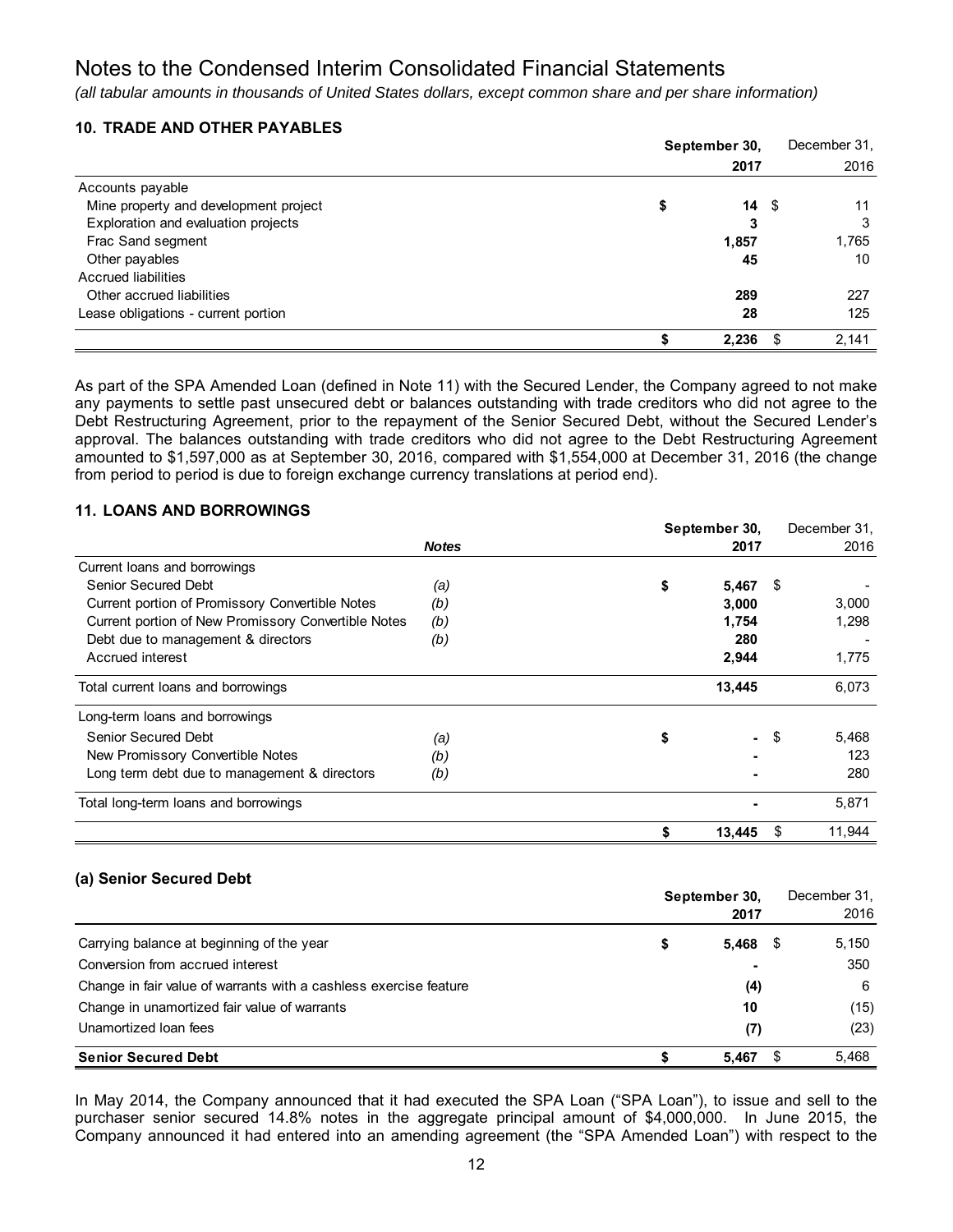# Notes to the Condensed Interim Consolidated Financial Statements

*(all tabular amounts in thousands of United States dollars, except common share and per share information)*

## 10. TRADE AND OTHER PAYABLES

| | September 30, 2017 | December 31, 2016 |
|---|---|---|
| Accounts payable | | |
| Mine property and development project | $ 14 | $ 11 |
| Exploration and evaluation projects | 3 | 3 |
| Frac Sand segment | 1,857 | 1,765 |
| Other payables | 45 | 10 |
| Accrued liabilities | | |
| Other accrued liabilities | 289 | 227 |
| Lease obligations - current portion | 28 | 125 |
| | $ 2,236 | $ 2,141 |

As part of the SPA Amended Loan (defined in Note 11) with the Secured Lender, the Company agreed to not make any payments to settle past unsecured debt or balances outstanding with trade creditors who did not agree to the Debt Restructuring Agreement, prior to the repayment of the Senior Secured Debt, without the Secured Lender's approval. The balances outstanding with trade creditors who did not agree to the Debt Restructuring Agreement amounted to $1,597,000 as at September 30, 2016, compared with $1,554,000 at December 31, 2016 (the change from period to period is due to foreign exchange currency translations at period end).

## 11. LOANS AND BORROWINGS

| | Notes | September 30, 2017 | December 31, 2016 |
|---|---|---|---|
| Current loans and borrowings | | | |
| Senior Secured Debt | (a) | $ 5,467 | $ - |
| Current portion of Promissory Convertible Notes | (b) | 3,000 | 3,000 |
| Current portion of New Promissory Convertible Notes | (b) | 1,754 | 1,298 |
| Debt due to management & directors | (b) | 280 | - |
| Accrued interest | | 2,944 | 1,775 |
| Total current loans and borrowings | | 13,445 | 6,073 |
| Long-term loans and borrowings | | | |
| Senior Secured Debt | (a) | $ - | $ 5,468 |
| New Promissory Convertible Notes | (b) | - | 123 |
| Long term debt due to management & directors | (b) | - | 280 |
| Total long-term loans and borrowings | | - | 5,871 |
| | | $ 13,445 | $ 11,944 |

### (a) Senior Secured Debt

| | September 30, 2017 | December 31, 2016 |
|---|---|---|
| Carrying balance at beginning of the year | $ 5,468 | $ 5,150 |
| Conversion from accrued interest | - | 350 |
| Change in fair value of warrants with a cashless exercise feature | (4) | 6 |
| Change in unamortized fair value of warrants | 10 | (15) |
| Unamortized loan fees | (7) | (23) |
| **Senior Secured Debt** | $ 5,467 | $ 5,468 |

In May 2014, the Company announced that it had executed the SPA Loan ("SPA Loan"), to issue and sell to the purchaser senior secured 14.8% notes in the aggregate principal amount of $4,000,000. In June 2015, the Company announced it had entered into an amending agreement (the "SPA Amended Loan") with respect to the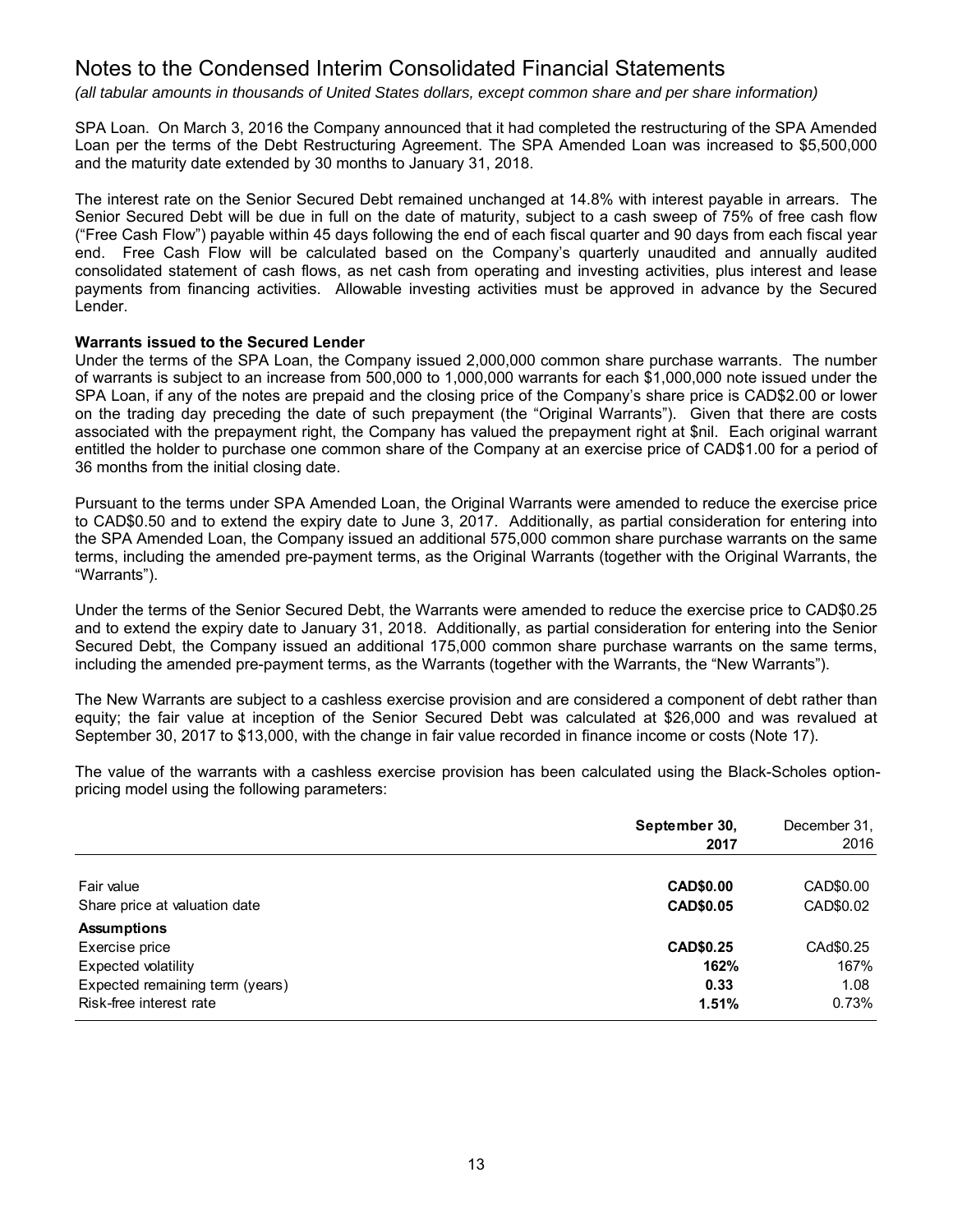# Notes to the Condensed Interim Consolidated Financial Statements

*(all tabular amounts in thousands of United States dollars, except common share and per share information)*

SPA Loan. On March 3, 2016 the Company announced that it had completed the restructuring of the SPA Amended Loan per the terms of the Debt Restructuring Agreement. The SPA Amended Loan was increased to $5,500,000 and the maturity date extended by 30 months to January 31, 2018.

The interest rate on the Senior Secured Debt remained unchanged at 14.8% with interest payable in arrears. The Senior Secured Debt will be due in full on the date of maturity, subject to a cash sweep of 75% of free cash flow ("Free Cash Flow") payable within 45 days following the end of each fiscal quarter and 90 days from each fiscal year end. Free Cash Flow will be calculated based on the Company's quarterly unaudited and annually audited consolidated statement of cash flows, as net cash from operating and investing activities, plus interest and lease payments from financing activities. Allowable investing activities must be approved in advance by the Secured Lender.

**Warrants issued to the Secured Lender**

Under the terms of the SPA Loan, the Company issued 2,000,000 common share purchase warrants. The number of warrants is subject to an increase from 500,000 to 1,000,000 warrants for each $1,000,000 note issued under the SPA Loan, if any of the notes are prepaid and the closing price of the Company's share price is CAD$2.00 or lower on the trading day preceding the date of such prepayment (the "Original Warrants"). Given that there are costs associated with the prepayment right, the Company has valued the prepayment right at $nil. Each original warrant entitled the holder to purchase one common share of the Company at an exercise price of CAD$1.00 for a period of 36 months from the initial closing date.

Pursuant to the terms under SPA Amended Loan, the Original Warrants were amended to reduce the exercise price to CAD$0.50 and to extend the expiry date to June 3, 2017. Additionally, as partial consideration for entering into the SPA Amended Loan, the Company issued an additional 575,000 common share purchase warrants on the same terms, including the amended pre-payment terms, as the Original Warrants (together with the Original Warrants, the "Warrants").

Under the terms of the Senior Secured Debt, the Warrants were amended to reduce the exercise price to CAD$0.25 and to extend the expiry date to January 31, 2018. Additionally, as partial consideration for entering into the Senior Secured Debt, the Company issued an additional 175,000 common share purchase warrants on the same terms, including the amended pre-payment terms, as the Warrants (together with the Warrants, the "New Warrants").

The New Warrants are subject to a cashless exercise provision and are considered a component of debt rather than equity; the fair value at inception of the Senior Secured Debt was calculated at $26,000 and was revalued at September 30, 2017 to $13,000, with the change in fair value recorded in finance income or costs (Note 17).

The value of the warrants with a cashless exercise provision has been calculated using the Black-Scholes option-pricing model using the following parameters:

| | **September 30, 2017** | December 31, 2016 |
|---|---|---|
| Fair value | **CAD$0.00** | CAD$0.00 |
| Share price at valuation date | **CAD$0.05** | CAD$0.02 |
| **Assumptions** | | |
| Exercise price | **CAD$0.25** | CAd$0.25 |
| Expected volatility | **162%** | 167% |
| Expected remaining term (years) | **0.33** | 1.08 |
| Risk-free interest rate | **1.51%** | 0.73% |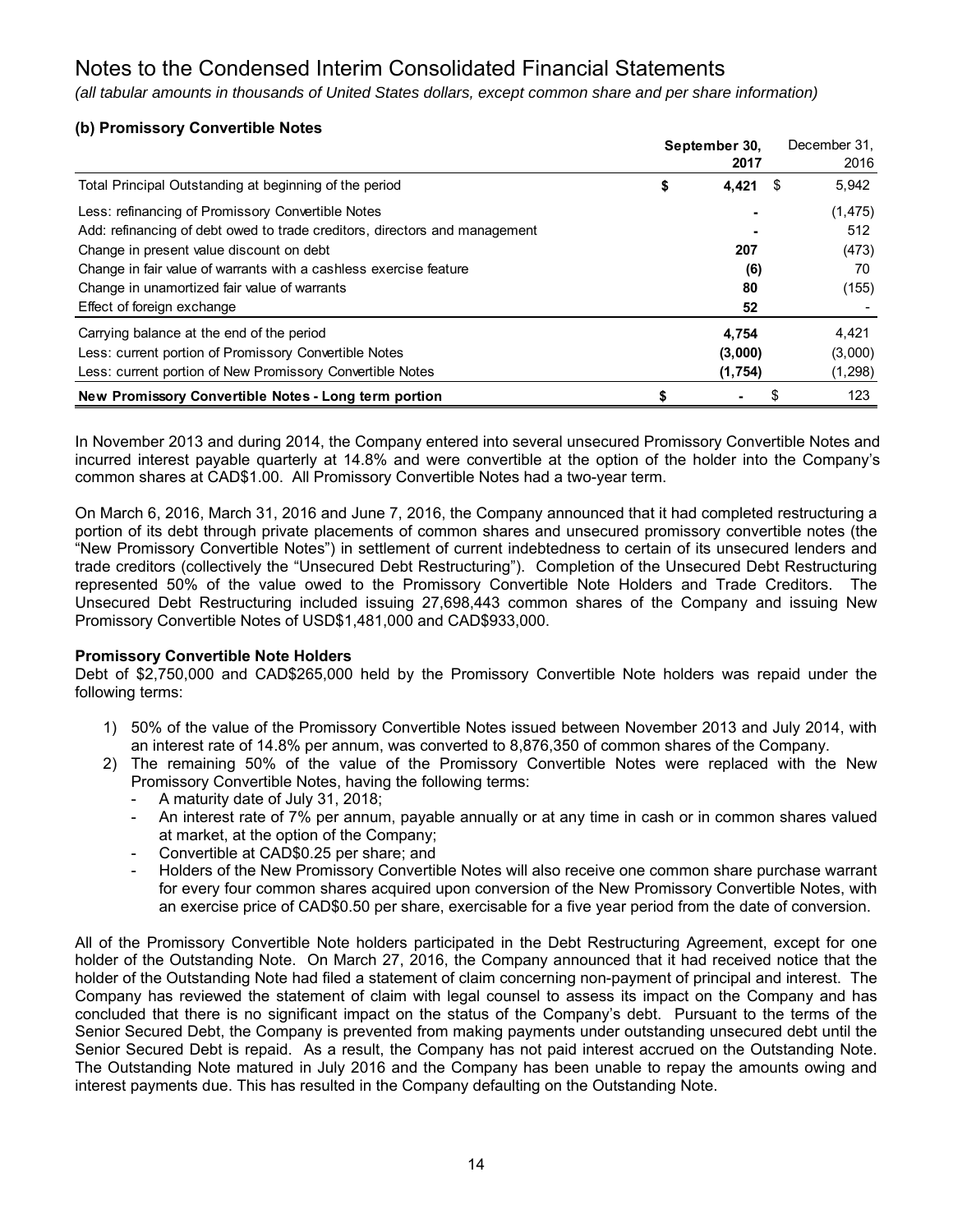# Notes to the Condensed Interim Consolidated Financial Statements

*(all tabular amounts in thousands of United States dollars, except common share and per share information)*

### (b) Promissory Convertible Notes

| | September 30, 2017 | December 31, 2016 |
|---|---|---|
| Total Principal Outstanding at beginning of the period | $ 4,421 | $ 5,942 |
| Less: refinancing of Promissory Convertible Notes | - | (1,475) |
| Add: refinancing of debt owed to trade creditors, directors and management | - | 512 |
| Change in present value discount on debt | 207 | (473) |
| Change in fair value of warrants with a cashless exercise feature | (6) | 70 |
| Change in unamortized fair value of warrants | 80 | (155) |
| Effect of foreign exchange | 52 | - |
| Carrying balance at the end of the period | 4,754 | 4,421 |
| Less: current portion of Promissory Convertible Notes | (3,000) | (3,000) |
| Less: current portion of New Promissory Convertible Notes | (1,754) | (1,298) |
| **New Promissory Convertible Notes - Long term portion** | $ - | $ 123 |

In November 2013 and during 2014, the Company entered into several unsecured Promissory Convertible Notes and incurred interest payable quarterly at 14.8% and were convertible at the option of the holder into the Company's common shares at CAD$1.00. All Promissory Convertible Notes had a two-year term.

On March 6, 2016, March 31, 2016 and June 7, 2016, the Company announced that it had completed restructuring a portion of its debt through private placements of common shares and unsecured promissory convertible notes (the "New Promissory Convertible Notes") in settlement of current indebtedness to certain of its unsecured lenders and trade creditors (collectively the "Unsecured Debt Restructuring"). Completion of the Unsecured Debt Restructuring represented 50% of the value owed to the Promissory Convertible Note Holders and Trade Creditors. The Unsecured Debt Restructuring included issuing 27,698,443 common shares of the Company and issuing New Promissory Convertible Notes of USD$1,481,000 and CAD$933,000.

**Promissory Convertible Note Holders**

Debt of $2,750,000 and CAD$265,000 held by the Promissory Convertible Note holders was repaid under the following terms:

1) 50% of the value of the Promissory Convertible Notes issued between November 2013 and July 2014, with an interest rate of 14.8% per annum, was converted to 8,876,350 of common shares of the Company.
2) The remaining 50% of the value of the Promissory Convertible Notes were replaced with the New Promissory Convertible Notes, having the following terms:
   - A maturity date of July 31, 2018;
   - An interest rate of 7% per annum, payable annually or at any time in cash or in common shares valued at market, at the option of the Company;
   - Convertible at CAD$0.25 per share; and
   - Holders of the New Promissory Convertible Notes will also receive one common share purchase warrant for every four common shares acquired upon conversion of the New Promissory Convertible Notes, with an exercise price of CAD$0.50 per share, exercisable for a five year period from the date of conversion.

All of the Promissory Convertible Note holders participated in the Debt Restructuring Agreement, except for one holder of the Outstanding Note. On March 27, 2016, the Company announced that it had received notice that the holder of the Outstanding Note had filed a statement of claim concerning non-payment of principal and interest. The Company has reviewed the statement of claim with legal counsel to assess its impact on the Company and has concluded that there is no significant impact on the status of the Company's debt. Pursuant to the terms of the Senior Secured Debt, the Company is prevented from making payments under outstanding unsecured debt until the Senior Secured Debt is repaid. As a result, the Company has not paid interest accrued on the Outstanding Note. The Outstanding Note matured in July 2016 and the Company has been unable to repay the amounts owing and interest payments due. This has resulted in the Company defaulting on the Outstanding Note.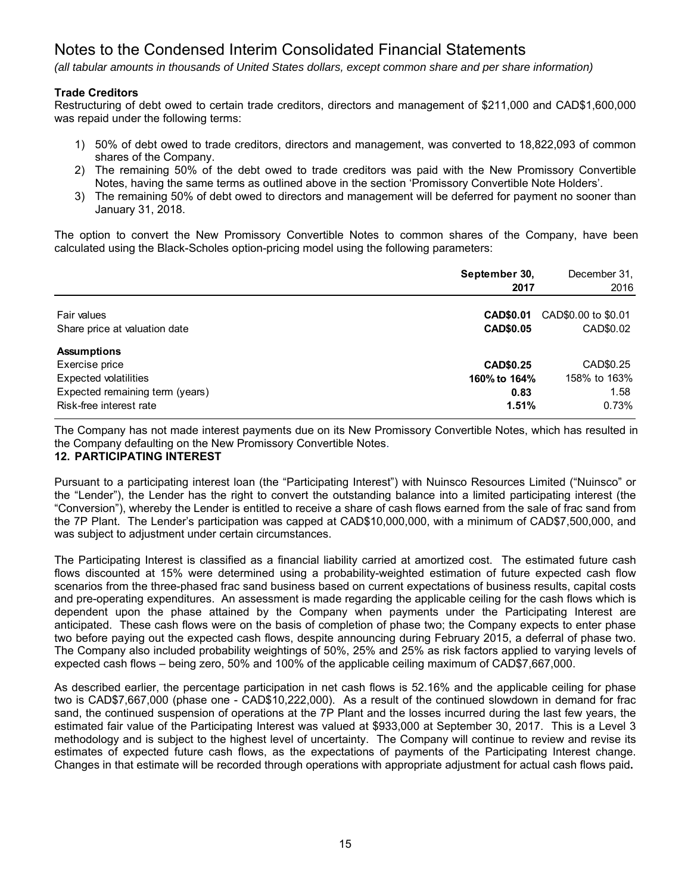# Notes to the Condensed Interim Consolidated Financial Statements

*(all tabular amounts in thousands of United States dollars, except common share and per share information)*

**Trade Creditors**

Restructuring of debt owed to certain trade creditors, directors and management of $211,000 and CAD$1,600,000 was repaid under the following terms:

1) 50% of debt owed to trade creditors, directors and management, was converted to 18,822,093 of common shares of the Company.
2) The remaining 50% of the debt owed to trade creditors was paid with the New Promissory Convertible Notes, having the same terms as outlined above in the section 'Promissory Convertible Note Holders'.
3) The remaining 50% of debt owed to directors and management will be deferred for payment no sooner than January 31, 2018.

The option to convert the New Promissory Convertible Notes to common shares of the Company, have been calculated using the Black-Scholes option-pricing model using the following parameters:

| | **September 30, 2017** | December 31, 2016 |
|---|---|---|
| Fair values | **CAD$0.01** | CAD$0.00 to $0.01 |
| Share price at valuation date | **CAD$0.05** | CAD$0.02 |
| **Assumptions** | | |
| Exercise price | **CAD$0.25** | CAD$0.25 |
| Expected volatilities | **160% to 164%** | 158% to 163% |
| Expected remaining term (years) | **0.83** | 1.58 |
| Risk-free interest rate | **1.51%** | 0.73% |

The Company has not made interest payments due on its New Promissory Convertible Notes, which has resulted in the Company defaulting on the New Promissory Convertible Notes.

## 12. PARTICIPATING INTEREST

Pursuant to a participating interest loan (the "Participating Interest") with Nuinsco Resources Limited ("Nuinsco" or the "Lender"), the Lender has the right to convert the outstanding balance into a limited participating interest (the "Conversion"), whereby the Lender is entitled to receive a share of cash flows earned from the sale of frac sand from the 7P Plant. The Lender's participation was capped at CAD$10,000,000, with a minimum of CAD$7,500,000, and was subject to adjustment under certain circumstances.

The Participating Interest is classified as a financial liability carried at amortized cost. The estimated future cash flows discounted at 15% were determined using a probability-weighted estimation of future expected cash flow scenarios from the three-phased frac sand business based on current expectations of business results, capital costs and pre-operating expenditures. An assessment is made regarding the applicable ceiling for the cash flows which is dependent upon the phase attained by the Company when payments under the Participating Interest are anticipated. These cash flows were on the basis of completion of phase two; the Company expects to enter phase two before paying out the expected cash flows, despite announcing during February 2015, a deferral of phase two. The Company also included probability weightings of 50%, 25% and 25% as risk factors applied to varying levels of expected cash flows – being zero, 50% and 100% of the applicable ceiling maximum of CAD$7,667,000.

As described earlier, the percentage participation in net cash flows is 52.16% and the applicable ceiling for phase two is CAD$7,667,000 (phase one - CAD$10,222,000). As a result of the continued slowdown in demand for frac sand, the continued suspension of operations at the 7P Plant and the losses incurred during the last few years, the estimated fair value of the Participating Interest was valued at $933,000 at September 30, 2017. This is a Level 3 methodology and is subject to the highest level of uncertainty. The Company will continue to review and revise its estimates of expected future cash flows, as the expectations of payments of the Participating Interest change. Changes in that estimate will be recorded through operations with appropriate adjustment for actual cash flows paid.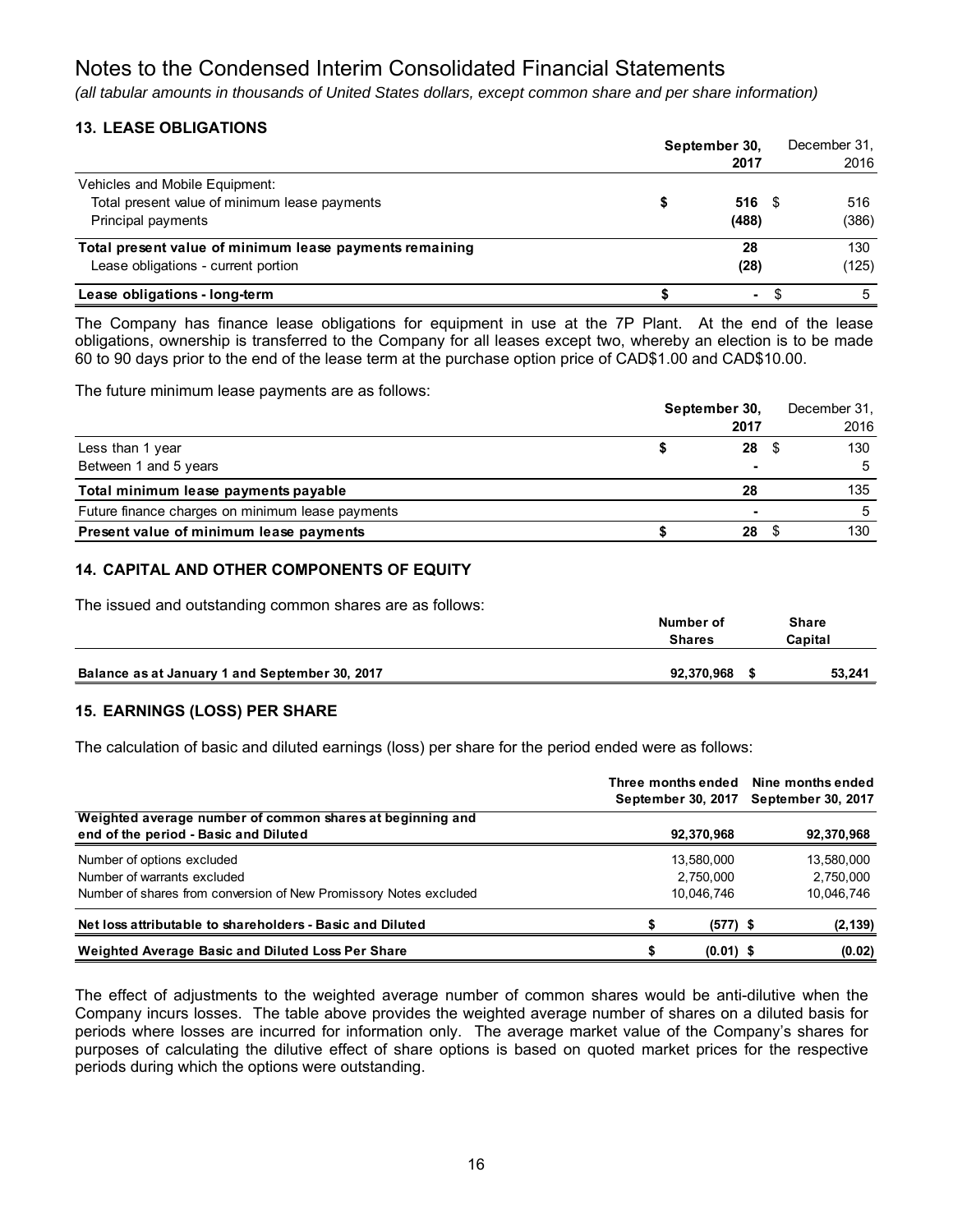# Notes to the Condensed Interim Consolidated Financial Statements

*(all tabular amounts in thousands of United States dollars, except common share and per share information)*

## 13. LEASE OBLIGATIONS

| | September 30, 2017 | December 31, 2016 |
|---|---|---|
| Vehicles and Mobile Equipment: | | |
| Total present value of minimum lease payments | $ 516 | $ 516 |
| Principal payments | (488) | (386) |
| **Total present value of minimum lease payments remaining** | 28 | 130 |
| Lease obligations - current portion | (28) | (125) |
| **Lease obligations - long-term** | $ - | $ 5 |

The Company has finance lease obligations for equipment in use at the 7P Plant. At the end of the lease obligations, ownership is transferred to the Company for all leases except two, whereby an election is to be made 60 to 90 days prior to the end of the lease term at the purchase option price of CAD$1.00 and CAD$10.00.

The future minimum lease payments are as follows:

| | September 30, 2017 | December 31, 2016 |
|---|---|---|
| Less than 1 year | $ 28 | $ 130 |
| Between 1 and 5 years | - | 5 |
| **Total minimum lease payments payable** | 28 | 135 |
| Future finance charges on minimum lease payments | - | 5 |
| **Present value of minimum lease payments** | $ 28 | $ 130 |

## 14. CAPITAL AND OTHER COMPONENTS OF EQUITY

The issued and outstanding common shares are as follows:

| | Number of Shares | Share Capital |
|---|---|---|
| **Balance as at January 1 and September 30, 2017** | 92,370,968 | $ 53,241 |

## 15. EARNINGS (LOSS) PER SHARE

The calculation of basic and diluted earnings (loss) per share for the period ended were as follows:

| | Three months ended September 30, 2017 | Nine months ended September 30, 2017 |
|---|---|---|
| **Weighted average number of common shares at beginning and end of the period - Basic and Diluted** | 92,370,968 | 92,370,968 |
| Number of options excluded | 13,580,000 | 13,580,000 |
| Number of warrants excluded | 2,750,000 | 2,750,000 |
| Number of shares from conversion of New Promissory Notes excluded | 10,046,746 | 10,046,746 |
| **Net loss attributable to shareholders - Basic and Diluted** | $ (577) | $ (2,139) |
| **Weighted Average Basic and Diluted Loss Per Share** | $ (0.01) | $ (0.02) |

The effect of adjustments to the weighted average number of common shares would be anti-dilutive when the Company incurs losses. The table above provides the weighted average number of shares on a diluted basis for periods where losses are incurred for information only. The average market value of the Company's shares for purposes of calculating the dilutive effect of share options is based on quoted market prices for the respective periods during which the options were outstanding.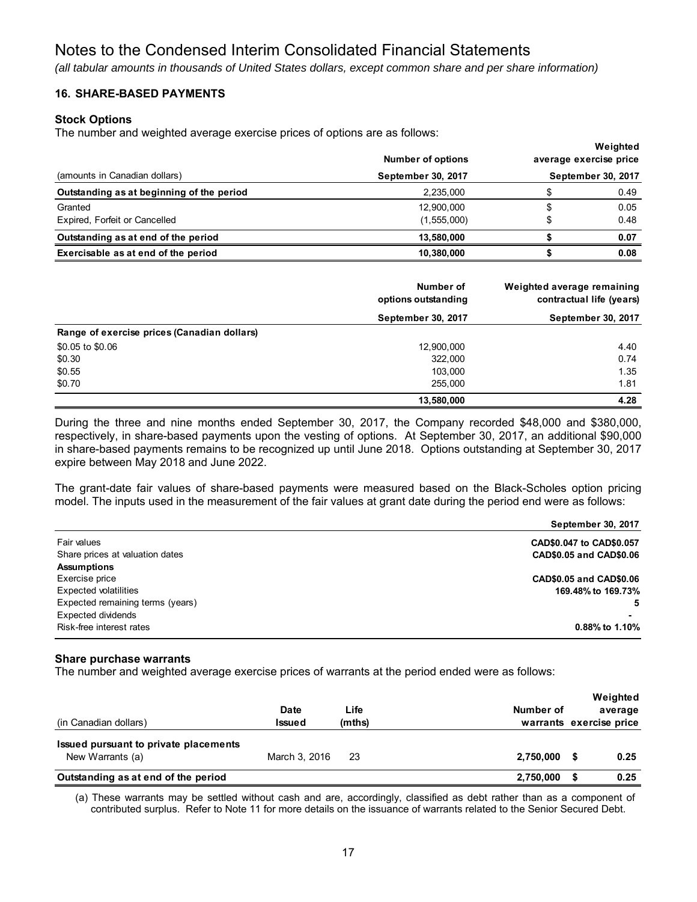# Notes to the Condensed Interim Consolidated Financial Statements

*(all tabular amounts in thousands of United States dollars, except common share and per share information)*

## 16. SHARE-BASED PAYMENTS

### Stock Options

The number and weighted average exercise prices of options are as follows:

| (amounts in Canadian dollars) | Number of options<br>September 30, 2017 | Weighted average exercise price<br>September 30, 2017 |
|---|---|---|
| **Outstanding as at beginning of the period** | 2,235,000 | $ 0.49 |
| Granted | 12,900,000 | $ 0.05 |
| Expired, Forfeit or Cancelled | (1,555,000) | $ 0.48 |
| **Outstanding as at end of the period** | **13,580,000** | **$ 0.07** |
| **Exercisable as at end of the period** | **10,380,000** | **$ 0.08** |

| | Number of options outstanding<br>September 30, 2017 | Weighted average remaining contractual life (years)<br>September 30, 2017 |
|---|---|---|
| **Range of exercise prices (Canadian dollars)** | | |
| $0.05 to $0.06 | 12,900,000 | 4.40 |
| $0.30 | 322,000 | 0.74 |
| $0.55 | 103,000 | 1.35 |
| $0.70 | 255,000 | 1.81 |
| | **13,580,000** | **4.28** |

During the three and nine months ended September 30, 2017, the Company recorded $48,000 and $380,000, respectively, in share-based payments upon the vesting of options. At September 30, 2017, an additional $90,000 in share-based payments remains to be recognized up until June 2018. Options outstanding at September 30, 2017 expire between May 2018 and June 2022.

The grant-date fair values of share-based payments were measured based on the Black-Scholes option pricing model. The inputs used in the measurement of the fair values at grant date during the period end were as follows:

| | September 30, 2017 |
|---|---|
| Fair values | CAD$0.047 to CAD$0.057 |
| Share prices at valuation dates | CAD$0.05 and CAD$0.06 |
| **Assumptions** | |
| Exercise price | CAD$0.05 and CAD$0.06 |
| Expected volatilities | 169.48% to 169.73% |
| Expected remaining terms (years) | 5 |
| Expected dividends | - |
| Risk-free interest rates | 0.88% to 1.10% |

### Share purchase warrants

The number and weighted average exercise prices of warrants at the period ended were as follows:

| (in Canadian dollars) | Date Issued | Life (mths) | Number of warrants | Weighted average exercise price |
|---|---|---|---|---|
| **Issued pursuant to private placements** | | | | |
| New Warrants (a) | March 3, 2016 | 23 | **2,750,000** | **$ 0.25** |
| **Outstanding as at end of the period** | | | **2,750,000** | **$ 0.25** |

(a) These warrants may be settled without cash and are, accordingly, classified as debt rather than as a component of contributed surplus. Refer to Note 11 for more details on the issuance of warrants related to the Senior Secured Debt.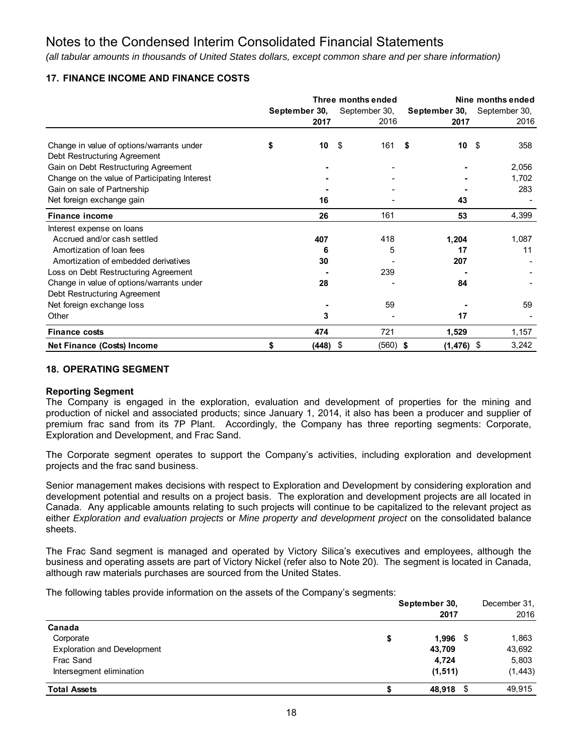# Notes to the Condensed Interim Consolidated Financial Statements

*(all tabular amounts in thousands of United States dollars, except common share and per share information)*

## 17. FINANCE INCOME AND FINANCE COSTS

| | Three months ended | | Nine months ended | |
|---|---|---|---|---|
| | **September 30, 2017** | September 30, 2016 | **September 30, 2017** | September 30, 2016 |
| Change in value of options/warrants under Debt Restructuring Agreement | **$ 10** | $ 161 | **$ 10** | $ 358 |
| Gain on Debt Restructuring Agreement | **-** | - | **-** | 2,056 |
| Change on the value of Participating Interest | **-** | - | **-** | 1,702 |
| Gain on sale of Partnership | **-** | - | **-** | 283 |
| Net foreign exchange gain | **16** | - | **43** | - |
| **Finance income** | **26** | 161 | **53** | 4,399 |
| Interest expense on loans | | | | |
| Accrued and/or cash settled | **407** | 418 | **1,204** | 1,087 |
| Amortization of loan fees | **6** | 5 | **17** | 11 |
| Amortization of embedded derivatives | **30** | - | **207** | - |
| Loss on Debt Restructuring Agreement | **-** | 239 | **-** | - |
| Change in value of options/warrants under Debt Restructuring Agreement | **28** | - | **84** | - |
| Net foreign exchange loss | **-** | 59 | **-** | 59 |
| Other | **3** | - | **17** | - |
| **Finance costs** | **474** | 721 | **1,529** | 1,157 |
| **Net Finance (Costs) Income** | **$ (448)** | $ (560) | **$ (1,476)** | $ 3,242 |

## 18. OPERATING SEGMENT

### Reporting Segment

The Company is engaged in the exploration, evaluation and development of properties for the mining and production of nickel and associated products; since January 1, 2014, it also has been a producer and supplier of premium frac sand from its 7P Plant. Accordingly, the Company has three reporting segments: Corporate, Exploration and Development, and Frac Sand.

The Corporate segment operates to support the Company's activities, including exploration and development projects and the frac sand business.

Senior management makes decisions with respect to Exploration and Development by considering exploration and development potential and results on a project basis. The exploration and development projects are all located in Canada. Any applicable amounts relating to such projects will continue to be capitalized to the relevant project as either *Exploration and evaluation projects* or *Mine property and development project* on the consolidated balance sheets.

The Frac Sand segment is managed and operated by Victory Silica's executives and employees, although the business and operating assets are part of Victory Nickel (refer also to Note 20). The segment is located in Canada, although raw materials purchases are sourced from the United States.

The following tables provide information on the assets of the Company's segments:

| | **September 30, 2017** | December 31, 2016 |
|---|---|---|
| **Canada** | | |
| Corporate | **$ 1,996** | $ 1,863 |
| Exploration and Development | **43,709** | 43,692 |
| Frac Sand | **4,724** | 5,803 |
| Intersegment elimination | **(1,511)** | (1,443) |
| **Total Assets** | **$ 48,918** | $ 49,915 |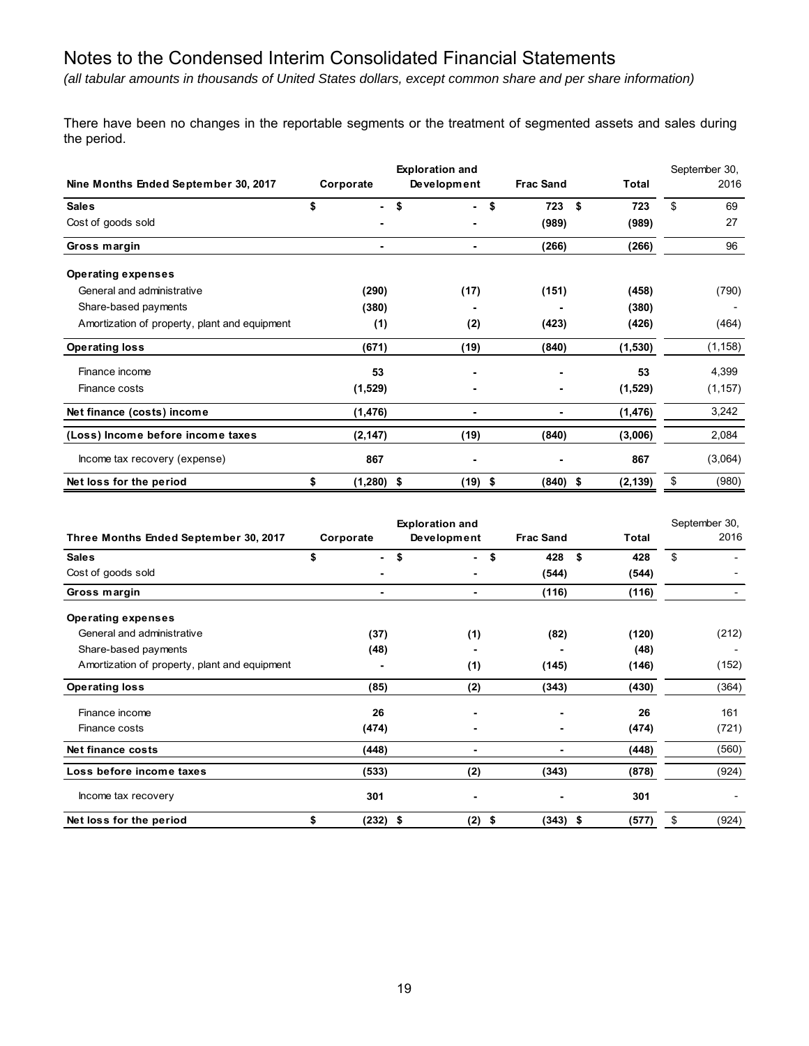# Notes to the Condensed Interim Consolidated Financial Statements

*(all tabular amounts in thousands of United States dollars, except common share and per share information)*

There have been no changes in the reportable segments or the treatment of segmented assets and sales during the period.

| Nine Months Ended September 30, 2017 | Corporate | Exploration and Development | Frac Sand | Total | September 30, 2016 |
|---|---|---|---|---|---|
| **Sales** | $ - | $ - | $ 723 | $ 723 | $ 69 |
| Cost of goods sold | - | - | (989) | (989) | 27 |
| **Gross margin** | - | - | (266) | (266) | 96 |
| **Operating expenses** | | | | | |
| General and administrative | (290) | (17) | (151) | (458) | (790) |
| Share-based payments | (380) | - | - | (380) | - |
| Amortization of property, plant and equipment | (1) | (2) | (423) | (426) | (464) |
| **Operating loss** | (671) | (19) | (840) | (1,530) | (1,158) |
| Finance income | 53 | - | - | 53 | 4,399 |
| Finance costs | (1,529) | - | - | (1,529) | (1,157) |
| **Net finance (costs) income** | (1,476) | - | - | (1,476) | 3,242 |
| **(Loss) Income before income taxes** | (2,147) | (19) | (840) | (3,006) | 2,084 |
| Income tax recovery (expense) | 867 | - | - | 867 | (3,064) |
| **Net loss for the period** | $ (1,280) | $ (19) | $ (840) | $ (2,139) | $ (980) |

| Three Months Ended September 30, 2017 | Corporate | Exploration and Development | Frac Sand | Total | September 30, 2016 |
|---|---|---|---|---|---|
| **Sales** | $ - | $ - | $ 428 | $ 428 | $ - |
| Cost of goods sold | - | - | (544) | (544) | - |
| **Gross margin** | - | - | (116) | (116) | - |
| **Operating expenses** | | | | | |
| General and administrative | (37) | (1) | (82) | (120) | (212) |
| Share-based payments | (48) | - | - | (48) | - |
| Amortization of property, plant and equipment | - | (1) | (145) | (146) | (152) |
| **Operating loss** | (85) | (2) | (343) | (430) | (364) |
| Finance income | 26 | - | - | 26 | 161 |
| Finance costs | (474) | - | - | (474) | (721) |
| **Net finance costs** | (448) | - | - | (448) | (560) |
| **Loss before income taxes** | (533) | (2) | (343) | (878) | (924) |
| Income tax recovery | 301 | - | - | 301 | - |
| **Net loss for the period** | $ (232) | $ (2) | $ (343) | $ (577) | $ (924) |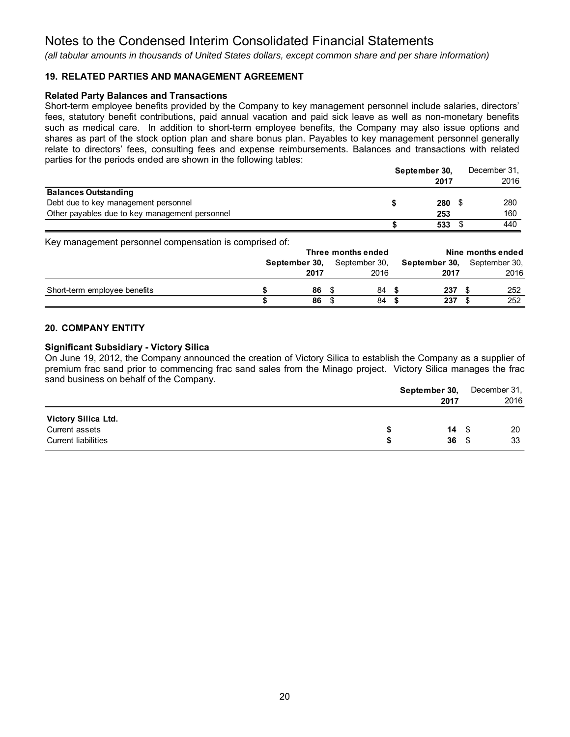# Notes to the Condensed Interim Consolidated Financial Statements

*(all tabular amounts in thousands of United States dollars, except common share and per share information)*

## 19. RELATED PARTIES AND MANAGEMENT AGREEMENT

### Related Party Balances and Transactions

Short-term employee benefits provided by the Company to key management personnel include salaries, directors' fees, statutory benefit contributions, paid annual vacation and paid sick leave as well as non-monetary benefits such as medical care. In addition to short-term employee benefits, the Company may also issue options and shares as part of the stock option plan and share bonus plan. Payables to key management personnel generally relate to directors' fees, consulting fees and expense reimbursements. Balances and transactions with related parties for the periods ended are shown in the following tables:

| | **September 30, 2017** | December 31, 2016 |
|---|---|---|
| **Balances Outstanding** | | |
| Debt due to key management personnel | **$ 280** | $ 280 |
| Other payables due to key management personnel | **253** | 160 |
| | **$ 533** | $ 440 |

Key management personnel compensation is comprised of:

| | Three months ended | | Nine months ended | |
|---|---|---|---|---|
| | **September 30, 2017** | September 30, 2016 | **September 30, 2017** | September 30, 2016 |
| Short-term employee benefits | **$ 86** | $ 84 | **$ 237** | $ 252 |
| | **$ 86** | $ 84 | **$ 237** | $ 252 |

## 20. COMPANY ENTITY

### Significant Subsidiary - Victory Silica

On June 19, 2012, the Company announced the creation of Victory Silica to establish the Company as a supplier of premium frac sand prior to commencing frac sand sales from the Minago project. Victory Silica manages the frac sand business on behalf of the Company.

| | **September 30, 2017** | December 31, 2016 |
|---|---|---|
| **Victory Silica Ltd.** | | |
| Current assets | **$ 14** | $ 20 |
| Current liabilities | **$ 36** | $ 33 |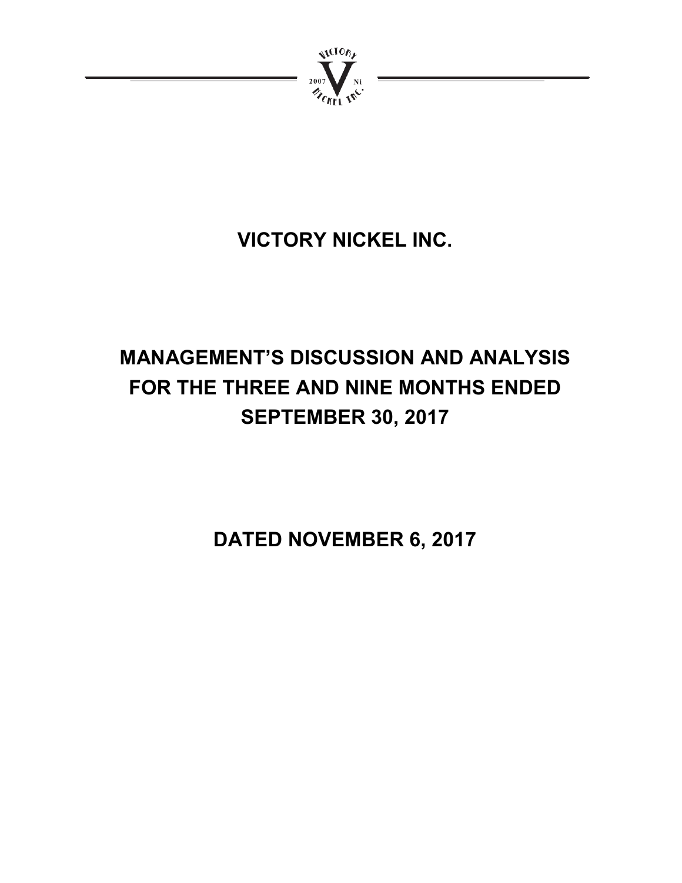# VICTORY NICKEL INC.

# MANAGEMENT'S DISCUSSION AND ANALYSIS FOR THE THREE AND NINE MONTHS ENDED SEPTEMBER 30, 2017

# DATED NOVEMBER 6, 2017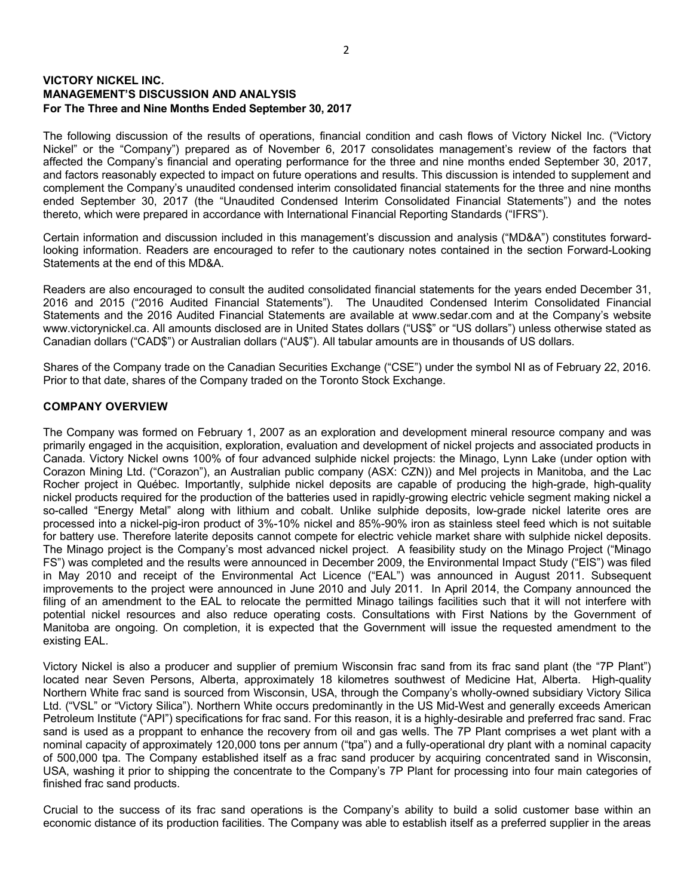**VICTORY NICKEL INC.**
**MANAGEMENT'S DISCUSSION AND ANALYSIS**
**For The Three and Nine Months Ended September 30, 2017**

The following discussion of the results of operations, financial condition and cash flows of Victory Nickel Inc. ("Victory Nickel" or the "Company") prepared as of November 6, 2017 consolidates management's review of the factors that affected the Company's financial and operating performance for the three and nine months ended September 30, 2017, and factors reasonably expected to impact on future operations and results. This discussion is intended to supplement and complement the Company's unaudited condensed interim consolidated financial statements for the three and nine months ended September 30, 2017 (the "Unaudited Condensed Interim Consolidated Financial Statements") and the notes thereto, which were prepared in accordance with International Financial Reporting Standards ("IFRS").

Certain information and discussion included in this management's discussion and analysis ("MD&A") constitutes forward-looking information. Readers are encouraged to refer to the cautionary notes contained in the section Forward-Looking Statements at the end of this MD&A.

Readers are also encouraged to consult the audited consolidated financial statements for the years ended December 31, 2016 and 2015 ("2016 Audited Financial Statements"). The Unaudited Condensed Interim Consolidated Financial Statements and the 2016 Audited Financial Statements are available at www.sedar.com and at the Company's website www.victorynickel.ca. All amounts disclosed are in United States dollars ("US$" or "US dollars") unless otherwise stated as Canadian dollars ("CAD$") or Australian dollars ("AU$"). All tabular amounts are in thousands of US dollars.

Shares of the Company trade on the Canadian Securities Exchange ("CSE") under the symbol NI as of February 22, 2016. Prior to that date, shares of the Company traded on the Toronto Stock Exchange.

## COMPANY OVERVIEW

The Company was formed on February 1, 2007 as an exploration and development mineral resource company and was primarily engaged in the acquisition, exploration, evaluation and development of nickel projects and associated products in Canada. Victory Nickel owns 100% of four advanced sulphide nickel projects: the Minago, Lynn Lake (under option with Corazon Mining Ltd. ("Corazon"), an Australian public company (ASX: CZN)) and Mel projects in Manitoba, and the Lac Rocher project in Québec. Importantly, sulphide nickel deposits are capable of producing the high-grade, high-quality nickel products required for the production of the batteries used in rapidly-growing electric vehicle segment making nickel a so-called "Energy Metal" along with lithium and cobalt. Unlike sulphide deposits, low-grade nickel laterite ores are processed into a nickel-pig-iron product of 3%-10% nickel and 85%-90% iron as stainless steel feed which is not suitable for battery use. Therefore laterite deposits cannot compete for electric vehicle market share with sulphide nickel deposits. The Minago project is the Company's most advanced nickel project. A feasibility study on the Minago Project ("Minago FS") was completed and the results were announced in December 2009, the Environmental Impact Study ("EIS") was filed in May 2010 and receipt of the Environmental Act Licence ("EAL") was announced in August 2011. Subsequent improvements to the project were announced in June 2010 and July 2011. In April 2014, the Company announced the filing of an amendment to the EAL to relocate the permitted Minago tailings facilities such that it will not interfere with potential nickel resources and also reduce operating costs. Consultations with First Nations by the Government of Manitoba are ongoing. On completion, it is expected that the Government will issue the requested amendment to the existing EAL.

Victory Nickel is also a producer and supplier of premium Wisconsin frac sand from its frac sand plant (the "7P Plant") located near Seven Persons, Alberta, approximately 18 kilometres southwest of Medicine Hat, Alberta. High-quality Northern White frac sand is sourced from Wisconsin, USA, through the Company's wholly-owned subsidiary Victory Silica Ltd. ("VSL" or "Victory Silica"). Northern White occurs predominantly in the US Mid-West and generally exceeds American Petroleum Institute ("API") specifications for frac sand. For this reason, it is a highly-desirable and preferred frac sand. Frac sand is used as a proppant to enhance the recovery from oil and gas wells. The 7P Plant comprises a wet plant with a nominal capacity of approximately 120,000 tons per annum ("tpa") and a fully-operational dry plant with a nominal capacity of 500,000 tpa. The Company established itself as a frac sand producer by acquiring concentrated sand in Wisconsin, USA, washing it prior to shipping the concentrate to the Company's 7P Plant for processing into four main categories of finished frac sand products.

Crucial to the success of its frac sand operations is the Company's ability to build a solid customer base within an economic distance of its production facilities. The Company was able to establish itself as a preferred supplier in the areas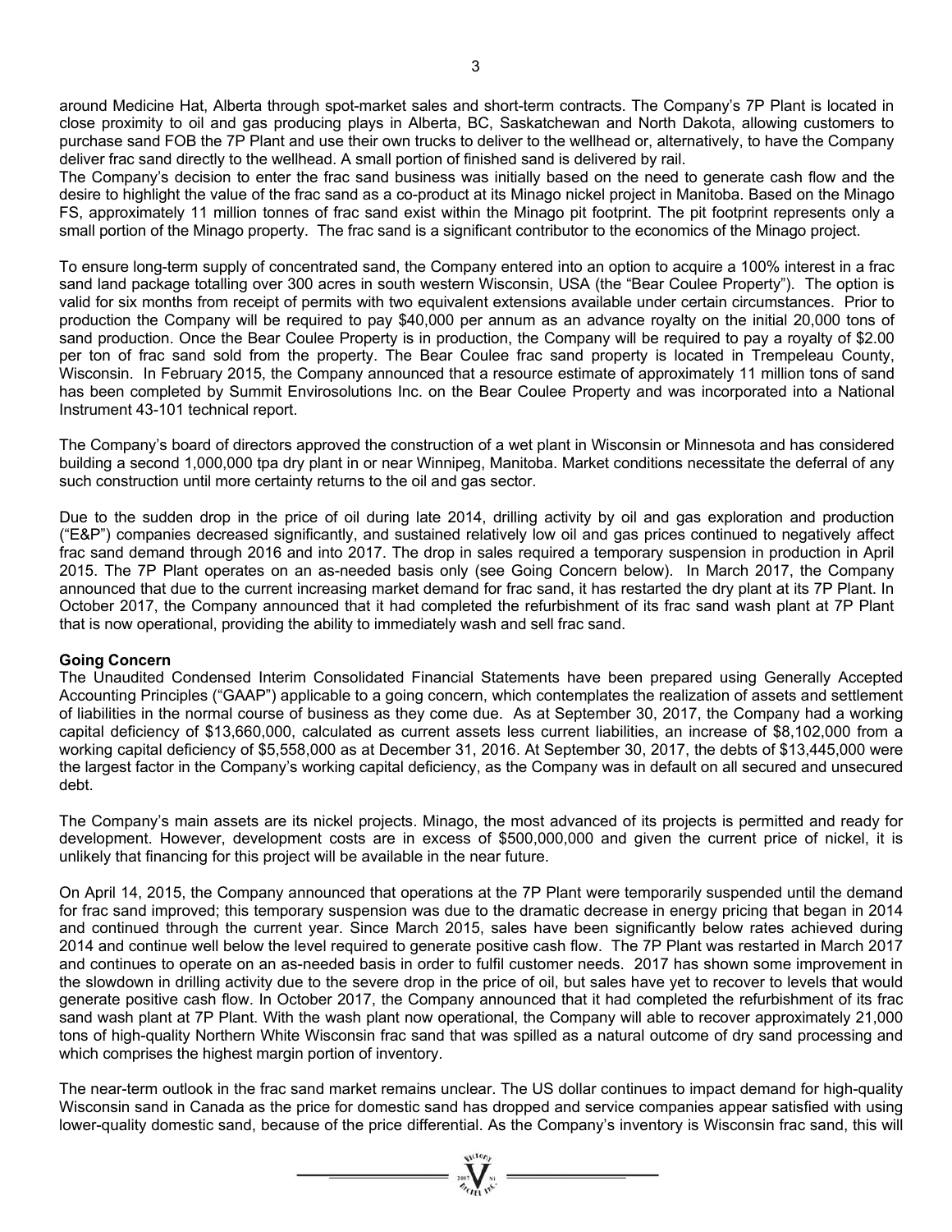around Medicine Hat, Alberta through spot-market sales and short-term contracts. The Company's 7P Plant is located in close proximity to oil and gas producing plays in Alberta, BC, Saskatchewan and North Dakota, allowing customers to purchase sand FOB the 7P Plant and use their own trucks to deliver to the wellhead or, alternatively, to have the Company deliver frac sand directly to the wellhead. A small portion of finished sand is delivered by rail.

The Company's decision to enter the frac sand business was initially based on the need to generate cash flow and the desire to highlight the value of the frac sand as a co-product at its Minago nickel project in Manitoba. Based on the Minago FS, approximately 11 million tonnes of frac sand exist within the Minago pit footprint. The pit footprint represents only a small portion of the Minago property. The frac sand is a significant contributor to the economics of the Minago project.

To ensure long-term supply of concentrated sand, the Company entered into an option to acquire a 100% interest in a frac sand land package totalling over 300 acres in south western Wisconsin, USA (the "Bear Coulee Property"). The option is valid for six months from receipt of permits with two equivalent extensions available under certain circumstances. Prior to production the Company will be required to pay $40,000 per annum as an advance royalty on the initial 20,000 tons of sand production. Once the Bear Coulee Property is in production, the Company will be required to pay a royalty of $2.00 per ton of frac sand sold from the property. The Bear Coulee frac sand property is located in Trempeleau County, Wisconsin. In February 2015, the Company announced that a resource estimate of approximately 11 million tons of sand has been completed by Summit Envirosolutions Inc. on the Bear Coulee Property and was incorporated into a National Instrument 43-101 technical report.

The Company's board of directors approved the construction of a wet plant in Wisconsin or Minnesota and has considered building a second 1,000,000 tpa dry plant in or near Winnipeg, Manitoba. Market conditions necessitate the deferral of any such construction until more certainty returns to the oil and gas sector.

Due to the sudden drop in the price of oil during late 2014, drilling activity by oil and gas exploration and production ("E&P") companies decreased significantly, and sustained relatively low oil and gas prices continued to negatively affect frac sand demand through 2016 and into 2017. The drop in sales required a temporary suspension in production in April 2015. The 7P Plant operates on an as-needed basis only (see Going Concern below). In March 2017, the Company announced that due to the current increasing market demand for frac sand, it has restarted the dry plant at its 7P Plant. In October 2017, the Company announced that it had completed the refurbishment of its frac sand wash plant at 7P Plant that is now operational, providing the ability to immediately wash and sell frac sand.

**Going Concern**

The Unaudited Condensed Interim Consolidated Financial Statements have been prepared using Generally Accepted Accounting Principles ("GAAP") applicable to a going concern, which contemplates the realization of assets and settlement of liabilities in the normal course of business as they come due. As at September 30, 2017, the Company had a working capital deficiency of $13,660,000, calculated as current assets less current liabilities, an increase of $8,102,000 from a working capital deficiency of $5,558,000 as at December 31, 2016. At September 30, 2017, the debts of $13,445,000 were the largest factor in the Company's working capital deficiency, as the Company was in default on all secured and unsecured debt.

The Company's main assets are its nickel projects. Minago, the most advanced of its projects is permitted and ready for development. However, development costs are in excess of $500,000,000 and given the current price of nickel, it is unlikely that financing for this project will be available in the near future.

On April 14, 2015, the Company announced that operations at the 7P Plant were temporarily suspended until the demand for frac sand improved; this temporary suspension was due to the dramatic decrease in energy pricing that began in 2014 and continued through the current year. Since March 2015, sales have been significantly below rates achieved during 2014 and continue well below the level required to generate positive cash flow. The 7P Plant was restarted in March 2017 and continues to operate on an as-needed basis in order to fulfil customer needs. 2017 has shown some improvement in the slowdown in drilling activity due to the severe drop in the price of oil, but sales have yet to recover to levels that would generate positive cash flow. In October 2017, the Company announced that it had completed the refurbishment of its frac sand wash plant at 7P Plant. With the wash plant now operational, the Company will able to recover approximately 21,000 tons of high-quality Northern White Wisconsin frac sand that was spilled as a natural outcome of dry sand processing and which comprises the highest margin portion of inventory.

The near-term outlook in the frac sand market remains unclear. The US dollar continues to impact demand for high-quality Wisconsin sand in Canada as the price for domestic sand has dropped and service companies appear satisfied with using lower-quality domestic sand, because of the price differential. As the Company's inventory is Wisconsin frac sand, this will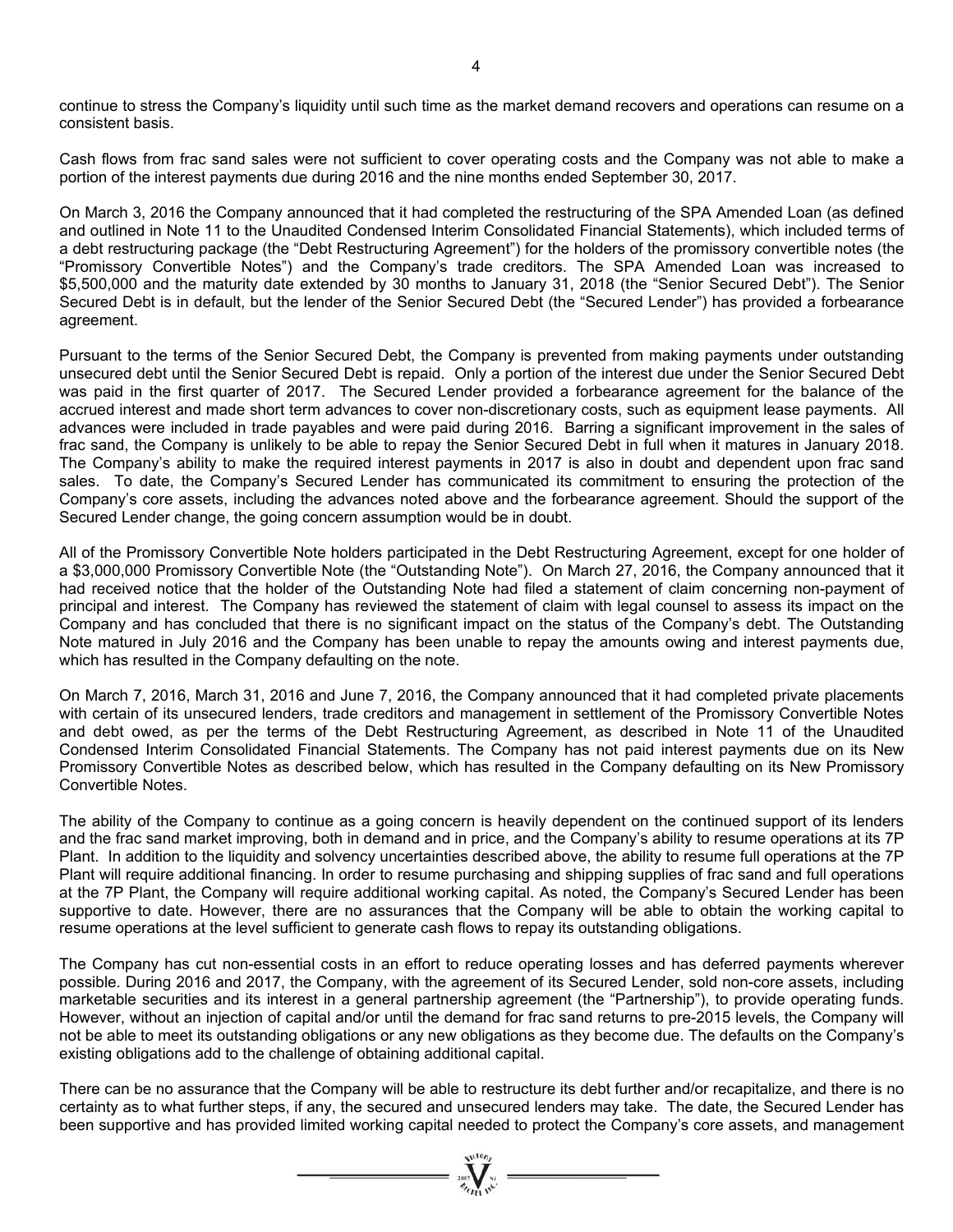continue to stress the Company's liquidity until such time as the market demand recovers and operations can resume on a consistent basis.

Cash flows from frac sand sales were not sufficient to cover operating costs and the Company was not able to make a portion of the interest payments due during 2016 and the nine months ended September 30, 2017.

On March 3, 2016 the Company announced that it had completed the restructuring of the SPA Amended Loan (as defined and outlined in Note 11 to the Unaudited Condensed Interim Consolidated Financial Statements), which included terms of a debt restructuring package (the "Debt Restructuring Agreement") for the holders of the promissory convertible notes (the "Promissory Convertible Notes") and the Company's trade creditors. The SPA Amended Loan was increased to $5,500,000 and the maturity date extended by 30 months to January 31, 2018 (the "Senior Secured Debt"). The Senior Secured Debt is in default, but the lender of the Senior Secured Debt (the "Secured Lender") has provided a forbearance agreement.

Pursuant to the terms of the Senior Secured Debt, the Company is prevented from making payments under outstanding unsecured debt until the Senior Secured Debt is repaid. Only a portion of the interest due under the Senior Secured Debt was paid in the first quarter of 2017. The Secured Lender provided a forbearance agreement for the balance of the accrued interest and made short term advances to cover non-discretionary costs, such as equipment lease payments. All advances were included in trade payables and were paid during 2016. Barring a significant improvement in the sales of frac sand, the Company is unlikely to be able to repay the Senior Secured Debt in full when it matures in January 2018. The Company's ability to make the required interest payments in 2017 is also in doubt and dependent upon frac sand sales. To date, the Company's Secured Lender has communicated its commitment to ensuring the protection of the Company's core assets, including the advances noted above and the forbearance agreement. Should the support of the Secured Lender change, the going concern assumption would be in doubt.

All of the Promissory Convertible Note holders participated in the Debt Restructuring Agreement, except for one holder of a $3,000,000 Promissory Convertible Note (the "Outstanding Note"). On March 27, 2016, the Company announced that it had received notice that the holder of the Outstanding Note had filed a statement of claim concerning non-payment of principal and interest. The Company has reviewed the statement of claim with legal counsel to assess its impact on the Company and has concluded that there is no significant impact on the status of the Company's debt. The Outstanding Note matured in July 2016 and the Company has been unable to repay the amounts owing and interest payments due, which has resulted in the Company defaulting on the note.

On March 7, 2016, March 31, 2016 and June 7, 2016, the Company announced that it had completed private placements with certain of its unsecured lenders, trade creditors and management in settlement of the Promissory Convertible Notes and debt owed, as per the terms of the Debt Restructuring Agreement, as described in Note 11 of the Unaudited Condensed Interim Consolidated Financial Statements. The Company has not paid interest payments due on its New Promissory Convertible Notes as described below, which has resulted in the Company defaulting on its New Promissory Convertible Notes.

The ability of the Company to continue as a going concern is heavily dependent on the continued support of its lenders and the frac sand market improving, both in demand and in price, and the Company's ability to resume operations at its 7P Plant. In addition to the liquidity and solvency uncertainties described above, the ability to resume full operations at the 7P Plant will require additional financing. In order to resume purchasing and shipping supplies of frac sand and full operations at the 7P Plant, the Company will require additional working capital. As noted, the Company's Secured Lender has been supportive to date. However, there are no assurances that the Company will be able to obtain the working capital to resume operations at the level sufficient to generate cash flows to repay its outstanding obligations.

The Company has cut non-essential costs in an effort to reduce operating losses and has deferred payments wherever possible. During 2016 and 2017, the Company, with the agreement of its Secured Lender, sold non-core assets, including marketable securities and its interest in a general partnership agreement (the "Partnership"), to provide operating funds. However, without an injection of capital and/or until the demand for frac sand returns to pre-2015 levels, the Company will not be able to meet its outstanding obligations or any new obligations as they become due. The defaults on the Company's existing obligations add to the challenge of obtaining additional capital.

There can be no assurance that the Company will be able to restructure its debt further and/or recapitalize, and there is no certainty as to what further steps, if any, the secured and unsecured lenders may take. The date, the Secured Lender has been supportive and has provided limited working capital needed to protect the Company's core assets, and management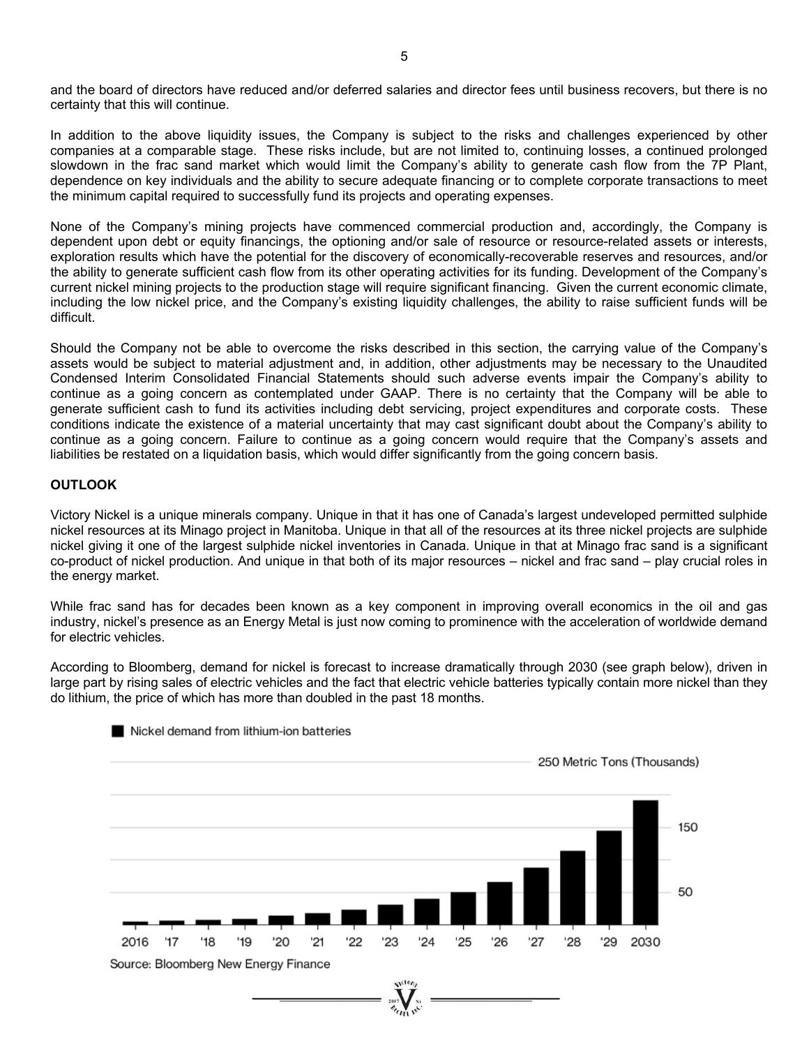and the board of directors have reduced and/or deferred salaries and director fees until business recovers, but there is no certainty that this will continue.

In addition to the above liquidity issues, the Company is subject to the risks and challenges experienced by other companies at a comparable stage. These risks include, but are not limited to, continuing losses, a continued prolonged slowdown in the frac sand market which would limit the Company's ability to generate cash flow from the 7P Plant, dependence on key individuals and the ability to secure adequate financing or to complete corporate transactions to meet the minimum capital required to successfully fund its projects and operating expenses.

None of the Company's mining projects have commenced commercial production and, accordingly, the Company is dependent upon debt or equity financings, the optioning and/or sale of resource or resource-related assets or interests, exploration results which have the potential for the discovery of economically-recoverable reserves and resources, and/or the ability to generate sufficient cash flow from its other operating activities for its funding. Development of the Company's current nickel mining projects to the production stage will require significant financing. Given the current economic climate, including the low nickel price, and the Company's existing liquidity challenges, the ability to raise sufficient funds will be difficult.

Should the Company not be able to overcome the risks described in this section, the carrying value of the Company's assets would be subject to material adjustment and, in addition, other adjustments may be necessary to the Unaudited Condensed Interim Consolidated Financial Statements should such adverse events impair the Company's ability to continue as a going concern as contemplated under GAAP. There is no certainty that the Company will be able to generate sufficient cash to fund its activities including debt servicing, project expenditures and corporate costs. These conditions indicate the existence of a material uncertainty that may cast significant doubt about the Company's ability to continue as a going concern. Failure to continue as a going concern would require that the Company's assets and liabilities be restated on a liquidation basis, which would differ significantly from the going concern basis.

## OUTLOOK

Victory Nickel is a unique minerals company. Unique in that it has one of Canada's largest undeveloped permitted sulphide nickel resources at its Minago project in Manitoba. Unique in that all of the resources at its three nickel projects are sulphide nickel giving it one of the largest sulphide nickel inventories in Canada. Unique in that at Minago frac sand is a significant co-product of nickel production. And unique in that both of its major resources – nickel and frac sand – play crucial roles in the energy market.

While frac sand has for decades been known as a key component in improving overall economics in the oil and gas industry, nickel's presence as an Energy Metal is just now coming to prominence with the acceleration of worldwide demand for electric vehicles.

According to Bloomberg, demand for nickel is forecast to increase dramatically through 2030 (see graph below), driven in large part by rising sales of electric vehicles and the fact that electric vehicle batteries typically contain more nickel than they do lithium, the price of which has more than doubled in the past 18 months.

Nickel demand from lithium-ion batteries

250 Metric Tons (Thousands)

150

50

2016 '17 '18 '19 '20 '21 '22 '23 '24 '25 '26 '27 '28 '29 2030

Source: Bloomberg New Energy Finance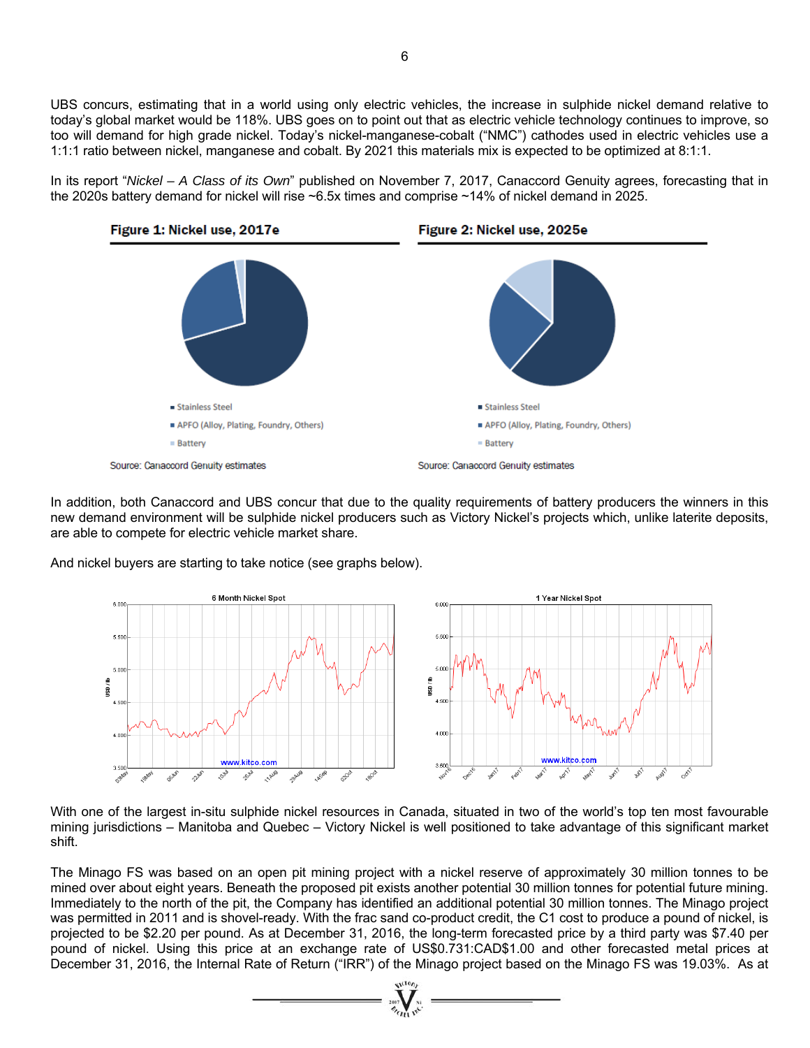UBS concurs, estimating that in a world using only electric vehicles, the increase in sulphide nickel demand relative to today's global market would be 118%. UBS goes on to point out that as electric vehicle technology continues to improve, so too will demand for high grade nickel. Today's nickel-manganese-cobalt ("NMC") cathodes used in electric vehicles use a 1:1:1 ratio between nickel, manganese and cobalt. By 2021 this materials mix is expected to be optimized at 8:1:1.

In its report "*Nickel – A Class of its Own*" published on November 7, 2017, Canaccord Genuity agrees, forecasting that in the 2020s battery demand for nickel will rise ~6.5x times and comprise ~14% of nickel demand in 2025.

**Figure 1: Nickel use, 2017e**

- Stainless Steel
- APFO (Alloy, Plating, Foundry, Others)
- Battery

Source: Canaccord Genuity estimates

**Figure 2: Nickel use, 2025e**

- Stainless Steel
- APFO (Alloy, Plating, Foundry, Others)
- Battery

Source: Canaccord Genuity estimates

In addition, both Canaccord and UBS concur that due to the quality requirements of battery producers the winners in this new demand environment will be sulphide nickel producers such as Victory Nickel's projects which, unlike laterite deposits, are able to compete for electric vehicle market share.

And nickel buyers are starting to take notice (see graphs below).

6 Month Nickel Spot

1 Year Nickel Spot

With one of the largest in-situ sulphide nickel resources in Canada, situated in two of the world's top ten most favourable mining jurisdictions – Manitoba and Quebec – Victory Nickel is well positioned to take advantage of this significant market shift.

The Minago FS was based on an open pit mining project with a nickel reserve of approximately 30 million tonnes to be mined over about eight years. Beneath the proposed pit exists another potential 30 million tonnes for potential future mining. Immediately to the north of the pit, the Company has identified an additional potential 30 million tonnes. The Minago project was permitted in 2011 and is shovel-ready. With the frac sand co-product credit, the C1 cost to produce a pound of nickel, is projected to be $2.20 per pound. As at December 31, 2016, the long-term forecasted price by a third party was $7.40 per pound of nickel. Using this price at an exchange rate of US$0.731:CAD$1.00 and other forecasted metal prices at December 31, 2016, the Internal Rate of Return ("IRR") of the Minago project based on the Minago FS was 19.03%. As at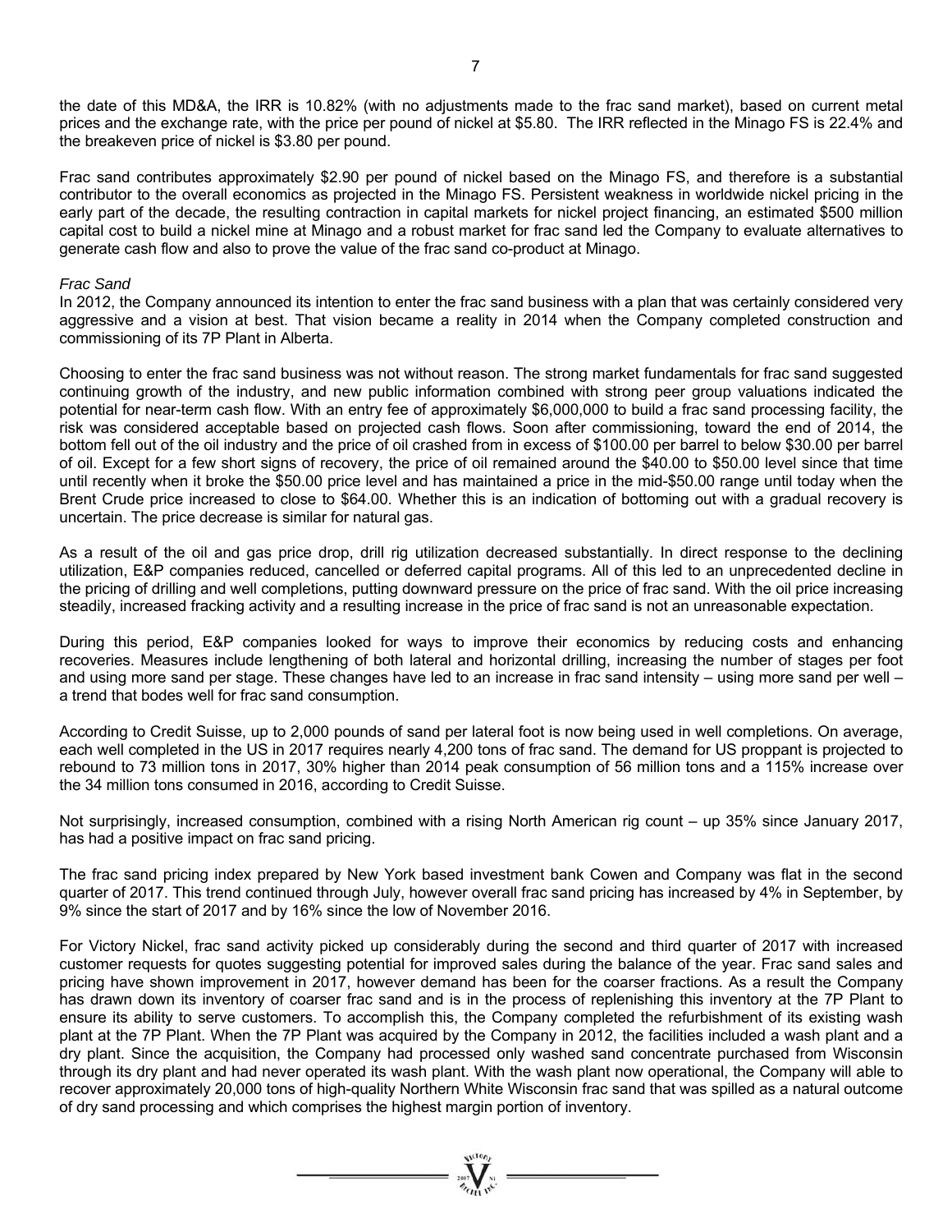the date of this MD&A, the IRR is 10.82% (with no adjustments made to the frac sand market), based on current metal prices and the exchange rate, with the price per pound of nickel at $5.80. The IRR reflected in the Minago FS is 22.4% and the breakeven price of nickel is $3.80 per pound.

Frac sand contributes approximately $2.90 per pound of nickel based on the Minago FS, and therefore is a substantial contributor to the overall economics as projected in the Minago FS. Persistent weakness in worldwide nickel pricing in the early part of the decade, the resulting contraction in capital markets for nickel project financing, an estimated $500 million capital cost to build a nickel mine at Minago and a robust market for frac sand led the Company to evaluate alternatives to generate cash flow and also to prove the value of the frac sand co-product at Minago.

*Frac Sand*

In 2012, the Company announced its intention to enter the frac sand business with a plan that was certainly considered very aggressive and a vision at best. That vision became a reality in 2014 when the Company completed construction and commissioning of its 7P Plant in Alberta.

Choosing to enter the frac sand business was not without reason. The strong market fundamentals for frac sand suggested continuing growth of the industry, and new public information combined with strong peer group valuations indicated the potential for near-term cash flow. With an entry fee of approximately $6,000,000 to build a frac sand processing facility, the risk was considered acceptable based on projected cash flows. Soon after commissioning, toward the end of 2014, the bottom fell out of the oil industry and the price of oil crashed from in excess of $100.00 per barrel to below $30.00 per barrel of oil. Except for a few short signs of recovery, the price of oil remained around the $40.00 to $50.00 level since that time until recently when it broke the $50.00 price level and has maintained a price in the mid-$50.00 range until today when the Brent Crude price increased to close to $64.00. Whether this is an indication of bottoming out with a gradual recovery is uncertain. The price decrease is similar for natural gas.

As a result of the oil and gas price drop, drill rig utilization decreased substantially. In direct response to the declining utilization, E&P companies reduced, cancelled or deferred capital programs. All of this led to an unprecedented decline in the pricing of drilling and well completions, putting downward pressure on the price of frac sand. With the oil price increasing steadily, increased fracking activity and a resulting increase in the price of frac sand is not an unreasonable expectation.

During this period, E&P companies looked for ways to improve their economics by reducing costs and enhancing recoveries. Measures include lengthening of both lateral and horizontal drilling, increasing the number of stages per foot and using more sand per stage. These changes have led to an increase in frac sand intensity – using more sand per well – a trend that bodes well for frac sand consumption.

According to Credit Suisse, up to 2,000 pounds of sand per lateral foot is now being used in well completions. On average, each well completed in the US in 2017 requires nearly 4,200 tons of frac sand. The demand for US proppant is projected to rebound to 73 million tons in 2017, 30% higher than 2014 peak consumption of 56 million tons and a 115% increase over the 34 million tons consumed in 2016, according to Credit Suisse.

Not surprisingly, increased consumption, combined with a rising North American rig count – up 35% since January 2017, has had a positive impact on frac sand pricing.

The frac sand pricing index prepared by New York based investment bank Cowen and Company was flat in the second quarter of 2017. This trend continued through July, however overall frac sand pricing has increased by 4% in September, by 9% since the start of 2017 and by 16% since the low of November 2016.

For Victory Nickel, frac sand activity picked up considerably during the second and third quarter of 2017 with increased customer requests for quotes suggesting potential for improved sales during the balance of the year. Frac sand sales and pricing have shown improvement in 2017, however demand has been for the coarser fractions. As a result the Company has drawn down its inventory of coarser frac sand and is in the process of replenishing this inventory at the 7P Plant to ensure its ability to serve customers. To accomplish this, the Company completed the refurbishment of its existing wash plant at the 7P Plant. When the 7P Plant was acquired by the Company in 2012, the facilities included a wash plant and a dry plant. Since the acquisition, the Company had processed only washed sand concentrate purchased from Wisconsin through its dry plant and had never operated its wash plant. With the wash plant now operational, the Company will able to recover approximately 20,000 tons of high-quality Northern White Wisconsin frac sand that was spilled as a natural outcome of dry sand processing and which comprises the highest margin portion of inventory.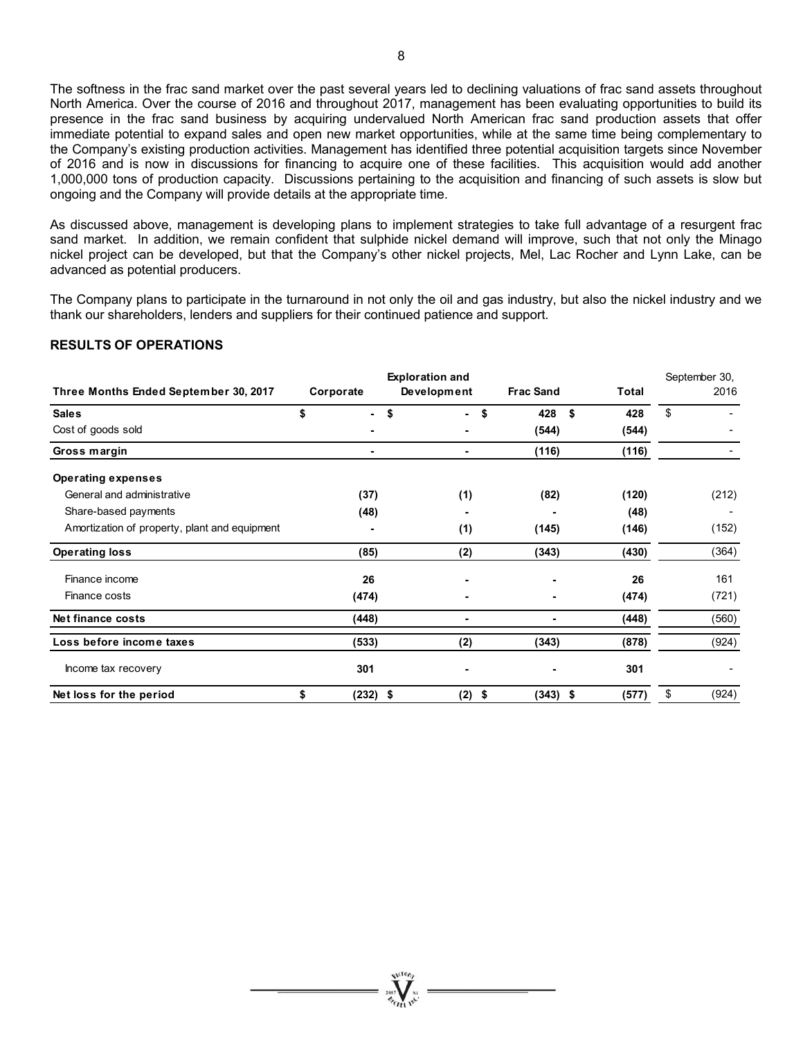The softness in the frac sand market over the past several years led to declining valuations of frac sand assets throughout North America. Over the course of 2016 and throughout 2017, management has been evaluating opportunities to build its presence in the frac sand business by acquiring undervalued North American frac sand production assets that offer immediate potential to expand sales and open new market opportunities, while at the same time being complementary to the Company's existing production activities. Management has identified three potential acquisition targets since November of 2016 and is now in discussions for financing to acquire one of these facilities. This acquisition would add another 1,000,000 tons of production capacity. Discussions pertaining to the acquisition and financing of such assets is slow but ongoing and the Company will provide details at the appropriate time.

As discussed above, management is developing plans to implement strategies to take full advantage of a resurgent frac sand market. In addition, we remain confident that sulphide nickel demand will improve, such that not only the Minago nickel project can be developed, but that the Company's other nickel projects, Mel, Lac Rocher and Lynn Lake, can be advanced as potential producers.

The Company plans to participate in the turnaround in not only the oil and gas industry, but also the nickel industry and we thank our shareholders, lenders and suppliers for their continued patience and support.

## RESULTS OF OPERATIONS

| Three Months Ended September 30, 2017 | Corporate | Exploration and Development | Frac Sand | Total | September 30, 2016 |
|---|---|---|---|---|---|
| **Sales** | $ - | $ - | $ 428 | $ 428 | $ - |
| Cost of goods sold | - | - | (544) | (544) | - |
| **Gross margin** | - | - | (116) | (116) | - |
| **Operating expenses** | | | | | |
| General and administrative | (37) | (1) | (82) | (120) | (212) |
| Share-based payments | (48) | - | - | (48) | - |
| Amortization of property, plant and equipment | - | (1) | (145) | (146) | (152) |
| **Operating loss** | (85) | (2) | (343) | (430) | (364) |
| Finance income | 26 | - | - | 26 | 161 |
| Finance costs | (474) | - | - | (474) | (721) |
| **Net finance costs** | (448) | - | - | (448) | (560) |
| **Loss before income taxes** | (533) | (2) | (343) | (878) | (924) |
| Income tax recovery | 301 | - | - | 301 | - |
| **Net loss for the period** | $ (232) | $ (2) | $ (343) | $ (577) | $ (924) |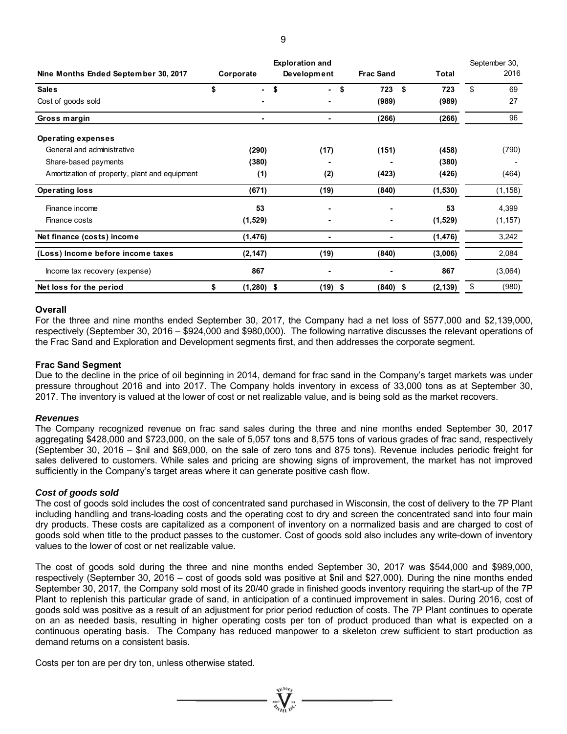| Nine Months Ended September 30, 2017 | Corporate | Exploration and Development | Frac Sand | Total | September 30, 2016 |
|---|---|---|---|---|---|
| **Sales** | **$ -** | **$ -** | **$ 723** | **$ 723** | $ 69 |
| Cost of goods sold | **-** | **-** | **(989)** | **(989)** | 27 |
| **Gross margin** | **-** | **-** | **(266)** | **(266)** | 96 |
| **Operating expenses** | | | | | |
| General and administrative | **(290)** | **(17)** | **(151)** | **(458)** | (790) |
| Share-based payments | **(380)** | **-** | **-** | **(380)** | - |
| Amortization of property, plant and equipment | **(1)** | **(2)** | **(423)** | **(426)** | (464) |
| **Operating loss** | **(671)** | **(19)** | **(840)** | **(1,530)** | (1,158) |
| Finance income | **53** | **-** | **-** | **53** | 4,399 |
| Finance costs | **(1,529)** | **-** | **-** | **(1,529)** | (1,157) |
| **Net finance (costs) income** | **(1,476)** | **-** | **-** | **(1,476)** | 3,242 |
| **(Loss) Income before income taxes** | **(2,147)** | **(19)** | **(840)** | **(3,006)** | 2,084 |
| Income tax recovery (expense) | **867** | **-** | **-** | **867** | (3,064) |
| **Net loss for the period** | **$ (1,280)** | **$ (19)** | **$ (840)** | **$ (2,139)** | $ (980) |

### Overall

For the three and nine months ended September 30, 2017, the Company had a net loss of $577,000 and $2,139,000, respectively (September 30, 2016 – $924,000 and $980,000). The following narrative discusses the relevant operations of the Frac Sand and Exploration and Development segments first, and then addresses the corporate segment.

### Frac Sand Segment

Due to the decline in the price of oil beginning in 2014, demand for frac sand in the Company's target markets was under pressure throughout 2016 and into 2017. The Company holds inventory in excess of 33,000 tons as at September 30, 2017. The inventory is valued at the lower of cost or net realizable value, and is being sold as the market recovers.

#### *Revenues*

The Company recognized revenue on frac sand sales during the three and nine months ended September 30, 2017 aggregating $428,000 and $723,000, on the sale of 5,057 tons and 8,575 tons of various grades of frac sand, respectively (September 30, 2016 – $nil and $69,000, on the sale of zero tons and 875 tons). Revenue includes periodic freight for sales delivered to customers. While sales and pricing are showing signs of improvement, the market has not improved sufficiently in the Company's target areas where it can generate positive cash flow.

#### *Cost of goods sold*

The cost of goods sold includes the cost of concentrated sand purchased in Wisconsin, the cost of delivery to the 7P Plant including handling and trans-loading costs and the operating cost to dry and screen the concentrated sand into four main dry products. These costs are capitalized as a component of inventory on a normalized basis and are charged to cost of goods sold when title to the product passes to the customer. Cost of goods sold also includes any write-down of inventory values to the lower of cost or net realizable value.

The cost of goods sold during the three and nine months ended September 30, 2017 was $544,000 and $989,000, respectively (September 30, 2016 – cost of goods sold was positive at $nil and $27,000). During the nine months ended September 30, 2017, the Company sold most of its 20/40 grade in finished goods inventory requiring the start-up of the 7P Plant to replenish this particular grade of sand, in anticipation of a continued improvement in sales. During 2016, cost of goods sold was positive as a result of an adjustment for prior period reduction of costs. The 7P Plant continues to operate on an as needed basis, resulting in higher operating costs per ton of product produced than what is expected on a continuous operating basis. The Company has reduced manpower to a skeleton crew sufficient to start production as demand returns on a consistent basis.

Costs per ton are per dry ton, unless otherwise stated.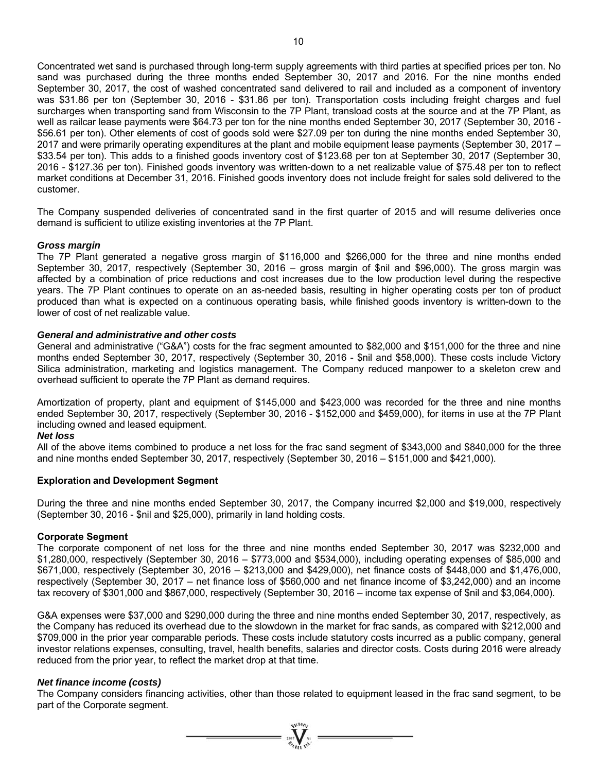Concentrated wet sand is purchased through long-term supply agreements with third parties at specified prices per ton. No sand was purchased during the three months ended September 30, 2017 and 2016. For the nine months ended September 30, 2017, the cost of washed concentrated sand delivered to rail and included as a component of inventory was $31.86 per ton (September 30, 2016 - $31.86 per ton). Transportation costs including freight charges and fuel surcharges when transporting sand from Wisconsin to the 7P Plant, transload costs at the source and at the 7P Plant, as well as railcar lease payments were $64.73 per ton for the nine months ended September 30, 2017 (September 30, 2016 - $56.61 per ton). Other elements of cost of goods sold were $27.09 per ton during the nine months ended September 30, 2017 and were primarily operating expenditures at the plant and mobile equipment lease payments (September 30, 2017 – $33.54 per ton). This adds to a finished goods inventory cost of $123.68 per ton at September 30, 2017 (September 30, 2016 - $127.36 per ton). Finished goods inventory was written-down to a net realizable value of $75.48 per ton to reflect market conditions at December 31, 2016. Finished goods inventory does not include freight for sales sold delivered to the customer.

The Company suspended deliveries of concentrated sand in the first quarter of 2015 and will resume deliveries once demand is sufficient to utilize existing inventories at the 7P Plant.

***Gross margin***

The 7P Plant generated a negative gross margin of $116,000 and $266,000 for the three and nine months ended September 30, 2017, respectively (September 30, 2016 – gross margin of $nil and $96,000). The gross margin was affected by a combination of price reductions and cost increases due to the low production level during the respective years. The 7P Plant continues to operate on an as-needed basis, resulting in higher operating costs per ton of product produced than what is expected on a continuous operating basis, while finished goods inventory is written-down to the lower of cost of net realizable value.

***General and administrative and other costs***

General and administrative ("G&A") costs for the frac segment amounted to $82,000 and $151,000 for the three and nine months ended September 30, 2017, respectively (September 30, 2016 - $nil and $58,000). These costs include Victory Silica administration, marketing and logistics management. The Company reduced manpower to a skeleton crew and overhead sufficient to operate the 7P Plant as demand requires.

Amortization of property, plant and equipment of $145,000 and $423,000 was recorded for the three and nine months ended September 30, 2017, respectively (September 30, 2016 - $152,000 and $459,000), for items in use at the 7P Plant including owned and leased equipment.

***Net loss***

All of the above items combined to produce a net loss for the frac sand segment of $343,000 and $840,000 for the three and nine months ended September 30, 2017, respectively (September 30, 2016 – $151,000 and $421,000).

**Exploration and Development Segment**

During the three and nine months ended September 30, 2017, the Company incurred $2,000 and $19,000, respectively (September 30, 2016 - $nil and $25,000), primarily in land holding costs.

**Corporate Segment**

The corporate component of net loss for the three and nine months ended September 30, 2017 was $232,000 and $1,280,000, respectively (September 30, 2016 – $773,000 and $534,000), including operating expenses of $85,000 and $671,000, respectively (September 30, 2016 – $213,000 and $429,000), net finance costs of $448,000 and $1,476,000, respectively (September 30, 2017 – net finance loss of $560,000 and net finance income of $3,242,000) and an income tax recovery of $301,000 and $867,000, respectively (September 30, 2016 – income tax expense of $nil and $3,064,000).

G&A expenses were $37,000 and $290,000 during the three and nine months ended September 30, 2017, respectively, as the Company has reduced its overhead due to the slowdown in the market for frac sands, as compared with $212,000 and $709,000 in the prior year comparable periods. These costs include statutory costs incurred as a public company, general investor relations expenses, consulting, travel, health benefits, salaries and director costs. Costs during 2016 were already reduced from the prior year, to reflect the market drop at that time.

***Net finance income (costs)***

The Company considers financing activities, other than those related to equipment leased in the frac sand segment, to be part of the Corporate segment.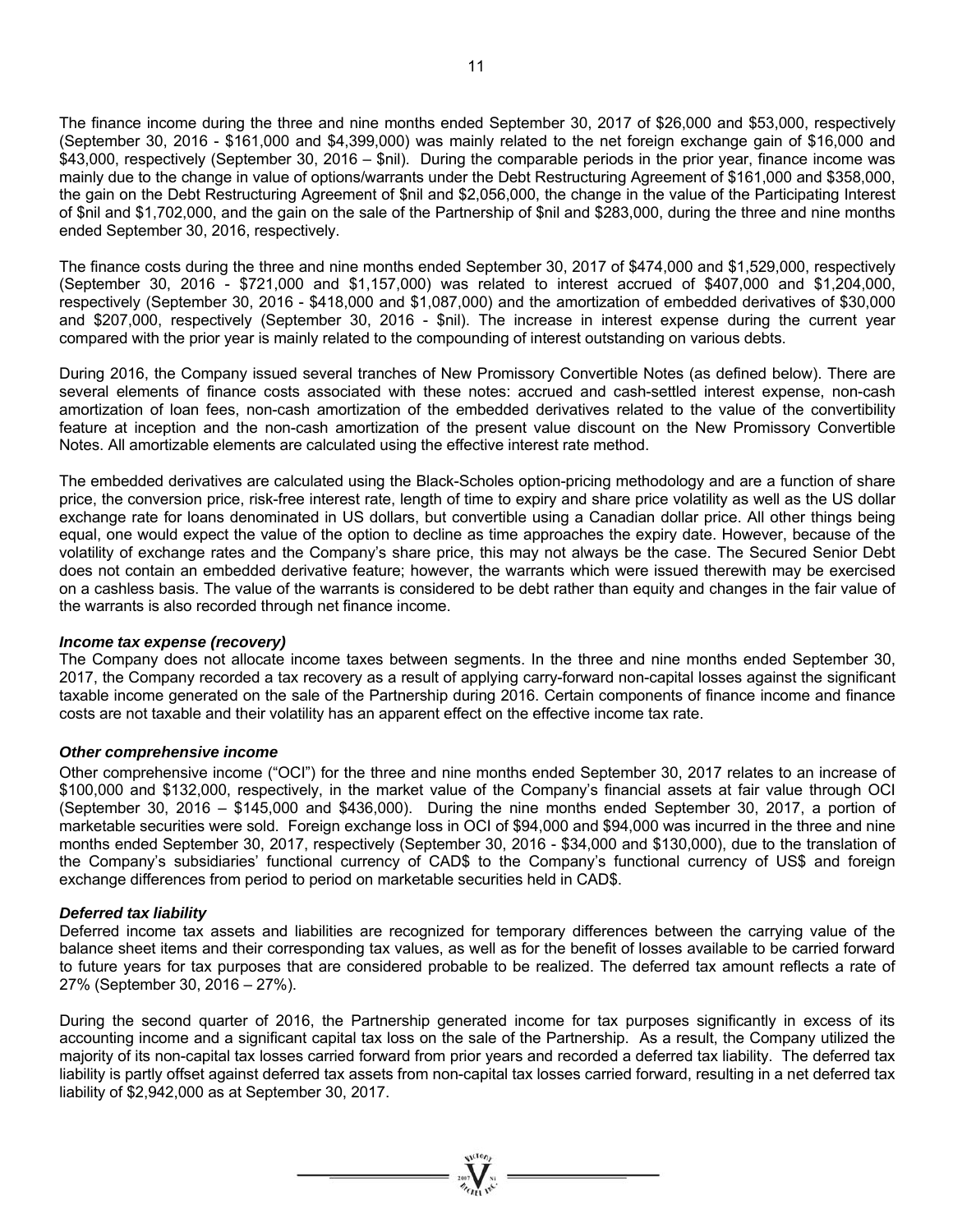The finance income during the three and nine months ended September 30, 2017 of $26,000 and $53,000, respectively (September 30, 2016 - $161,000 and $4,399,000) was mainly related to the net foreign exchange gain of $16,000 and $43,000, respectively (September 30, 2016 – $nil). During the comparable periods in the prior year, finance income was mainly due to the change in value of options/warrants under the Debt Restructuring Agreement of $161,000 and $358,000, the gain on the Debt Restructuring Agreement of $nil and $2,056,000, the change in the value of the Participating Interest of $nil and $1,702,000, and the gain on the sale of the Partnership of $nil and $283,000, during the three and nine months ended September 30, 2016, respectively.

The finance costs during the three and nine months ended September 30, 2017 of $474,000 and $1,529,000, respectively (September 30, 2016 - $721,000 and $1,157,000) was related to interest accrued of $407,000 and $1,204,000, respectively (September 30, 2016 - $418,000 and $1,087,000) and the amortization of embedded derivatives of $30,000 and $207,000, respectively (September 30, 2016 - $nil). The increase in interest expense during the current year compared with the prior year is mainly related to the compounding of interest outstanding on various debts.

During 2016, the Company issued several tranches of New Promissory Convertible Notes (as defined below). There are several elements of finance costs associated with these notes: accrued and cash-settled interest expense, non-cash amortization of loan fees, non-cash amortization of the embedded derivatives related to the value of the convertibility feature at inception and the non-cash amortization of the present value discount on the New Promissory Convertible Notes. All amortizable elements are calculated using the effective interest rate method.

The embedded derivatives are calculated using the Black-Scholes option-pricing methodology and are a function of share price, the conversion price, risk-free interest rate, length of time to expiry and share price volatility as well as the US dollar exchange rate for loans denominated in US dollars, but convertible using a Canadian dollar price. All other things being equal, one would expect the value of the option to decline as time approaches the expiry date. However, because of the volatility of exchange rates and the Company's share price, this may not always be the case. The Secured Senior Debt does not contain an embedded derivative feature; however, the warrants which were issued therewith may be exercised on a cashless basis. The value of the warrants is considered to be debt rather than equity and changes in the fair value of the warrants is also recorded through net finance income.

### *Income tax expense (recovery)*

The Company does not allocate income taxes between segments. In the three and nine months ended September 30, 2017, the Company recorded a tax recovery as a result of applying carry-forward non-capital losses against the significant taxable income generated on the sale of the Partnership during 2016. Certain components of finance income and finance costs are not taxable and their volatility has an apparent effect on the effective income tax rate.

### *Other comprehensive income*

Other comprehensive income ("OCI") for the three and nine months ended September 30, 2017 relates to an increase of $100,000 and $132,000, respectively, in the market value of the Company's financial assets at fair value through OCI (September 30, 2016 – $145,000 and $436,000). During the nine months ended September 30, 2017, a portion of marketable securities were sold. Foreign exchange loss in OCI of $94,000 and $94,000 was incurred in the three and nine months ended September 30, 2017, respectively (September 30, 2016 - $34,000 and $130,000), due to the translation of the Company's subsidiaries' functional currency of CAD$ to the Company's functional currency of US$ and foreign exchange differences from period to period on marketable securities held in CAD$.

### *Deferred tax liability*

Deferred income tax assets and liabilities are recognized for temporary differences between the carrying value of the balance sheet items and their corresponding tax values, as well as for the benefit of losses available to be carried forward to future years for tax purposes that are considered probable to be realized. The deferred tax amount reflects a rate of 27% (September 30, 2016 – 27%).

During the second quarter of 2016, the Partnership generated income for tax purposes significantly in excess of its accounting income and a significant capital tax loss on the sale of the Partnership. As a result, the Company utilized the majority of its non-capital tax losses carried forward from prior years and recorded a deferred tax liability. The deferred tax liability is partly offset against deferred tax assets from non-capital tax losses carried forward, resulting in a net deferred tax liability of $2,942,000 as at September 30, 2017.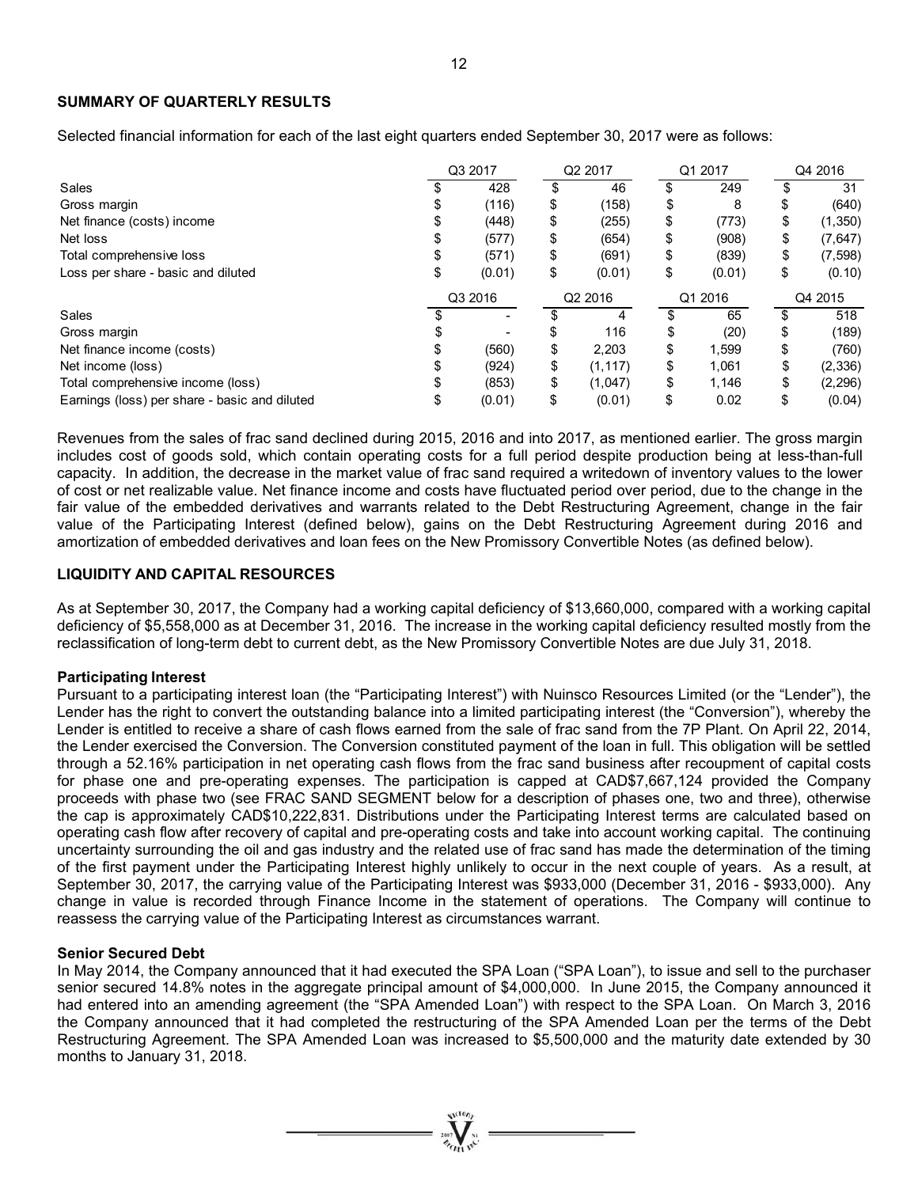## SUMMARY OF QUARTERLY RESULTS

Selected financial information for each of the last eight quarters ended September 30, 2017 were as follows:

| | Q3 2017 | Q2 2017 | Q1 2017 | Q4 2016 |
|---|---|---|---|---|
| Sales | $ 428 | $ 46 | $ 249 | $ 31 |
| Gross margin | $ (116) | $ (158) | $ 8 | $ (640) |
| Net finance (costs) income | $ (448) | $ (255) | $ (773) | $ (1,350) |
| Net loss | $ (577) | $ (654) | $ (908) | $ (7,647) |
| Total comprehensive loss | $ (571) | $ (691) | $ (839) | $ (7,598) |
| Loss per share - basic and diluted | $ (0.01) | $ (0.01) | $ (0.01) | $ (0.10) |
| | **Q3 2016** | **Q2 2016** | **Q1 2016** | **Q4 2015** |
| Sales | $ - | $ 4 | $ 65 | $ 518 |
| Gross margin | $ - | $ 116 | $ (20) | $ (189) |
| Net finance income (costs) | $ (560) | $ 2,203 | $ 1,599 | $ (760) |
| Net income (loss) | $ (924) | $ (1,117) | $ 1,061 | $ (2,336) |
| Total comprehensive income (loss) | $ (853) | $ (1,047) | $ 1,146 | $ (2,296) |
| Earnings (loss) per share - basic and diluted | $ (0.01) | $ (0.01) | $ 0.02 | $ (0.04) |

Revenues from the sales of frac sand declined during 2015, 2016 and into 2017, as mentioned earlier. The gross margin includes cost of goods sold, which contain operating costs for a full period despite production being at less-than-full capacity. In addition, the decrease in the market value of frac sand required a writedown of inventory values to the lower of cost or net realizable value. Net finance income and costs have fluctuated period over period, due to the change in the fair value of the embedded derivatives and warrants related to the Debt Restructuring Agreement, change in the fair value of the Participating Interest (defined below), gains on the Debt Restructuring Agreement during 2016 and amortization of embedded derivatives and loan fees on the New Promissory Convertible Notes (as defined below).

## LIQUIDITY AND CAPITAL RESOURCES

As at September 30, 2017, the Company had a working capital deficiency of $13,660,000, compared with a working capital deficiency of $5,558,000 as at December 31, 2016. The increase in the working capital deficiency resulted mostly from the reclassification of long-term debt to current debt, as the New Promissory Convertible Notes are due July 31, 2018.

### Participating Interest

Pursuant to a participating interest loan (the "Participating Interest") with Nuinsco Resources Limited (or the "Lender"), the Lender has the right to convert the outstanding balance into a limited participating interest (the "Conversion"), whereby the Lender is entitled to receive a share of cash flows earned from the sale of frac sand from the 7P Plant. On April 22, 2014, the Lender exercised the Conversion. The Conversion constituted payment of the loan in full. This obligation will be settled through a 52.16% participation in net operating cash flows from the frac sand business after recoupment of capital costs for phase one and pre-operating expenses. The participation is capped at CAD$7,667,124 provided the Company proceeds with phase two (see FRAC SAND SEGMENT below for a description of phases one, two and three), otherwise the cap is approximately CAD$10,222,831. Distributions under the Participating Interest terms are calculated based on operating cash flow after recovery of capital and pre-operating costs and take into account working capital. The continuing uncertainty surrounding the oil and gas industry and the related use of frac sand has made the determination of the timing of the first payment under the Participating Interest highly unlikely to occur in the next couple of years. As a result, at September 30, 2017, the carrying value of the Participating Interest was $933,000 (December 31, 2016 - $933,000). Any change in value is recorded through Finance Income in the statement of operations. The Company will continue to reassess the carrying value of the Participating Interest as circumstances warrant.

### Senior Secured Debt

In May 2014, the Company announced that it had executed the SPA Loan ("SPA Loan"), to issue and sell to the purchaser senior secured 14.8% notes in the aggregate principal amount of $4,000,000. In June 2015, the Company announced it had entered into an amending agreement (the "SPA Amended Loan") with respect to the SPA Loan. On March 3, 2016 the Company announced that it had completed the restructuring of the SPA Amended Loan per the terms of the Debt Restructuring Agreement. The SPA Amended Loan was increased to $5,500,000 and the maturity date extended by 30 months to January 31, 2018.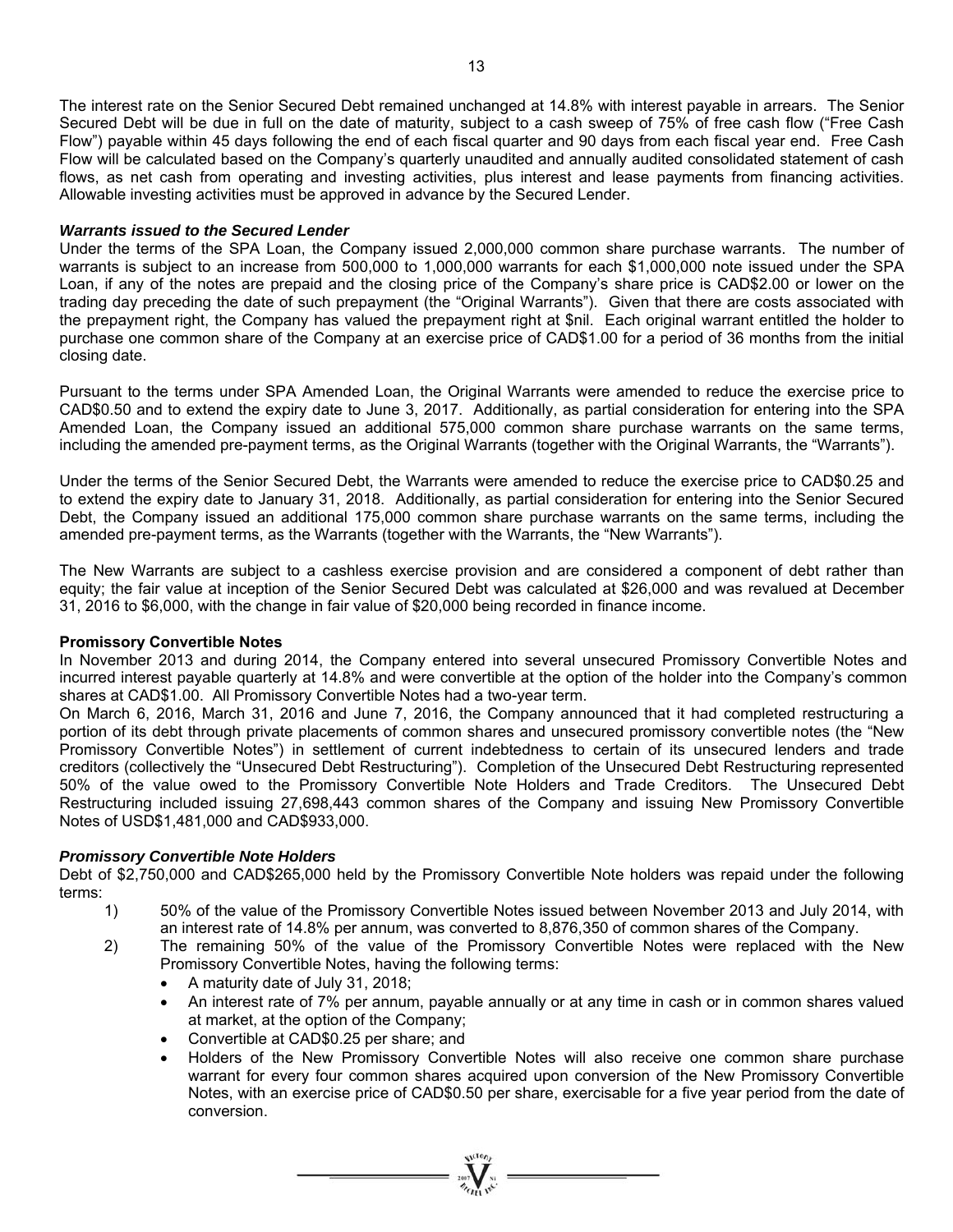The interest rate on the Senior Secured Debt remained unchanged at 14.8% with interest payable in arrears. The Senior Secured Debt will be due in full on the date of maturity, subject to a cash sweep of 75% of free cash flow ("Free Cash Flow") payable within 45 days following the end of each fiscal quarter and 90 days from each fiscal year end. Free Cash Flow will be calculated based on the Company's quarterly unaudited and annually audited consolidated statement of cash flows, as net cash from operating and investing activities, plus interest and lease payments from financing activities. Allowable investing activities must be approved in advance by the Secured Lender.

***Warrants issued to the Secured Lender***

Under the terms of the SPA Loan, the Company issued 2,000,000 common share purchase warrants. The number of warrants is subject to an increase from 500,000 to 1,000,000 warrants for each $1,000,000 note issued under the SPA Loan, if any of the notes are prepaid and the closing price of the Company's share price is CAD$2.00 or lower on the trading day preceding the date of such prepayment (the "Original Warrants"). Given that there are costs associated with the prepayment right, the Company has valued the prepayment right at $nil. Each original warrant entitled the holder to purchase one common share of the Company at an exercise price of CAD$1.00 for a period of 36 months from the initial closing date.

Pursuant to the terms under SPA Amended Loan, the Original Warrants were amended to reduce the exercise price to CAD$0.50 and to extend the expiry date to June 3, 2017. Additionally, as partial consideration for entering into the SPA Amended Loan, the Company issued an additional 575,000 common share purchase warrants on the same terms, including the amended pre-payment terms, as the Original Warrants (together with the Original Warrants, the "Warrants").

Under the terms of the Senior Secured Debt, the Warrants were amended to reduce the exercise price to CAD$0.25 and to extend the expiry date to January 31, 2018. Additionally, as partial consideration for entering into the Senior Secured Debt, the Company issued an additional 175,000 common share purchase warrants on the same terms, including the amended pre-payment terms, as the Warrants (together with the Warrants, the "New Warrants").

The New Warrants are subject to a cashless exercise provision and are considered a component of debt rather than equity; the fair value at inception of the Senior Secured Debt was calculated at $26,000 and was revalued at December 31, 2016 to $6,000, with the change in fair value of $20,000 being recorded in finance income.

**Promissory Convertible Notes**

In November 2013 and during 2014, the Company entered into several unsecured Promissory Convertible Notes and incurred interest payable quarterly at 14.8% and were convertible at the option of the holder into the Company's common shares at CAD$1.00. All Promissory Convertible Notes had a two-year term.

On March 6, 2016, March 31, 2016 and June 7, 2016, the Company announced that it had completed restructuring a portion of its debt through private placements of common shares and unsecured promissory convertible notes (the "New Promissory Convertible Notes") in settlement of current indebtedness to certain of its unsecured lenders and trade creditors (collectively the "Unsecured Debt Restructuring"). Completion of the Unsecured Debt Restructuring represented 50% of the value owed to the Promissory Convertible Note Holders and Trade Creditors. The Unsecured Debt Restructuring included issuing 27,698,443 common shares of the Company and issuing New Promissory Convertible Notes of USD$1,481,000 and CAD$933,000.

***Promissory Convertible Note Holders***

Debt of $2,750,000 and CAD$265,000 held by the Promissory Convertible Note holders was repaid under the following terms:

1) 50% of the value of the Promissory Convertible Notes issued between November 2013 and July 2014, with an interest rate of 14.8% per annum, was converted to 8,876,350 of common shares of the Company.
2) The remaining 50% of the value of the Promissory Convertible Notes were replaced with the New Promissory Convertible Notes, having the following terms:
   - A maturity date of July 31, 2018;
   - An interest rate of 7% per annum, payable annually or at any time in cash or in common shares valued at market, at the option of the Company;
   - Convertible at CAD$0.25 per share; and
   - Holders of the New Promissory Convertible Notes will also receive one common share purchase warrant for every four common shares acquired upon conversion of the New Promissory Convertible Notes, with an exercise price of CAD$0.50 per share, exercisable for a five year period from the date of conversion.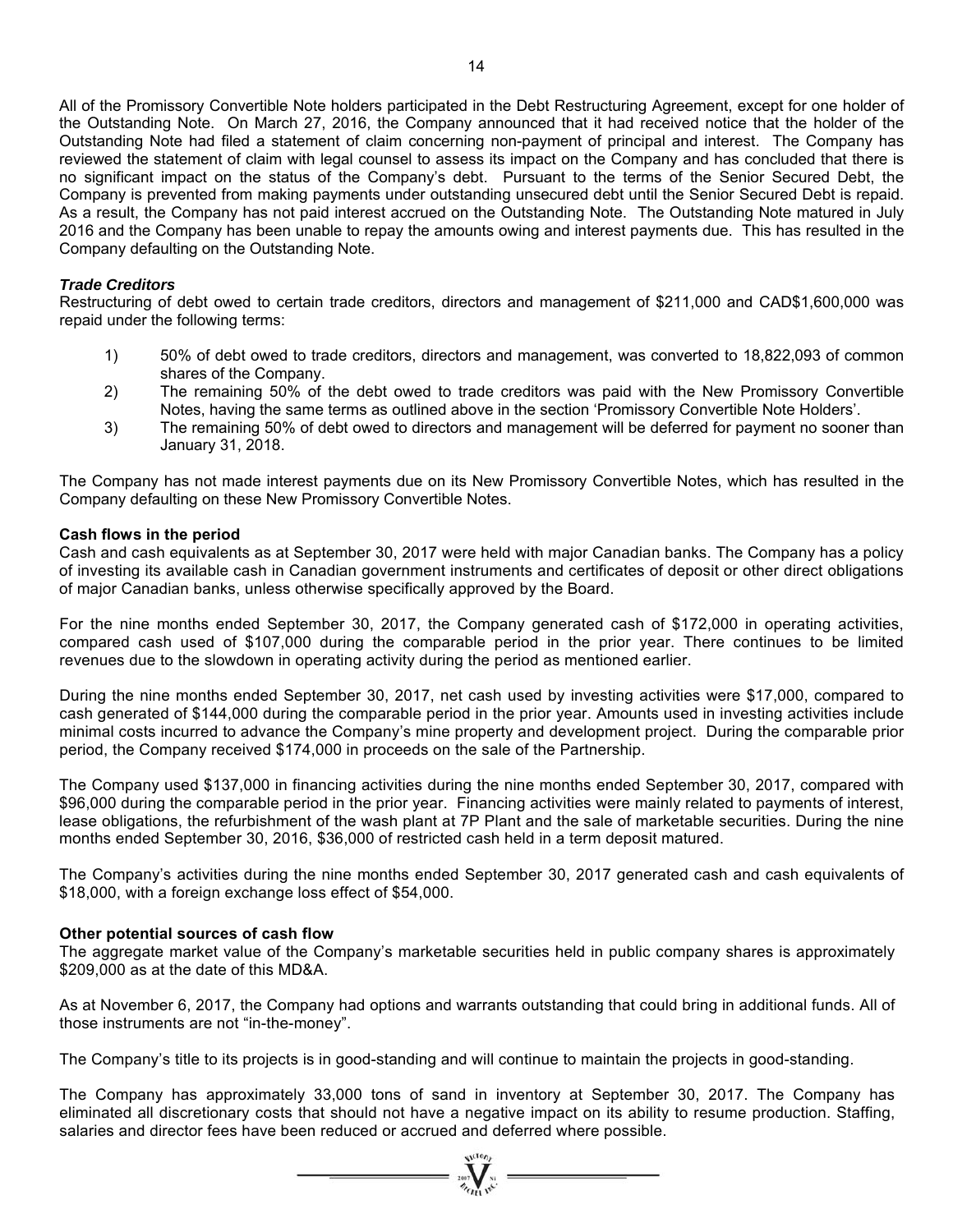All of the Promissory Convertible Note holders participated in the Debt Restructuring Agreement, except for one holder of the Outstanding Note. On March 27, 2016, the Company announced that it had received notice that the holder of the Outstanding Note had filed a statement of claim concerning non-payment of principal and interest. The Company has reviewed the statement of claim with legal counsel to assess its impact on the Company and has concluded that there is no significant impact on the status of the Company's debt. Pursuant to the terms of the Senior Secured Debt, the Company is prevented from making payments under outstanding unsecured debt until the Senior Secured Debt is repaid. As a result, the Company has not paid interest accrued on the Outstanding Note. The Outstanding Note matured in July 2016 and the Company has been unable to repay the amounts owing and interest payments due. This has resulted in the Company defaulting on the Outstanding Note.

***Trade Creditors***

Restructuring of debt owed to certain trade creditors, directors and management of $211,000 and CAD$1,600,000 was repaid under the following terms:

1) 50% of debt owed to trade creditors, directors and management, was converted to 18,822,093 of common shares of the Company.
2) The remaining 50% of the debt owed to trade creditors was paid with the New Promissory Convertible Notes, having the same terms as outlined above in the section 'Promissory Convertible Note Holders'.
3) The remaining 50% of debt owed to directors and management will be deferred for payment no sooner than January 31, 2018.

The Company has not made interest payments due on its New Promissory Convertible Notes, which has resulted in the Company defaulting on these New Promissory Convertible Notes.

**Cash flows in the period**

Cash and cash equivalents as at September 30, 2017 were held with major Canadian banks. The Company has a policy of investing its available cash in Canadian government instruments and certificates of deposit or other direct obligations of major Canadian banks, unless otherwise specifically approved by the Board.

For the nine months ended September 30, 2017, the Company generated cash of $172,000 in operating activities, compared cash used of $107,000 during the comparable period in the prior year. There continues to be limited revenues due to the slowdown in operating activity during the period as mentioned earlier.

During the nine months ended September 30, 2017, net cash used by investing activities were $17,000, compared to cash generated of $144,000 during the comparable period in the prior year. Amounts used in investing activities include minimal costs incurred to advance the Company's mine property and development project. During the comparable prior period, the Company received $174,000 in proceeds on the sale of the Partnership.

The Company used $137,000 in financing activities during the nine months ended September 30, 2017, compared with $96,000 during the comparable period in the prior year. Financing activities were mainly related to payments of interest, lease obligations, the refurbishment of the wash plant at 7P Plant and the sale of marketable securities. During the nine months ended September 30, 2016, $36,000 of restricted cash held in a term deposit matured.

The Company's activities during the nine months ended September 30, 2017 generated cash and cash equivalents of $18,000, with a foreign exchange loss effect of $54,000.

**Other potential sources of cash flow**

The aggregate market value of the Company's marketable securities held in public company shares is approximately $209,000 as at the date of this MD&A.

As at November 6, 2017, the Company had options and warrants outstanding that could bring in additional funds. All of those instruments are not "in-the-money".

The Company's title to its projects is in good-standing and will continue to maintain the projects in good-standing.

The Company has approximately 33,000 tons of sand in inventory at September 30, 2017. The Company has eliminated all discretionary costs that should not have a negative impact on its ability to resume production. Staffing, salaries and director fees have been reduced or accrued and deferred where possible.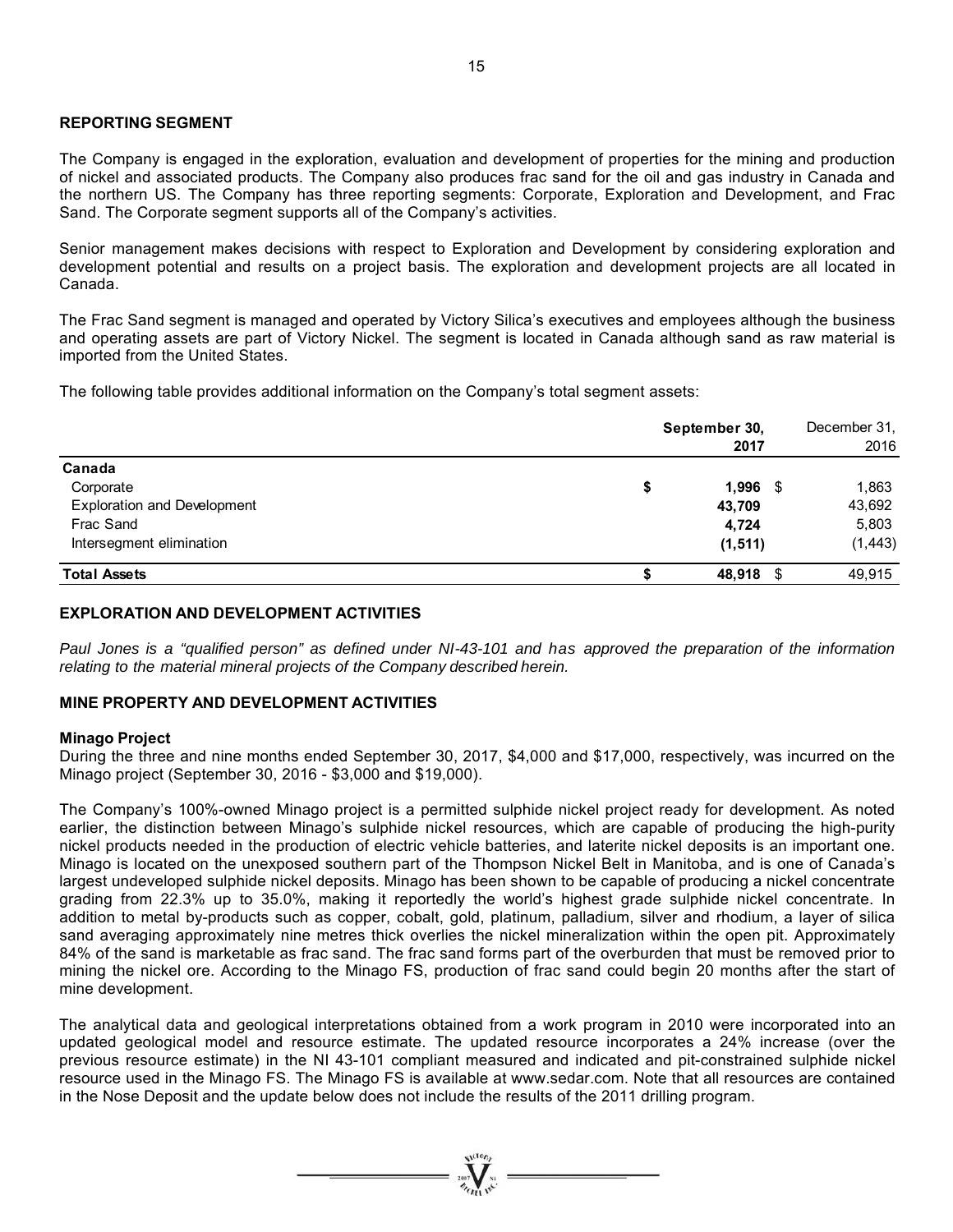## REPORTING SEGMENT

The Company is engaged in the exploration, evaluation and development of properties for the mining and production of nickel and associated products. The Company also produces frac sand for the oil and gas industry in Canada and the northern US. The Company has three reporting segments: Corporate, Exploration and Development, and Frac Sand. The Corporate segment supports all of the Company's activities.

Senior management makes decisions with respect to Exploration and Development by considering exploration and development potential and results on a project basis. The exploration and development projects are all located in Canada.

The Frac Sand segment is managed and operated by Victory Silica's executives and employees although the business and operating assets are part of Victory Nickel. The segment is located in Canada although sand as raw material is imported from the United States.

The following table provides additional information on the Company's total segment assets:

| | September 30, 2017 | December 31, 2016 |
|---|---|---|
| **Canada** | | |
| Corporate | $ **1,996** | $ 1,863 |
| Exploration and Development | **43,709** | 43,692 |
| Frac Sand | **4,724** | 5,803 |
| Intersegment elimination | **(1,511)** | (1,443) |
| **Total Assets** | $ **48,918** | $ 49,915 |

## EXPLORATION AND DEVELOPMENT ACTIVITIES

*Paul Jones is a "qualified person" as defined under NI-43-101 and has approved the preparation of the information relating to the material mineral projects of the Company described herein.*

## MINE PROPERTY AND DEVELOPMENT ACTIVITIES

### Minago Project

During the three and nine months ended September 30, 2017, $4,000 and $17,000, respectively, was incurred on the Minago project (September 30, 2016 - $3,000 and $19,000).

The Company's 100%-owned Minago project is a permitted sulphide nickel project ready for development. As noted earlier, the distinction between Minago's sulphide nickel resources, which are capable of producing the high-purity nickel products needed in the production of electric vehicle batteries, and laterite nickel deposits is an important one. Minago is located on the unexposed southern part of the Thompson Nickel Belt in Manitoba, and is one of Canada's largest undeveloped sulphide nickel deposits. Minago has been shown to be capable of producing a nickel concentrate grading from 22.3% up to 35.0%, making it reportedly the world's highest grade sulphide nickel concentrate. In addition to metal by-products such as copper, cobalt, gold, platinum, palladium, silver and rhodium, a layer of silica sand averaging approximately nine metres thick overlies the nickel mineralization within the open pit. Approximately 84% of the sand is marketable as frac sand. The frac sand forms part of the overburden that must be removed prior to mining the nickel ore. According to the Minago FS, production of frac sand could begin 20 months after the start of mine development.

The analytical data and geological interpretations obtained from a work program in 2010 were incorporated into an updated geological model and resource estimate. The updated resource incorporates a 24% increase (over the previous resource estimate) in the NI 43-101 compliant measured and indicated and pit-constrained sulphide nickel resource used in the Minago FS. The Minago FS is available at www.sedar.com. Note that all resources are contained in the Nose Deposit and the update below does not include the results of the 2011 drilling program.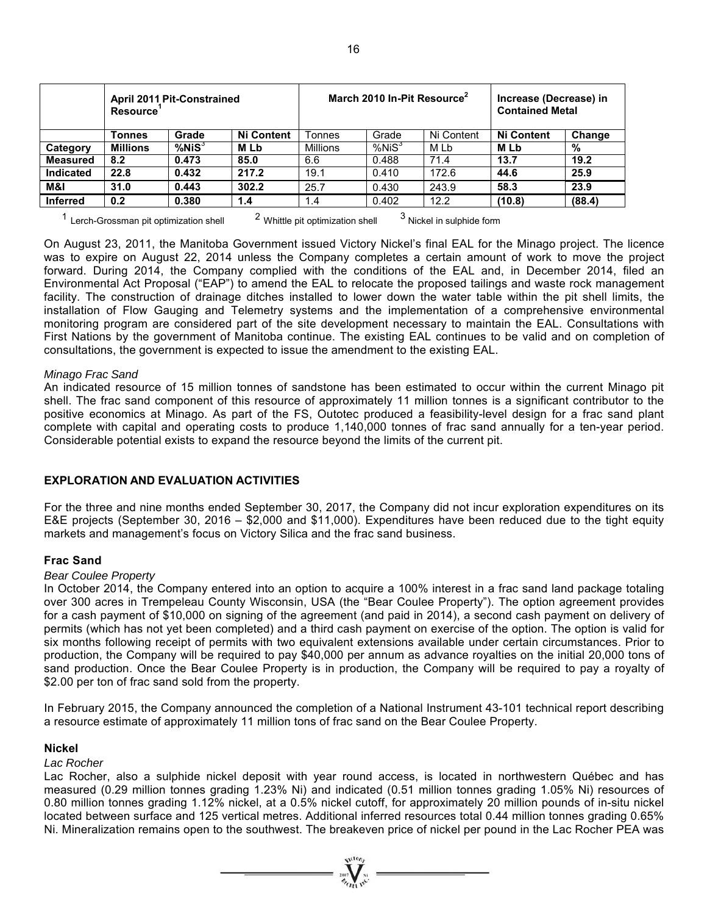| Category | April 2011 Pit-Constrained Resource[1] | | | March 2010 In-Pit Resource[2] | | | Increase (Decrease) in Contained Metal | |
|---|---|---|---|---|---|---|---|---|
| | **Tonnes** | **Grade** | **Ni Content** | Tonnes | Grade | Ni Content | **Ni Content** | **Change** |
| | **Millions** | **%NiS[3]** | **M Lb** | Millions | %NiS[3] | M Lb | **M Lb** | **%** |
| **Measured** | **8.2** | **0.473** | **85.0** | 6.6 | 0.488 | 71.4 | **13.7** | **19.2** |
| **Indicated** | **22.8** | **0.432** | **217.2** | 19.1 | 0.410 | 172.6 | **44.6** | **25.9** |
| **M&I** | **31.0** | **0.443** | **302.2** | 25.7 | 0.430 | 243.9 | **58.3** | **23.9** |
| **Inferred** | **0.2** | **0.380** | **1.4** | 1.4 | 0.402 | 12.2 | **(10.8)** | **(88.4)** |

[1] Lerch-Grossman pit optimization shell [2] Whittle pit optimization shell [3] Nickel in sulphide form

On August 23, 2011, the Manitoba Government issued Victory Nickel's final EAL for the Minago project. The licence was to expire on August 22, 2014 unless the Company completes a certain amount of work to move the project forward. During 2014, the Company complied with the conditions of the EAL and, in December 2014, filed an Environmental Act Proposal ("EAP") to amend the EAL to relocate the proposed tailings and waste rock management facility. The construction of drainage ditches installed to lower down the water table within the pit shell limits, the installation of Flow Gauging and Telemetry systems and the implementation of a comprehensive environmental monitoring program are considered part of the site development necessary to maintain the EAL. Consultations with First Nations by the government of Manitoba continue. The existing EAL continues to be valid and on completion of consultations, the government is expected to issue the amendment to the existing EAL.

*Minago Frac Sand*

An indicated resource of 15 million tonnes of sandstone has been estimated to occur within the current Minago pit shell. The frac sand component of this resource of approximately 11 million tonnes is a significant contributor to the positive economics at Minago. As part of the FS, Outotec produced a feasibility-level design for a frac sand plant complete with capital and operating costs to produce 1,140,000 tonnes of frac sand annually for a ten-year period. Considerable potential exists to expand the resource beyond the limits of the current pit.

## EXPLORATION AND EVALUATION ACTIVITIES

For the three and nine months ended September 30, 2017, the Company did not incur exploration expenditures on its E&E projects (September 30, 2016 – $2,000 and $11,000). Expenditures have been reduced due to the tight equity markets and management's focus on Victory Silica and the frac sand business.

### Frac Sand

*Bear Coulee Property*

In October 2014, the Company entered into an option to acquire a 100% interest in a frac sand land package totaling over 300 acres in Trempeleau County Wisconsin, USA (the "Bear Coulee Property"). The option agreement provides for a cash payment of $10,000 on signing of the agreement (and paid in 2014), a second cash payment on delivery of permits (which has not yet been completed) and a third cash payment on exercise of the option. The option is valid for six months following receipt of permits with two equivalent extensions available under certain circumstances. Prior to production, the Company will be required to pay $40,000 per annum as advance royalties on the initial 20,000 tons of sand production. Once the Bear Coulee Property is in production, the Company will be required to pay a royalty of $2.00 per ton of frac sand sold from the property.

In February 2015, the Company announced the completion of a National Instrument 43-101 technical report describing a resource estimate of approximately 11 million tons of frac sand on the Bear Coulee Property.

### Nickel

*Lac Rocher*

Lac Rocher, also a sulphide nickel deposit with year round access, is located in northwestern Québec and has measured (0.29 million tonnes grading 1.23% Ni) and indicated (0.51 million tonnes grading 1.05% Ni) resources of 0.80 million tonnes grading 1.12% nickel, at a 0.5% nickel cutoff, for approximately 20 million pounds of in-situ nickel located between surface and 125 vertical metres. Additional inferred resources total 0.44 million tonnes grading 0.65% Ni. Mineralization remains open to the southwest. The breakeven price of nickel per pound in the Lac Rocher PEA was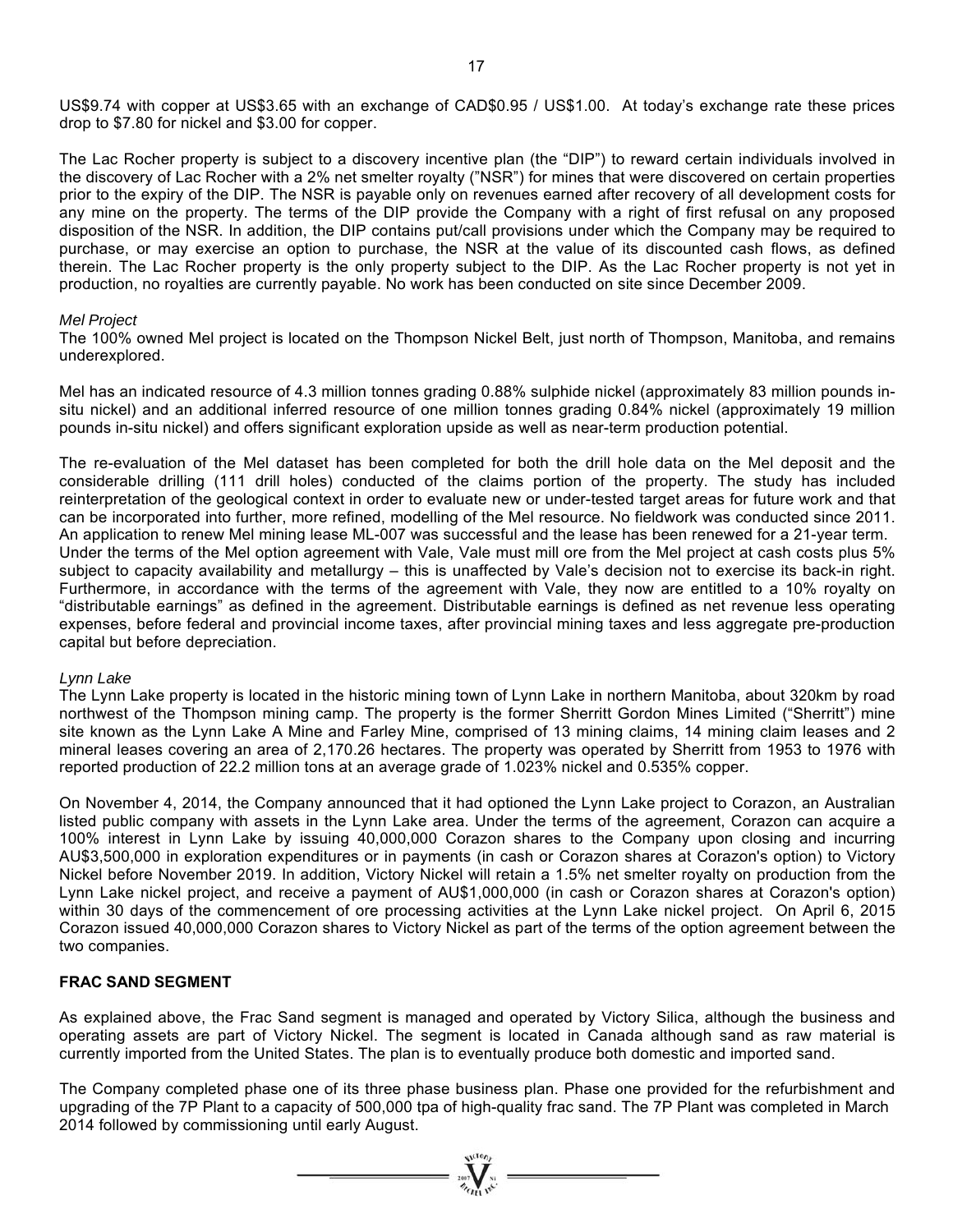US$9.74 with copper at US$3.65 with an exchange of CAD$0.95 / US$1.00. At today's exchange rate these prices drop to $7.80 for nickel and $3.00 for copper.

The Lac Rocher property is subject to a discovery incentive plan (the "DIP") to reward certain individuals involved in the discovery of Lac Rocher with a 2% net smelter royalty ("NSR") for mines that were discovered on certain properties prior to the expiry of the DIP. The NSR is payable only on revenues earned after recovery of all development costs for any mine on the property. The terms of the DIP provide the Company with a right of first refusal on any proposed disposition of the NSR. In addition, the DIP contains put/call provisions under which the Company may be required to purchase, or may exercise an option to purchase, the NSR at the value of its discounted cash flows, as defined therein. The Lac Rocher property is the only property subject to the DIP. As the Lac Rocher property is not yet in production, no royalties are currently payable. No work has been conducted on site since December 2009.

*Mel Project*

The 100% owned Mel project is located on the Thompson Nickel Belt, just north of Thompson, Manitoba, and remains underexplored.

Mel has an indicated resource of 4.3 million tonnes grading 0.88% sulphide nickel (approximately 83 million pounds in-situ nickel) and an additional inferred resource of one million tonnes grading 0.84% nickel (approximately 19 million pounds in-situ nickel) and offers significant exploration upside as well as near-term production potential.

The re-evaluation of the Mel dataset has been completed for both the drill hole data on the Mel deposit and the considerable drilling (111 drill holes) conducted of the claims portion of the property. The study has included reinterpretation of the geological context in order to evaluate new or under-tested target areas for future work and that can be incorporated into further, more refined, modelling of the Mel resource. No fieldwork was conducted since 2011. An application to renew Mel mining lease ML-007 was successful and the lease has been renewed for a 21-year term. Under the terms of the Mel option agreement with Vale, Vale must mill ore from the Mel project at cash costs plus 5% subject to capacity availability and metallurgy – this is unaffected by Vale's decision not to exercise its back-in right. Furthermore, in accordance with the terms of the agreement with Vale, they now are entitled to a 10% royalty on "distributable earnings" as defined in the agreement. Distributable earnings is defined as net revenue less operating expenses, before federal and provincial income taxes, after provincial mining taxes and less aggregate pre-production capital but before depreciation.

*Lynn Lake*

The Lynn Lake property is located in the historic mining town of Lynn Lake in northern Manitoba, about 320km by road northwest of the Thompson mining camp. The property is the former Sherritt Gordon Mines Limited ("Sherritt") mine site known as the Lynn Lake A Mine and Farley Mine, comprised of 13 mining claims, 14 mining claim leases and 2 mineral leases covering an area of 2,170.26 hectares. The property was operated by Sherritt from 1953 to 1976 with reported production of 22.2 million tons at an average grade of 1.023% nickel and 0.535% copper.

On November 4, 2014, the Company announced that it had optioned the Lynn Lake project to Corazon, an Australian listed public company with assets in the Lynn Lake area. Under the terms of the agreement, Corazon can acquire a 100% interest in Lynn Lake by issuing 40,000,000 Corazon shares to the Company upon closing and incurring AU$3,500,000 in exploration expenditures or in payments (in cash or Corazon shares at Corazon's option) to Victory Nickel before November 2019. In addition, Victory Nickel will retain a 1.5% net smelter royalty on production from the Lynn Lake nickel project, and receive a payment of AU$1,000,000 (in cash or Corazon shares at Corazon's option) within 30 days of the commencement of ore processing activities at the Lynn Lake nickel project. On April 6, 2015 Corazon issued 40,000,000 Corazon shares to Victory Nickel as part of the terms of the option agreement between the two companies.

## FRAC SAND SEGMENT

As explained above, the Frac Sand segment is managed and operated by Victory Silica, although the business and operating assets are part of Victory Nickel. The segment is located in Canada although sand as raw material is currently imported from the United States. The plan is to eventually produce both domestic and imported sand.

The Company completed phase one of its three phase business plan. Phase one provided for the refurbishment and upgrading of the 7P Plant to a capacity of 500,000 tpa of high-quality frac sand. The 7P Plant was completed in March 2014 followed by commissioning until early August.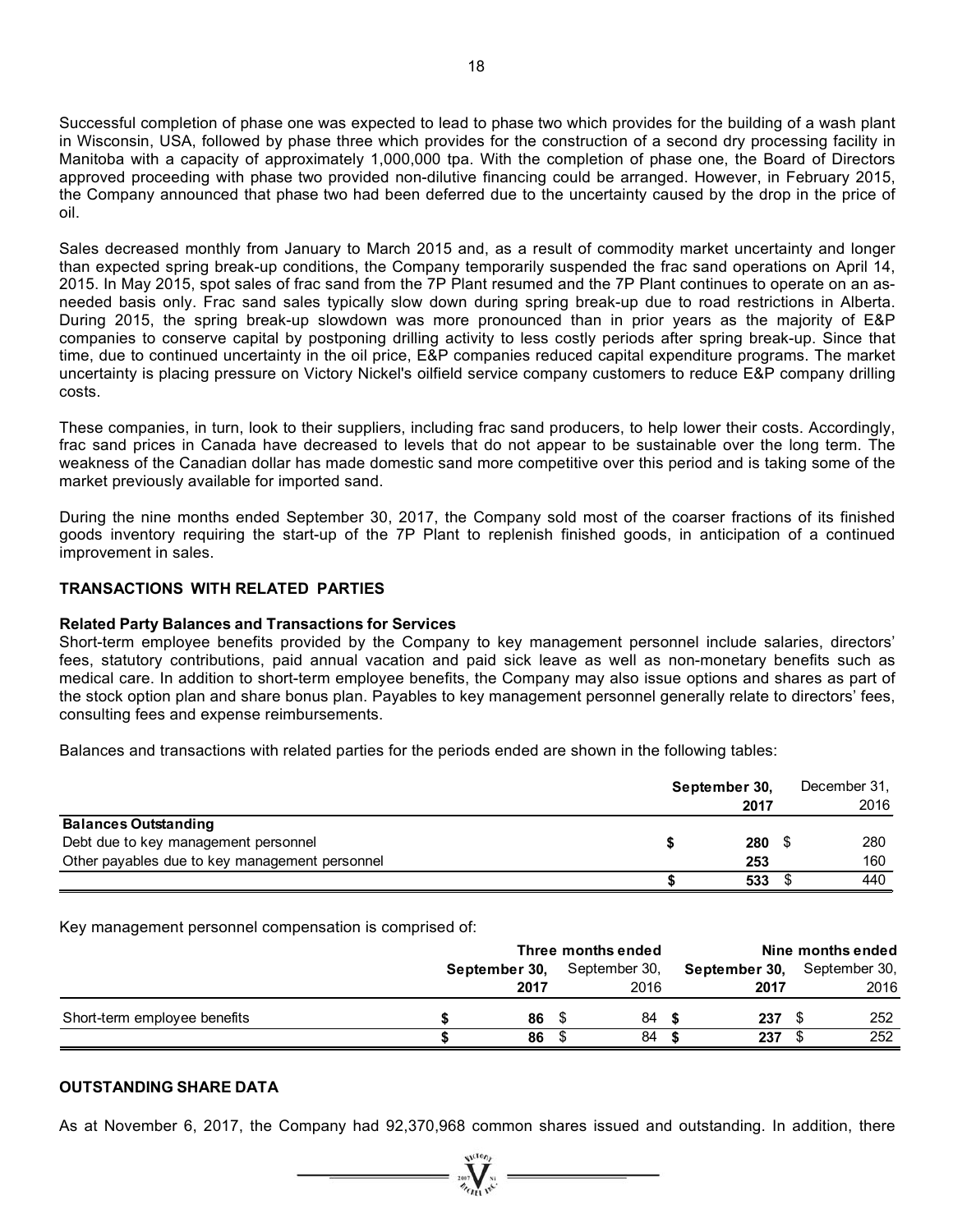Successful completion of phase one was expected to lead to phase two which provides for the building of a wash plant in Wisconsin, USA, followed by phase three which provides for the construction of a second dry processing facility in Manitoba with a capacity of approximately 1,000,000 tpa. With the completion of phase one, the Board of Directors approved proceeding with phase two provided non-dilutive financing could be arranged. However, in February 2015, the Company announced that phase two had been deferred due to the uncertainty caused by the drop in the price of oil.

Sales decreased monthly from January to March 2015 and, as a result of commodity market uncertainty and longer than expected spring break-up conditions, the Company temporarily suspended the frac sand operations on April 14, 2015. In May 2015, spot sales of frac sand from the 7P Plant resumed and the 7P Plant continues to operate on an as-needed basis only. Frac sand sales typically slow down during spring break-up due to road restrictions in Alberta. During 2015, the spring break-up slowdown was more pronounced than in prior years as the majority of E&P companies to conserve capital by postponing drilling activity to less costly periods after spring break-up. Since that time, due to continued uncertainty in the oil price, E&P companies reduced capital expenditure programs. The market uncertainty is placing pressure on Victory Nickel's oilfield service company customers to reduce E&P company drilling costs.

These companies, in turn, look to their suppliers, including frac sand producers, to help lower their costs. Accordingly, frac sand prices in Canada have decreased to levels that do not appear to be sustainable over the long term. The weakness of the Canadian dollar has made domestic sand more competitive over this period and is taking some of the market previously available for imported sand.

During the nine months ended September 30, 2017, the Company sold most of the coarser fractions of its finished goods inventory requiring the start-up of the 7P Plant to replenish finished goods, in anticipation of a continued improvement in sales.

## TRANSACTIONS WITH RELATED PARTIES

**Related Party Balances and Transactions for Services**

Short-term employee benefits provided by the Company to key management personnel include salaries, directors' fees, statutory contributions, paid annual vacation and paid sick leave as well as non-monetary benefits such as medical care. In addition to short-term employee benefits, the Company may also issue options and shares as part of the stock option plan and share bonus plan. Payables to key management personnel generally relate to directors' fees, consulting fees and expense reimbursements.

Balances and transactions with related parties for the periods ended are shown in the following tables:

| | **September 30, 2017** | December 31, 2016 |
|---|---|---|
| **Balances Outstanding** | | |
| Debt due to key management personnel | **$ 280** | $ 280 |
| Other payables due to key management personnel | **253** | 160 |
| | **$ 533** | $ 440 |

Key management personnel compensation is comprised of:

| | **Three months ended** | | **Nine months ended** | |
|---|---|---|---|---|
| | **September 30, 2017** | September 30, 2016 | **September 30, 2017** | September 30, 2016 |
| Short-term employee benefits | **$ 86** | $ 84 | **$ 237** | $ 252 |
| | **$ 86** | $ 84 | **$ 237** | $ 252 |

## OUTSTANDING SHARE DATA

As at November 6, 2017, the Company had 92,370,968 common shares issued and outstanding. In addition, there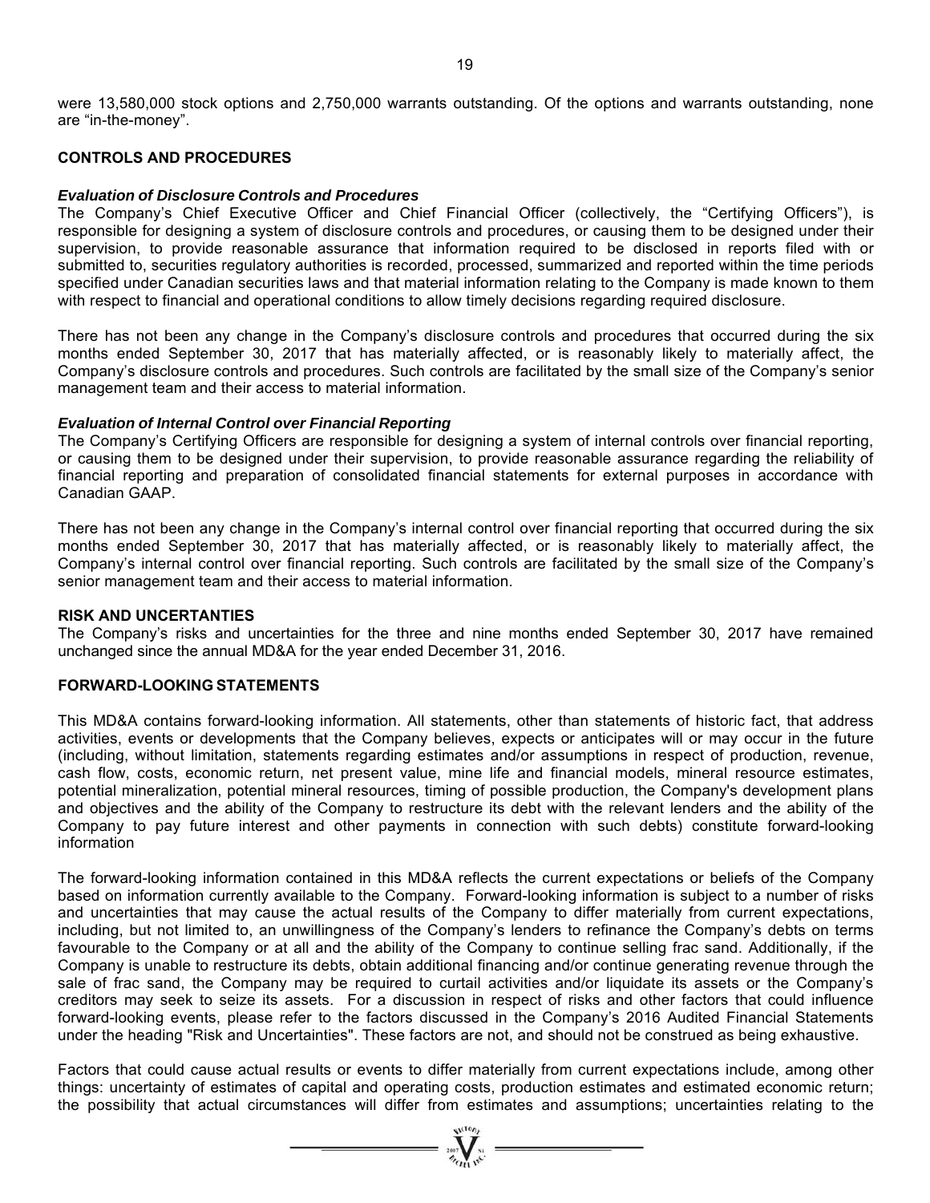were 13,580,000 stock options and 2,750,000 warrants outstanding. Of the options and warrants outstanding, none are "in-the-money".

## CONTROLS AND PROCEDURES

### *Evaluation of Disclosure Controls and Procedures*

The Company's Chief Executive Officer and Chief Financial Officer (collectively, the "Certifying Officers"), is responsible for designing a system of disclosure controls and procedures, or causing them to be designed under their supervision, to provide reasonable assurance that information required to be disclosed in reports filed with or submitted to, securities regulatory authorities is recorded, processed, summarized and reported within the time periods specified under Canadian securities laws and that material information relating to the Company is made known to them with respect to financial and operational conditions to allow timely decisions regarding required disclosure.

There has not been any change in the Company's disclosure controls and procedures that occurred during the six months ended September 30, 2017 that has materially affected, or is reasonably likely to materially affect, the Company's disclosure controls and procedures. Such controls are facilitated by the small size of the Company's senior management team and their access to material information.

### *Evaluation of Internal Control over Financial Reporting*

The Company's Certifying Officers are responsible for designing a system of internal controls over financial reporting, or causing them to be designed under their supervision, to provide reasonable assurance regarding the reliability of financial reporting and preparation of consolidated financial statements for external purposes in accordance with Canadian GAAP.

There has not been any change in the Company's internal control over financial reporting that occurred during the six months ended September 30, 2017 that has materially affected, or is reasonably likely to materially affect, the Company's internal control over financial reporting. Such controls are facilitated by the small size of the Company's senior management team and their access to material information.

## RISK AND UNCERTANTIES

The Company's risks and uncertainties for the three and nine months ended September 30, 2017 have remained unchanged since the annual MD&A for the year ended December 31, 2016.

## FORWARD-LOOKING STATEMENTS

This MD&A contains forward-looking information. All statements, other than statements of historic fact, that address activities, events or developments that the Company believes, expects or anticipates will or may occur in the future (including, without limitation, statements regarding estimates and/or assumptions in respect of production, revenue, cash flow, costs, economic return, net present value, mine life and financial models, mineral resource estimates, potential mineralization, potential mineral resources, timing of possible production, the Company's development plans and objectives and the ability of the Company to restructure its debt with the relevant lenders and the ability of the Company to pay future interest and other payments in connection with such debts) constitute forward-looking information

The forward-looking information contained in this MD&A reflects the current expectations or beliefs of the Company based on information currently available to the Company. Forward-looking information is subject to a number of risks and uncertainties that may cause the actual results of the Company to differ materially from current expectations, including, but not limited to, an unwillingness of the Company's lenders to refinance the Company's debts on terms favourable to the Company or at all and the ability of the Company to continue selling frac sand. Additionally, if the Company is unable to restructure its debts, obtain additional financing and/or continue generating revenue through the sale of frac sand, the Company may be required to curtail activities and/or liquidate its assets or the Company's creditors may seek to seize its assets. For a discussion in respect of risks and other factors that could influence forward-looking events, please refer to the factors discussed in the Company's 2016 Audited Financial Statements under the heading "Risk and Uncertainties". These factors are not, and should not be construed as being exhaustive.

Factors that could cause actual results or events to differ materially from current expectations include, among other things: uncertainty of estimates of capital and operating costs, production estimates and estimated economic return; the possibility that actual circumstances will differ from estimates and assumptions; uncertainties relating to the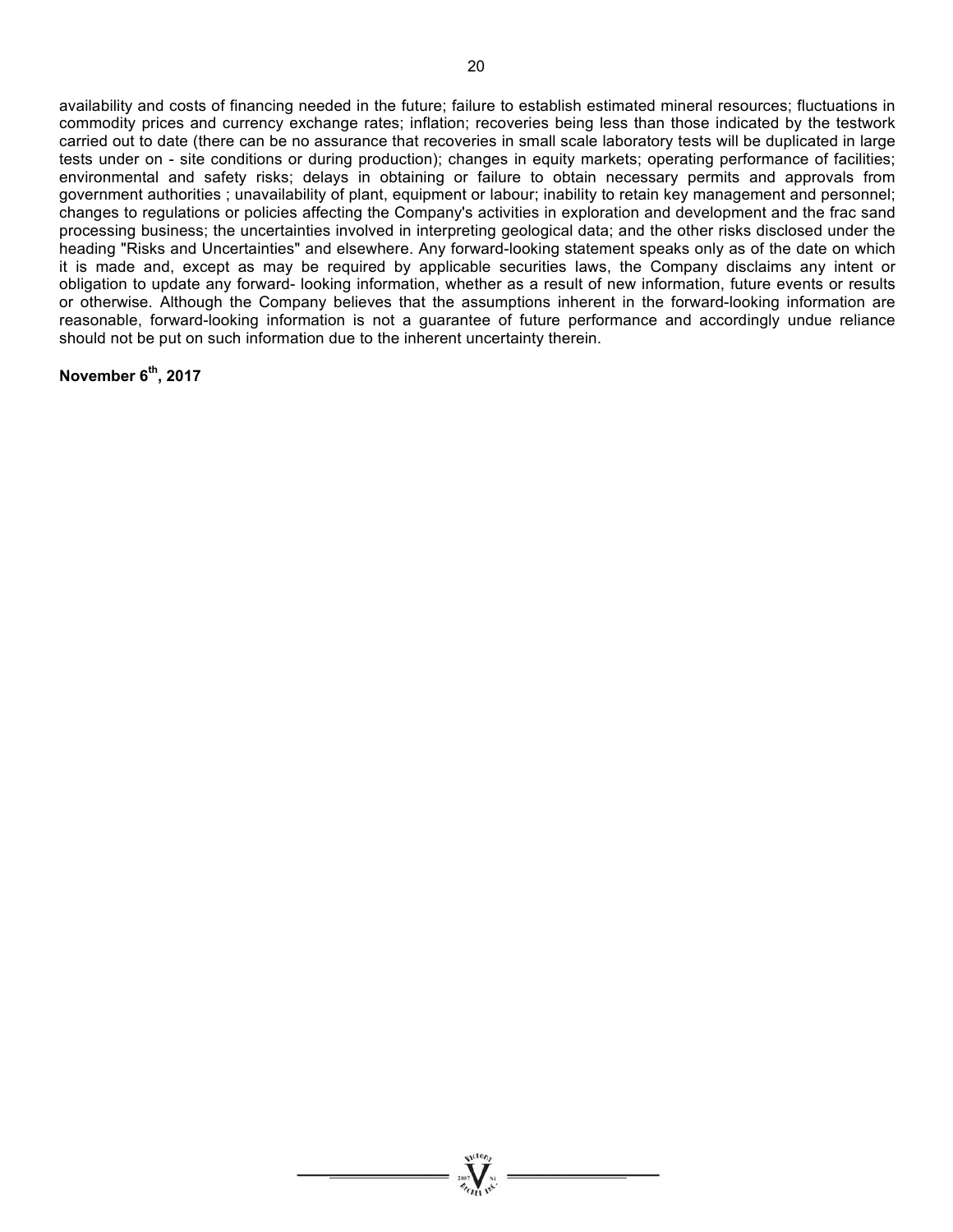availability and costs of financing needed in the future; failure to establish estimated mineral resources; fluctuations in commodity prices and currency exchange rates; inflation; recoveries being less than those indicated by the testwork carried out to date (there can be no assurance that recoveries in small scale laboratory tests will be duplicated in large tests under on - site conditions or during production); changes in equity markets; operating performance of facilities; environmental and safety risks; delays in obtaining or failure to obtain necessary permits and approvals from government authorities ; unavailability of plant, equipment or labour; inability to retain key management and personnel; changes to regulations or policies affecting the Company's activities in exploration and development and the frac sand processing business; the uncertainties involved in interpreting geological data; and the other risks disclosed under the heading "Risks and Uncertainties" and elsewhere. Any forward-looking statement speaks only as of the date on which it is made and, except as may be required by applicable securities laws, the Company disclaims any intent or obligation to update any forward- looking information, whether as a result of new information, future events or results or otherwise. Although the Company believes that the assumptions inherent in the forward-looking information are reasonable, forward-looking information is not a guarantee of future performance and accordingly undue reliance should not be put on such information due to the inherent uncertainty therein.

**November 6th, 2017**